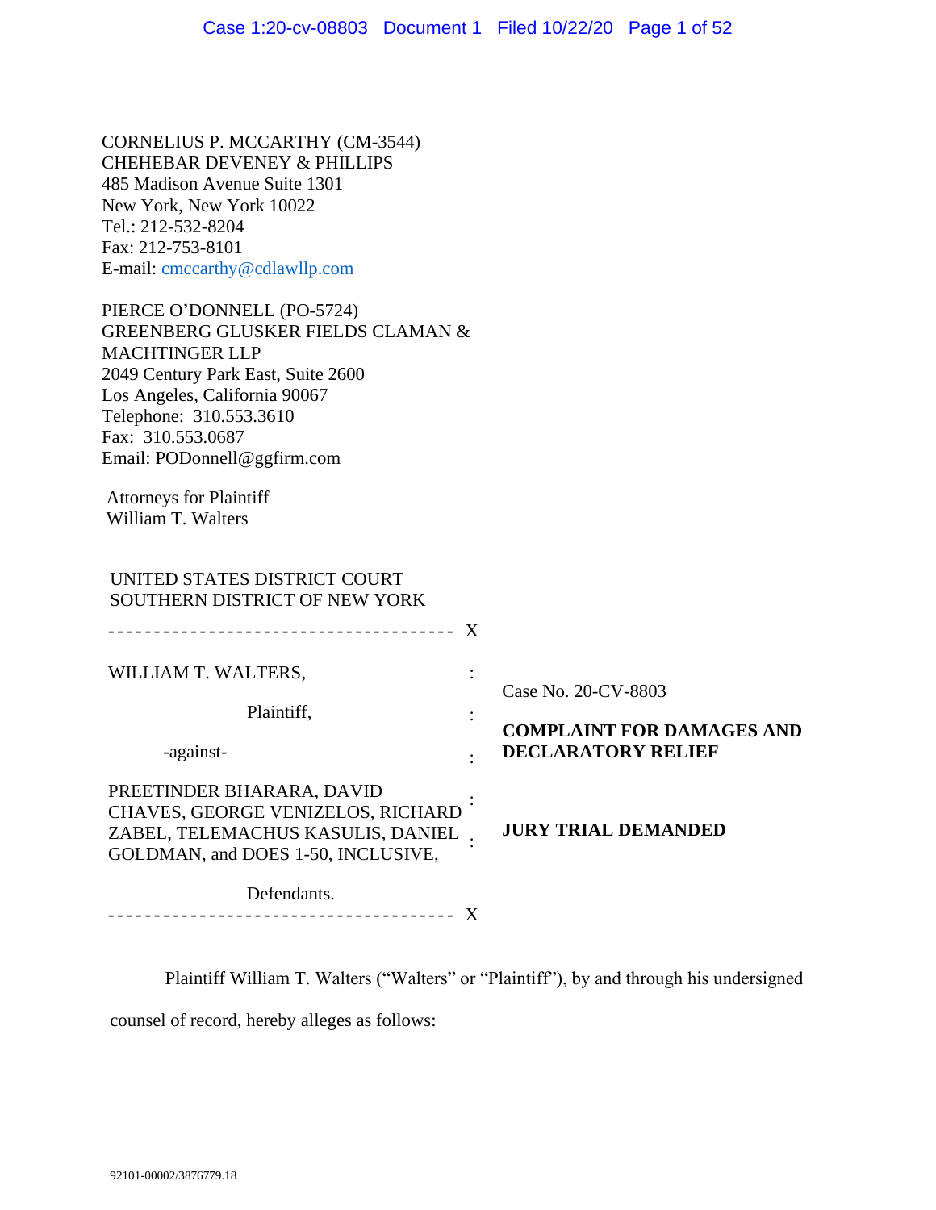CORNELIUS P. MCCARTHY (CM-3544)
CHEHEBAR DEVENEY & PHILLIPS
485 Madison Avenue Suite 1301
New York, New York 10022
Tel.: 212-532-8204
Fax: 212-753-8101
E-mail: cmccarthy@cdlawllp.com

PIERCE O'DONNELL (PO-5724)
GREENBERG GLUSKER FIELDS CLAMAN &
MACHTINGER LLP
2049 Century Park East, Suite 2600
Los Angeles, California 90067
Telephone: 310.553.3610
Fax: 310.553.0687
Email: PODonnell@ggfirm.com

Attorneys for Plaintiff
William T. Walters

UNITED STATES DISTRICT COURT
SOUTHERN DISTRICT OF NEW YORK

| | |
|---|---|
| WILLIAM T. WALTERS,<br><br>Plaintiff,<br><br>-against-<br><br>PREETINDER BHARARA, DAVID CHAVES, GEORGE VENIZELOS, RICHARD ZABEL, TELEMACHUS KASULIS, DANIEL GOLDMAN, and DOES 1-50, INCLUSIVE,<br><br>Defendants. | Case No. 20-CV-8803<br><br>**COMPLAINT FOR DAMAGES AND DECLARATORY RELIEF**<br><br>**JURY TRIAL DEMANDED** |

Plaintiff William T. Walters ("Walters" or "Plaintiff"), by and through his undersigned counsel of record, hereby alleges as follows: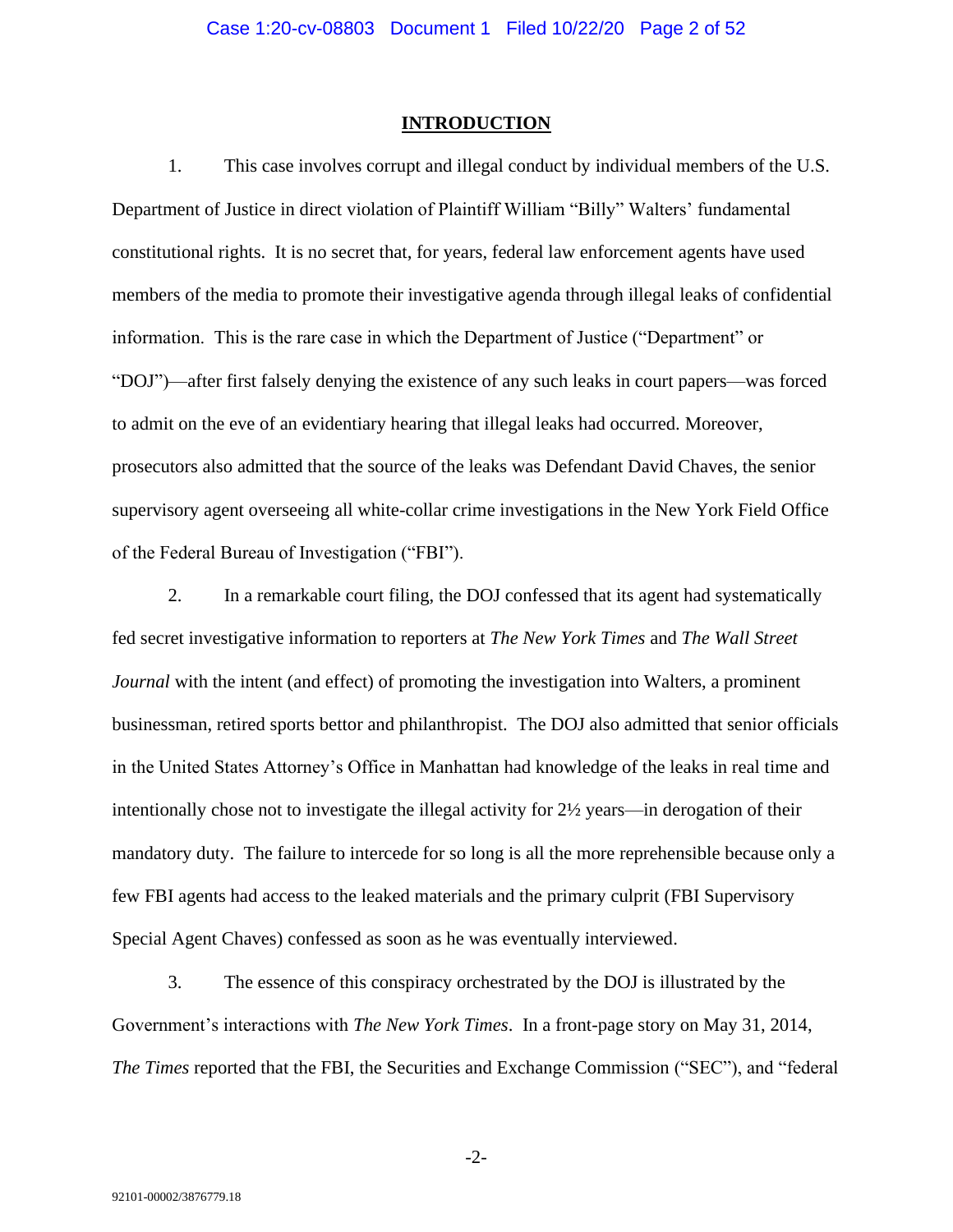## INTRODUCTION

1. This case involves corrupt and illegal conduct by individual members of the U.S. Department of Justice in direct violation of Plaintiff William "Billy" Walters' fundamental constitutional rights. It is no secret that, for years, federal law enforcement agents have used members of the media to promote their investigative agenda through illegal leaks of confidential information. This is the rare case in which the Department of Justice ("Department" or "DOJ")—after first falsely denying the existence of any such leaks in court papers—was forced to admit on the eve of an evidentiary hearing that illegal leaks had occurred. Moreover, prosecutors also admitted that the source of the leaks was Defendant David Chaves, the senior supervisory agent overseeing all white-collar crime investigations in the New York Field Office of the Federal Bureau of Investigation ("FBI").

2. In a remarkable court filing, the DOJ confessed that its agent had systematically fed secret investigative information to reporters at *The New York Times* and *The Wall Street Journal* with the intent (and effect) of promoting the investigation into Walters, a prominent businessman, retired sports bettor and philanthropist. The DOJ also admitted that senior officials in the United States Attorney's Office in Manhattan had knowledge of the leaks in real time and intentionally chose not to investigate the illegal activity for 2½ years—in derogation of their mandatory duty. The failure to intercede for so long is all the more reprehensible because only a few FBI agents had access to the leaked materials and the primary culprit (FBI Supervisory Special Agent Chaves) confessed as soon as he was eventually interviewed.

3. The essence of this conspiracy orchestrated by the DOJ is illustrated by the Government's interactions with *The New York Times*. In a front-page story on May 31, 2014, *The Times* reported that the FBI, the Securities and Exchange Commission ("SEC"), and "federal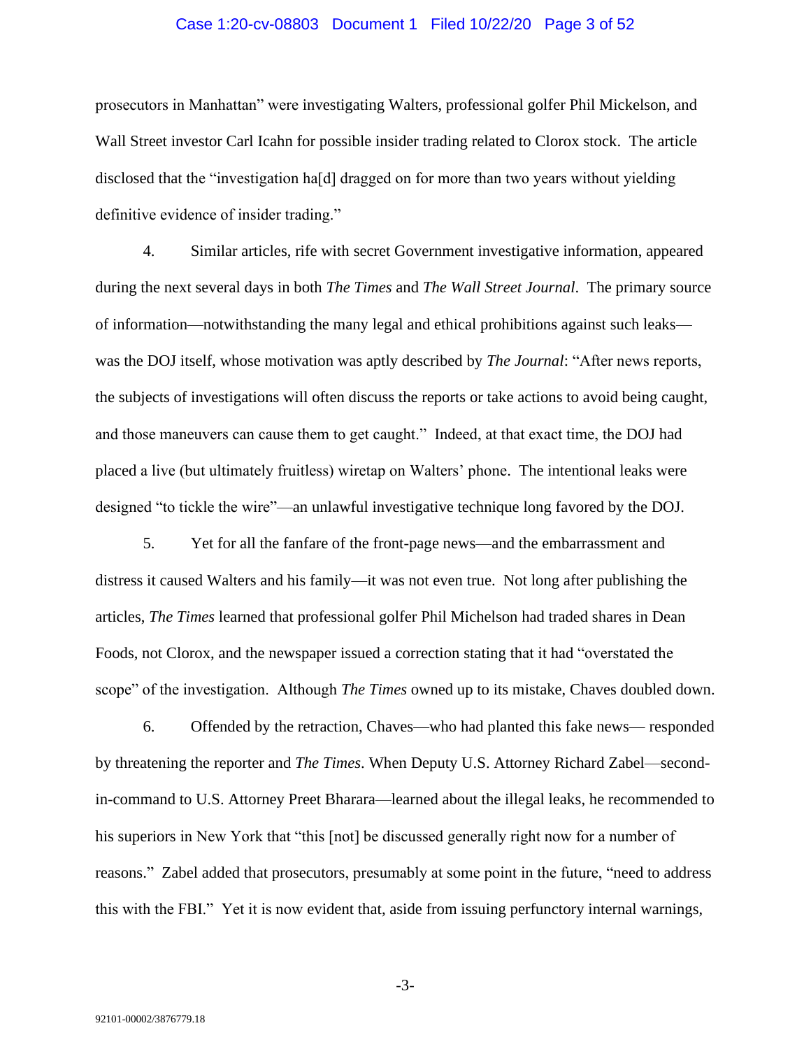prosecutors in Manhattan" were investigating Walters, professional golfer Phil Mickelson, and Wall Street investor Carl Icahn for possible insider trading related to Clorox stock. The article disclosed that the "investigation ha[d] dragged on for more than two years without yielding definitive evidence of insider trading."

4. Similar articles, rife with secret Government investigative information, appeared during the next several days in both *The Times* and *The Wall Street Journal*. The primary source of information—notwithstanding the many legal and ethical prohibitions against such leaks—was the DOJ itself, whose motivation was aptly described by *The Journal*: "After news reports, the subjects of investigations will often discuss the reports or take actions to avoid being caught, and those maneuvers can cause them to get caught." Indeed, at that exact time, the DOJ had placed a live (but ultimately fruitless) wiretap on Walters' phone. The intentional leaks were designed "to tickle the wire"—an unlawful investigative technique long favored by the DOJ.

5. Yet for all the fanfare of the front-page news—and the embarrassment and distress it caused Walters and his family—it was not even true. Not long after publishing the articles, *The Times* learned that professional golfer Phil Michelson had traded shares in Dean Foods, not Clorox, and the newspaper issued a correction stating that it had "overstated the scope" of the investigation. Although *The Times* owned up to its mistake, Chaves doubled down.

6. Offended by the retraction, Chaves—who had planted this fake news— responded by threatening the reporter and *The Times*. When Deputy U.S. Attorney Richard Zabel—second-in-command to U.S. Attorney Preet Bharara—learned about the illegal leaks, he recommended to his superiors in New York that "this [not] be discussed generally right now for a number of reasons." Zabel added that prosecutors, presumably at some point in the future, "need to address this with the FBI." Yet it is now evident that, aside from issuing perfunctory internal warnings,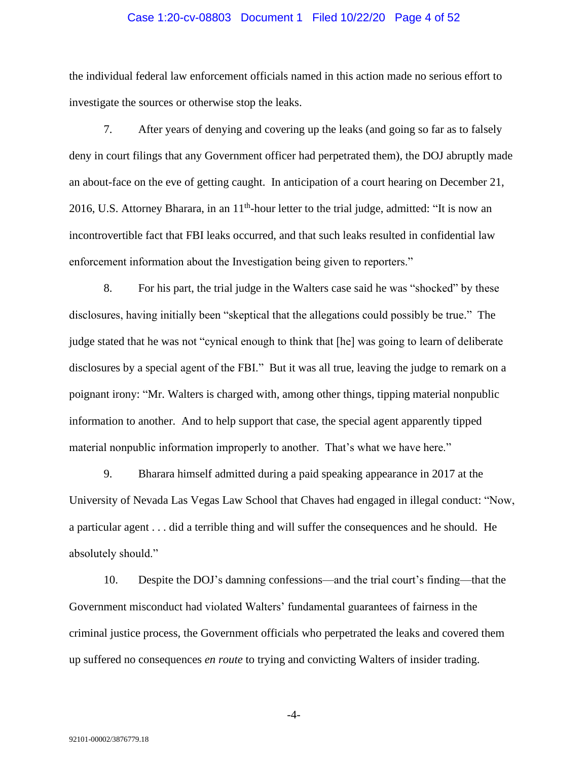the individual federal law enforcement officials named in this action made no serious effort to investigate the sources or otherwise stop the leaks.

7. After years of denying and covering up the leaks (and going so far as to falsely deny in court filings that any Government officer had perpetrated them), the DOJ abruptly made an about-face on the eve of getting caught. In anticipation of a court hearing on December 21, 2016, U.S. Attorney Bharara, in an 11th-hour letter to the trial judge, admitted: "It is now an incontrovertible fact that FBI leaks occurred, and that such leaks resulted in confidential law enforcement information about the Investigation being given to reporters."

8. For his part, the trial judge in the Walters case said he was "shocked" by these disclosures, having initially been "skeptical that the allegations could possibly be true." The judge stated that he was not "cynical enough to think that [he] was going to learn of deliberate disclosures by a special agent of the FBI." But it was all true, leaving the judge to remark on a poignant irony: "Mr. Walters is charged with, among other things, tipping material nonpublic information to another. And to help support that case, the special agent apparently tipped material nonpublic information improperly to another. That's what we have here."

9. Bharara himself admitted during a paid speaking appearance in 2017 at the University of Nevada Las Vegas Law School that Chaves had engaged in illegal conduct: "Now, a particular agent . . . did a terrible thing and will suffer the consequences and he should. He absolutely should."

10. Despite the DOJ's damning confessions—and the trial court's finding—that the Government misconduct had violated Walters' fundamental guarantees of fairness in the criminal justice process, the Government officials who perpetrated the leaks and covered them up suffered no consequences *en route* to trying and convicting Walters of insider trading.

92101-00002/3876779.18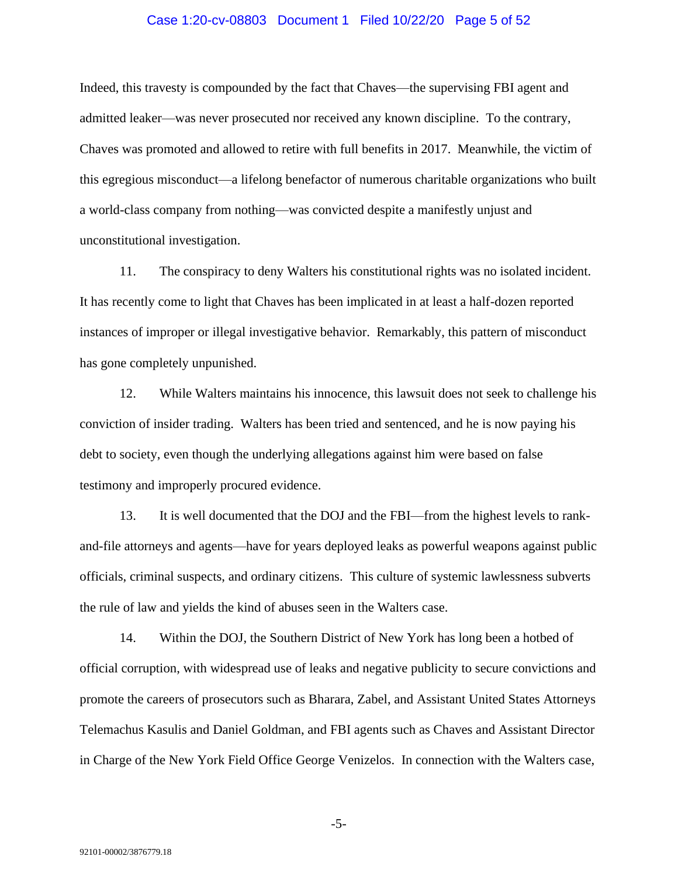Indeed, this travesty is compounded by the fact that Chaves—the supervising FBI agent and admitted leaker—was never prosecuted nor received any known discipline. To the contrary, Chaves was promoted and allowed to retire with full benefits in 2017. Meanwhile, the victim of this egregious misconduct—a lifelong benefactor of numerous charitable organizations who built a world-class company from nothing—was convicted despite a manifestly unjust and unconstitutional investigation.

11. The conspiracy to deny Walters his constitutional rights was no isolated incident. It has recently come to light that Chaves has been implicated in at least a half-dozen reported instances of improper or illegal investigative behavior. Remarkably, this pattern of misconduct has gone completely unpunished.

12. While Walters maintains his innocence, this lawsuit does not seek to challenge his conviction of insider trading. Walters has been tried and sentenced, and he is now paying his debt to society, even though the underlying allegations against him were based on false testimony and improperly procured evidence.

13. It is well documented that the DOJ and the FBI—from the highest levels to rank-and-file attorneys and agents—have for years deployed leaks as powerful weapons against public officials, criminal suspects, and ordinary citizens. This culture of systemic lawlessness subverts the rule of law and yields the kind of abuses seen in the Walters case.

14. Within the DOJ, the Southern District of New York has long been a hotbed of official corruption, with widespread use of leaks and negative publicity to secure convictions and promote the careers of prosecutors such as Bharara, Zabel, and Assistant United States Attorneys Telemachus Kasulis and Daniel Goldman, and FBI agents such as Chaves and Assistant Director in Charge of the New York Field Office George Venizelos. In connection with the Walters case,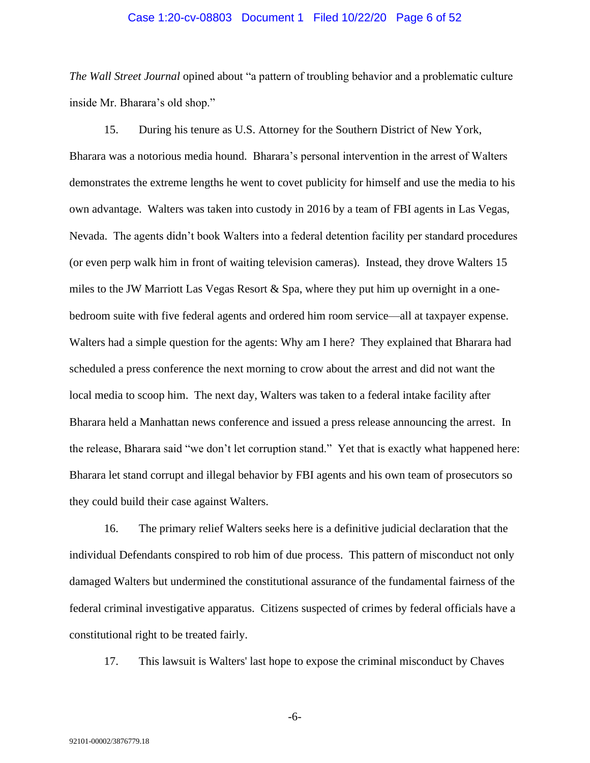*The Wall Street Journal* opined about "a pattern of troubling behavior and a problematic culture inside Mr. Bharara's old shop."

15. During his tenure as U.S. Attorney for the Southern District of New York, Bharara was a notorious media hound. Bharara's personal intervention in the arrest of Walters demonstrates the extreme lengths he went to covet publicity for himself and use the media to his own advantage. Walters was taken into custody in 2016 by a team of FBI agents in Las Vegas, Nevada. The agents didn't book Walters into a federal detention facility per standard procedures (or even perp walk him in front of waiting television cameras). Instead, they drove Walters 15 miles to the JW Marriott Las Vegas Resort & Spa, where they put him up overnight in a one-bedroom suite with five federal agents and ordered him room service—all at taxpayer expense. Walters had a simple question for the agents: Why am I here? They explained that Bharara had scheduled a press conference the next morning to crow about the arrest and did not want the local media to scoop him. The next day, Walters was taken to a federal intake facility after Bharara held a Manhattan news conference and issued a press release announcing the arrest. In the release, Bharara said "we don't let corruption stand." Yet that is exactly what happened here: Bharara let stand corrupt and illegal behavior by FBI agents and his own team of prosecutors so they could build their case against Walters.

16. The primary relief Walters seeks here is a definitive judicial declaration that the individual Defendants conspired to rob him of due process. This pattern of misconduct not only damaged Walters but undermined the constitutional assurance of the fundamental fairness of the federal criminal investigative apparatus. Citizens suspected of crimes by federal officials have a constitutional right to be treated fairly.

17. This lawsuit is Walters' last hope to expose the criminal misconduct by Chaves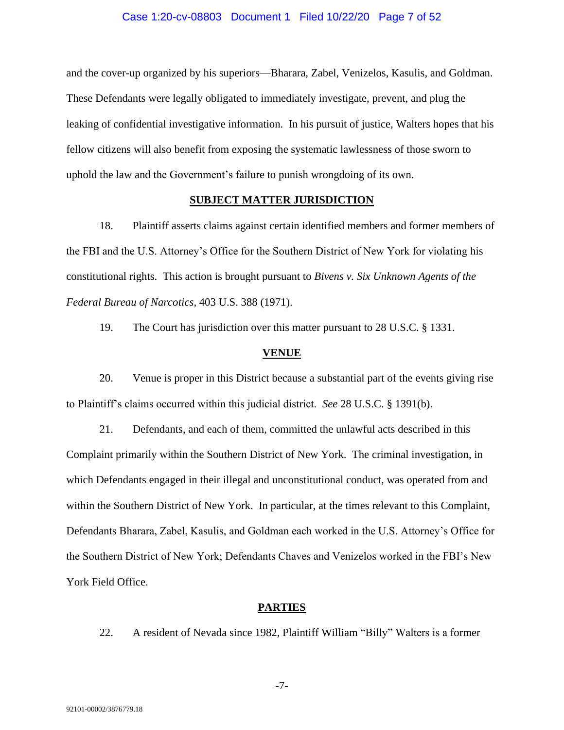and the cover-up organized by his superiors—Bharara, Zabel, Venizelos, Kasulis, and Goldman. These Defendants were legally obligated to immediately investigate, prevent, and plug the leaking of confidential investigative information. In his pursuit of justice, Walters hopes that his fellow citizens will also benefit from exposing the systematic lawlessness of those sworn to uphold the law and the Government's failure to punish wrongdoing of its own.

## SUBJECT MATTER JURISDICTION

18. Plaintiff asserts claims against certain identified members and former members of the FBI and the U.S. Attorney's Office for the Southern District of New York for violating his constitutional rights. This action is brought pursuant to *Bivens v. Six Unknown Agents of the Federal Bureau of Narcotics*, 403 U.S. 388 (1971).

19. The Court has jurisdiction over this matter pursuant to 28 U.S.C. § 1331.

## VENUE

20. Venue is proper in this District because a substantial part of the events giving rise to Plaintiff's claims occurred within this judicial district. *See* 28 U.S.C. § 1391(b).

21. Defendants, and each of them, committed the unlawful acts described in this Complaint primarily within the Southern District of New York. The criminal investigation, in which Defendants engaged in their illegal and unconstitutional conduct, was operated from and within the Southern District of New York. In particular, at the times relevant to this Complaint, Defendants Bharara, Zabel, Kasulis, and Goldman each worked in the U.S. Attorney's Office for the Southern District of New York; Defendants Chaves and Venizelos worked in the FBI's New York Field Office.

## PARTIES

22. A resident of Nevada since 1982, Plaintiff William "Billy" Walters is a former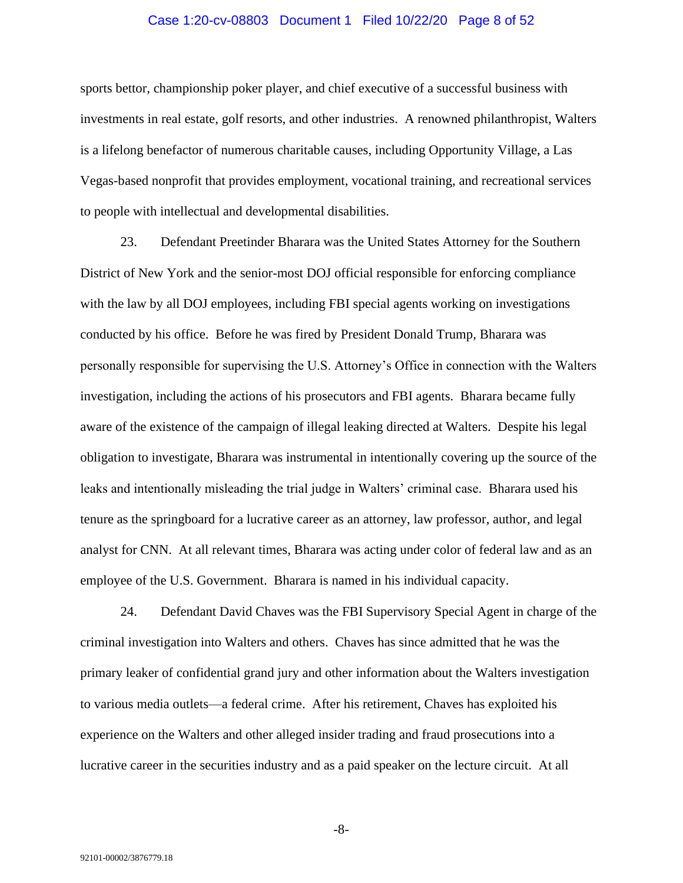sports bettor, championship poker player, and chief executive of a successful business with investments in real estate, golf resorts, and other industries. A renowned philanthropist, Walters is a lifelong benefactor of numerous charitable causes, including Opportunity Village, a Las Vegas-based nonprofit that provides employment, vocational training, and recreational services to people with intellectual and developmental disabilities.

23. Defendant Preetinder Bharara was the United States Attorney for the Southern District of New York and the senior-most DOJ official responsible for enforcing compliance with the law by all DOJ employees, including FBI special agents working on investigations conducted by his office. Before he was fired by President Donald Trump, Bharara was personally responsible for supervising the U.S. Attorney's Office in connection with the Walters investigation, including the actions of his prosecutors and FBI agents. Bharara became fully aware of the existence of the campaign of illegal leaking directed at Walters. Despite his legal obligation to investigate, Bharara was instrumental in intentionally covering up the source of the leaks and intentionally misleading the trial judge in Walters' criminal case. Bharara used his tenure as the springboard for a lucrative career as an attorney, law professor, author, and legal analyst for CNN. At all relevant times, Bharara was acting under color of federal law and as an employee of the U.S. Government. Bharara is named in his individual capacity.

24. Defendant David Chaves was the FBI Supervisory Special Agent in charge of the criminal investigation into Walters and others. Chaves has since admitted that he was the primary leaker of confidential grand jury and other information about the Walters investigation to various media outlets—a federal crime. After his retirement, Chaves has exploited his experience on the Walters and other alleged insider trading and fraud prosecutions into a lucrative career in the securities industry and as a paid speaker on the lecture circuit. At all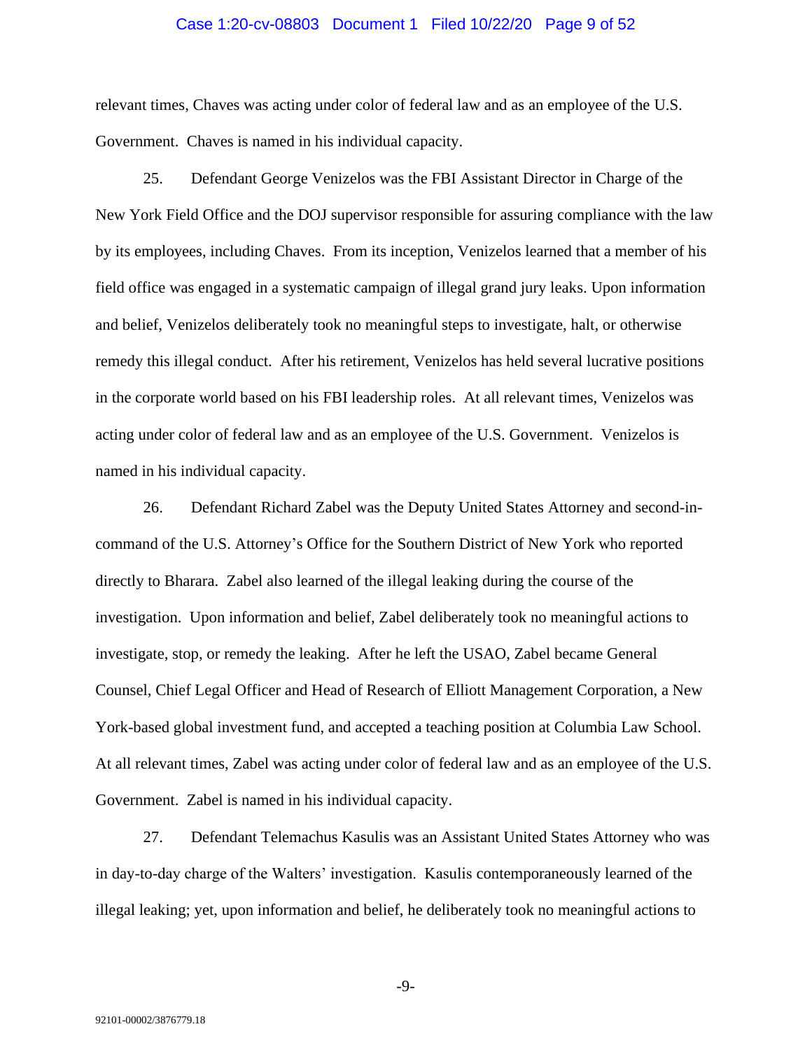relevant times, Chaves was acting under color of federal law and as an employee of the U.S. Government. Chaves is named in his individual capacity.

25. Defendant George Venizelos was the FBI Assistant Director in Charge of the New York Field Office and the DOJ supervisor responsible for assuring compliance with the law by its employees, including Chaves. From its inception, Venizelos learned that a member of his field office was engaged in a systematic campaign of illegal grand jury leaks. Upon information and belief, Venizelos deliberately took no meaningful steps to investigate, halt, or otherwise remedy this illegal conduct. After his retirement, Venizelos has held several lucrative positions in the corporate world based on his FBI leadership roles. At all relevant times, Venizelos was acting under color of federal law and as an employee of the U.S. Government. Venizelos is named in his individual capacity.

26. Defendant Richard Zabel was the Deputy United States Attorney and second-in-command of the U.S. Attorney's Office for the Southern District of New York who reported directly to Bharara. Zabel also learned of the illegal leaking during the course of the investigation. Upon information and belief, Zabel deliberately took no meaningful actions to investigate, stop, or remedy the leaking. After he left the USAO, Zabel became General Counsel, Chief Legal Officer and Head of Research of Elliott Management Corporation, a New York-based global investment fund, and accepted a teaching position at Columbia Law School. At all relevant times, Zabel was acting under color of federal law and as an employee of the U.S. Government. Zabel is named in his individual capacity.

27. Defendant Telemachus Kasulis was an Assistant United States Attorney who was in day-to-day charge of the Walters' investigation. Kasulis contemporaneously learned of the illegal leaking; yet, upon information and belief, he deliberately took no meaningful actions to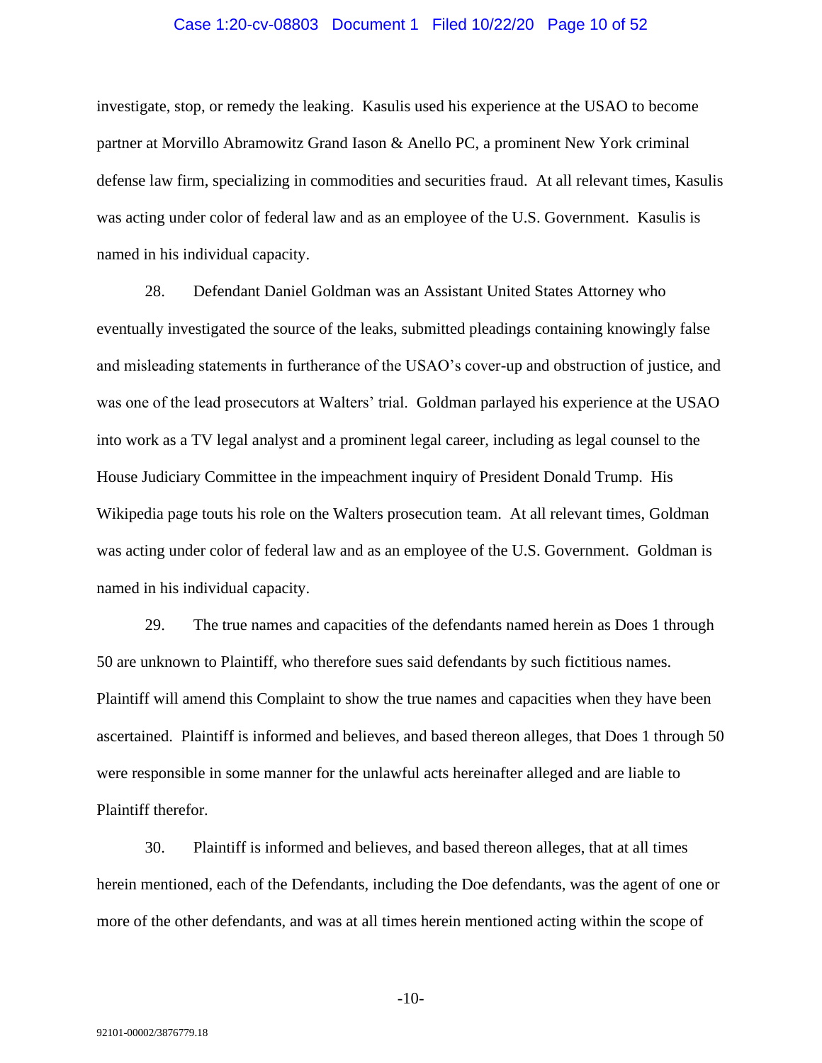investigate, stop, or remedy the leaking. Kasulis used his experience at the USAO to become partner at Morvillo Abramowitz Grand Iason & Anello PC, a prominent New York criminal defense law firm, specializing in commodities and securities fraud. At all relevant times, Kasulis was acting under color of federal law and as an employee of the U.S. Government. Kasulis is named in his individual capacity.

28. Defendant Daniel Goldman was an Assistant United States Attorney who eventually investigated the source of the leaks, submitted pleadings containing knowingly false and misleading statements in furtherance of the USAO's cover-up and obstruction of justice, and was one of the lead prosecutors at Walters' trial. Goldman parlayed his experience at the USAO into work as a TV legal analyst and a prominent legal career, including as legal counsel to the House Judiciary Committee in the impeachment inquiry of President Donald Trump. His Wikipedia page touts his role on the Walters prosecution team. At all relevant times, Goldman was acting under color of federal law and as an employee of the U.S. Government. Goldman is named in his individual capacity.

29. The true names and capacities of the defendants named herein as Does 1 through 50 are unknown to Plaintiff, who therefore sues said defendants by such fictitious names. Plaintiff will amend this Complaint to show the true names and capacities when they have been ascertained. Plaintiff is informed and believes, and based thereon alleges, that Does 1 through 50 were responsible in some manner for the unlawful acts hereinafter alleged and are liable to Plaintiff therefor.

30. Plaintiff is informed and believes, and based thereon alleges, that at all times herein mentioned, each of the Defendants, including the Doe defendants, was the agent of one or more of the other defendants, and was at all times herein mentioned acting within the scope of

92101-00002/3876779.18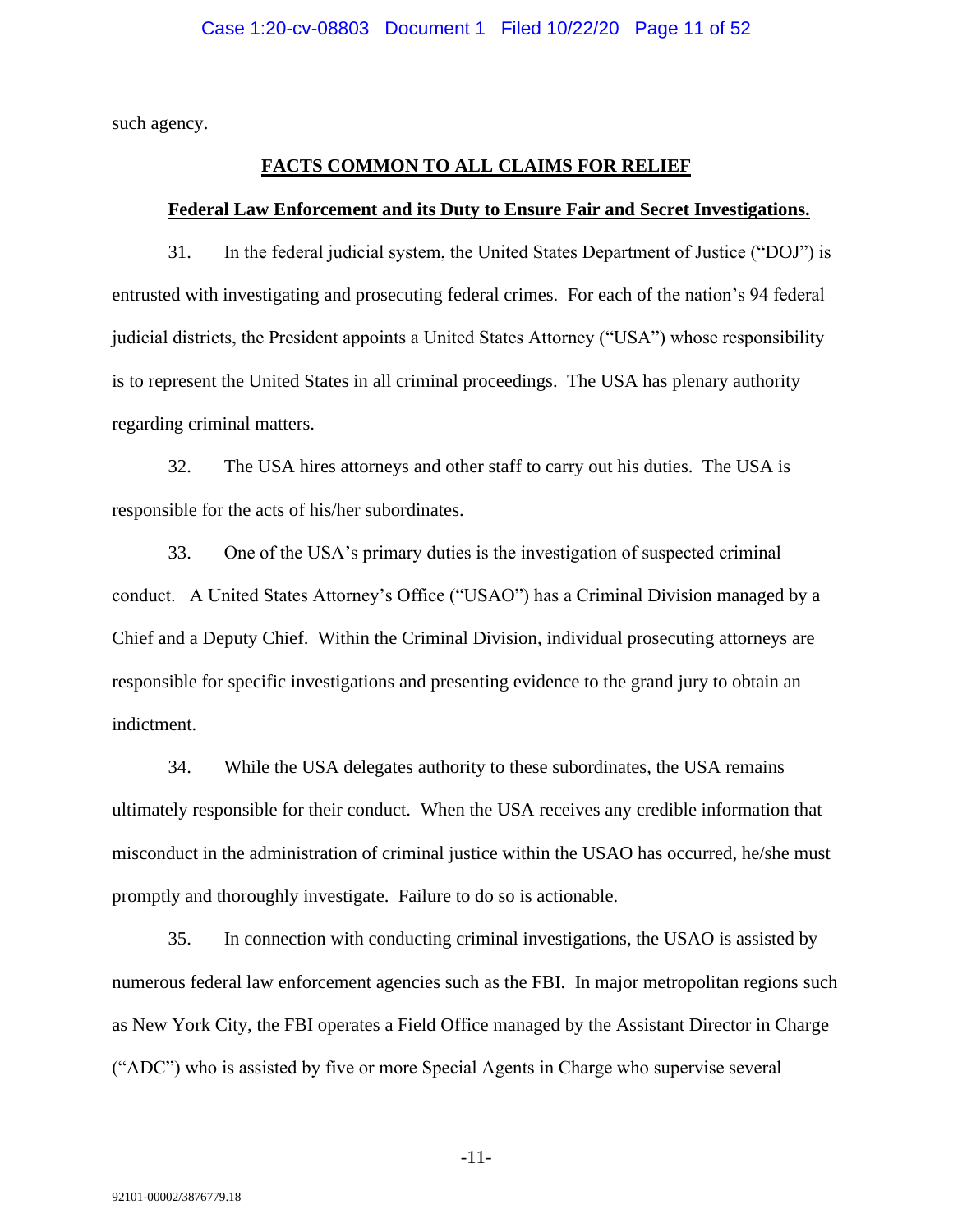such agency.

## FACTS COMMON TO ALL CLAIMS FOR RELIEF

### Federal Law Enforcement and its Duty to Ensure Fair and Secret Investigations.

31. In the federal judicial system, the United States Department of Justice ("DOJ") is entrusted with investigating and prosecuting federal crimes. For each of the nation's 94 federal judicial districts, the President appoints a United States Attorney ("USA") whose responsibility is to represent the United States in all criminal proceedings. The USA has plenary authority regarding criminal matters.

32. The USA hires attorneys and other staff to carry out his duties. The USA is responsible for the acts of his/her subordinates.

33. One of the USA's primary duties is the investigation of suspected criminal conduct. A United States Attorney's Office ("USAO") has a Criminal Division managed by a Chief and a Deputy Chief. Within the Criminal Division, individual prosecuting attorneys are responsible for specific investigations and presenting evidence to the grand jury to obtain an indictment.

34. While the USA delegates authority to these subordinates, the USA remains ultimately responsible for their conduct. When the USA receives any credible information that misconduct in the administration of criminal justice within the USAO has occurred, he/she must promptly and thoroughly investigate. Failure to do so is actionable.

35. In connection with conducting criminal investigations, the USAO is assisted by numerous federal law enforcement agencies such as the FBI. In major metropolitan regions such as New York City, the FBI operates a Field Office managed by the Assistant Director in Charge ("ADC") who is assisted by five or more Special Agents in Charge who supervise several

92101-00002/3876779.18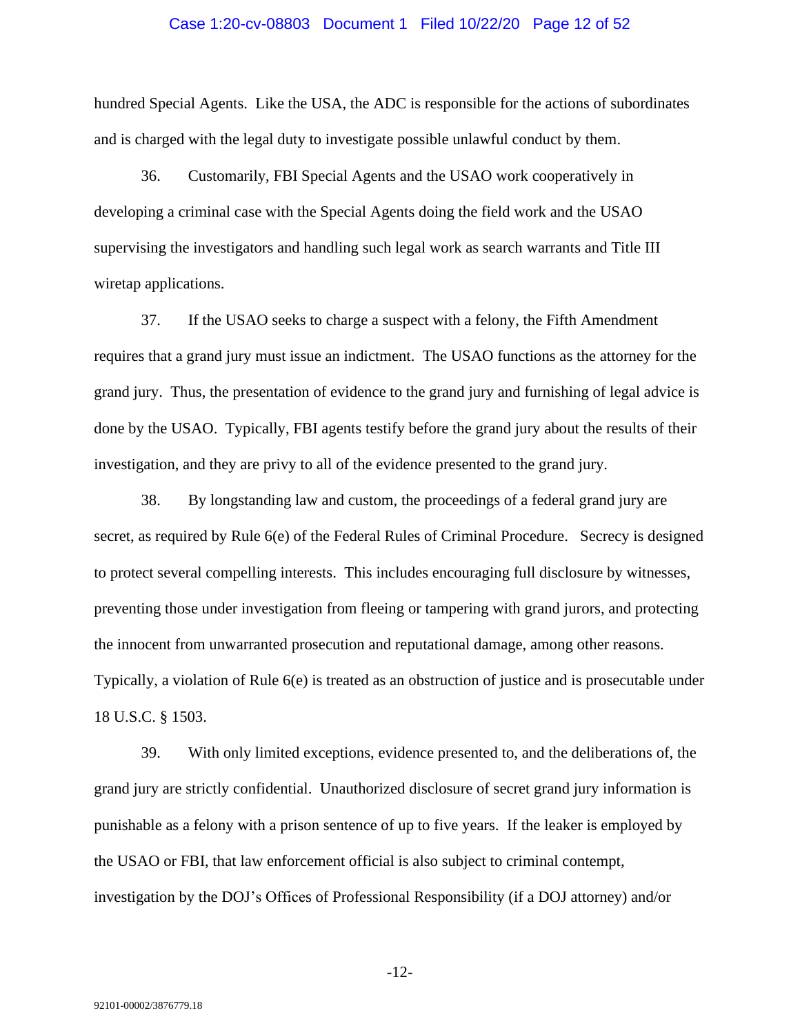hundred Special Agents. Like the USA, the ADC is responsible for the actions of subordinates and is charged with the legal duty to investigate possible unlawful conduct by them.

36. Customarily, FBI Special Agents and the USAO work cooperatively in developing a criminal case with the Special Agents doing the field work and the USAO supervising the investigators and handling such legal work as search warrants and Title III wiretap applications.

37. If the USAO seeks to charge a suspect with a felony, the Fifth Amendment requires that a grand jury must issue an indictment. The USAO functions as the attorney for the grand jury. Thus, the presentation of evidence to the grand jury and furnishing of legal advice is done by the USAO. Typically, FBI agents testify before the grand jury about the results of their investigation, and they are privy to all of the evidence presented to the grand jury.

38. By longstanding law and custom, the proceedings of a federal grand jury are secret, as required by Rule 6(e) of the Federal Rules of Criminal Procedure. Secrecy is designed to protect several compelling interests. This includes encouraging full disclosure by witnesses, preventing those under investigation from fleeing or tampering with grand jurors, and protecting the innocent from unwarranted prosecution and reputational damage, among other reasons. Typically, a violation of Rule 6(e) is treated as an obstruction of justice and is prosecutable under 18 U.S.C. § 1503.

39. With only limited exceptions, evidence presented to, and the deliberations of, the grand jury are strictly confidential. Unauthorized disclosure of secret grand jury information is punishable as a felony with a prison sentence of up to five years. If the leaker is employed by the USAO or FBI, that law enforcement official is also subject to criminal contempt, investigation by the DOJ's Offices of Professional Responsibility (if a DOJ attorney) and/or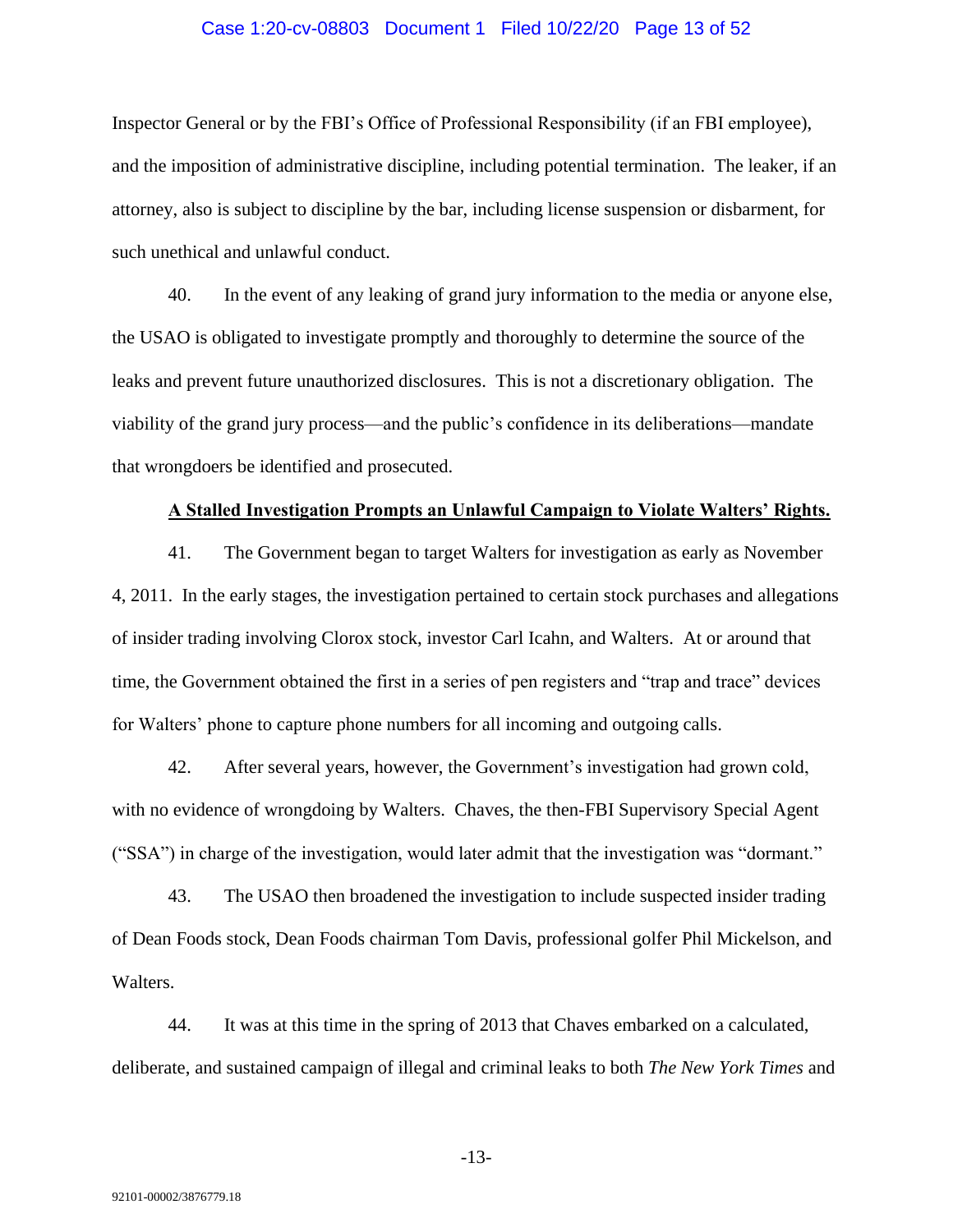Inspector General or by the FBI's Office of Professional Responsibility (if an FBI employee), and the imposition of administrative discipline, including potential termination. The leaker, if an attorney, also is subject to discipline by the bar, including license suspension or disbarment, for such unethical and unlawful conduct.

40. In the event of any leaking of grand jury information to the media or anyone else, the USAO is obligated to investigate promptly and thoroughly to determine the source of the leaks and prevent future unauthorized disclosures. This is not a discretionary obligation. The viability of the grand jury process—and the public's confidence in its deliberations—mandate that wrongdoers be identified and prosecuted.

**A Stalled Investigation Prompts an Unlawful Campaign to Violate Walters' Rights.**

41. The Government began to target Walters for investigation as early as November 4, 2011. In the early stages, the investigation pertained to certain stock purchases and allegations of insider trading involving Clorox stock, investor Carl Icahn, and Walters. At or around that time, the Government obtained the first in a series of pen registers and "trap and trace" devices for Walters' phone to capture phone numbers for all incoming and outgoing calls.

42. After several years, however, the Government's investigation had grown cold, with no evidence of wrongdoing by Walters. Chaves, the then-FBI Supervisory Special Agent ("SSA") in charge of the investigation, would later admit that the investigation was "dormant."

43. The USAO then broadened the investigation to include suspected insider trading of Dean Foods stock, Dean Foods chairman Tom Davis, professional golfer Phil Mickelson, and Walters.

44. It was at this time in the spring of 2013 that Chaves embarked on a calculated, deliberate, and sustained campaign of illegal and criminal leaks to both *The New York Times* and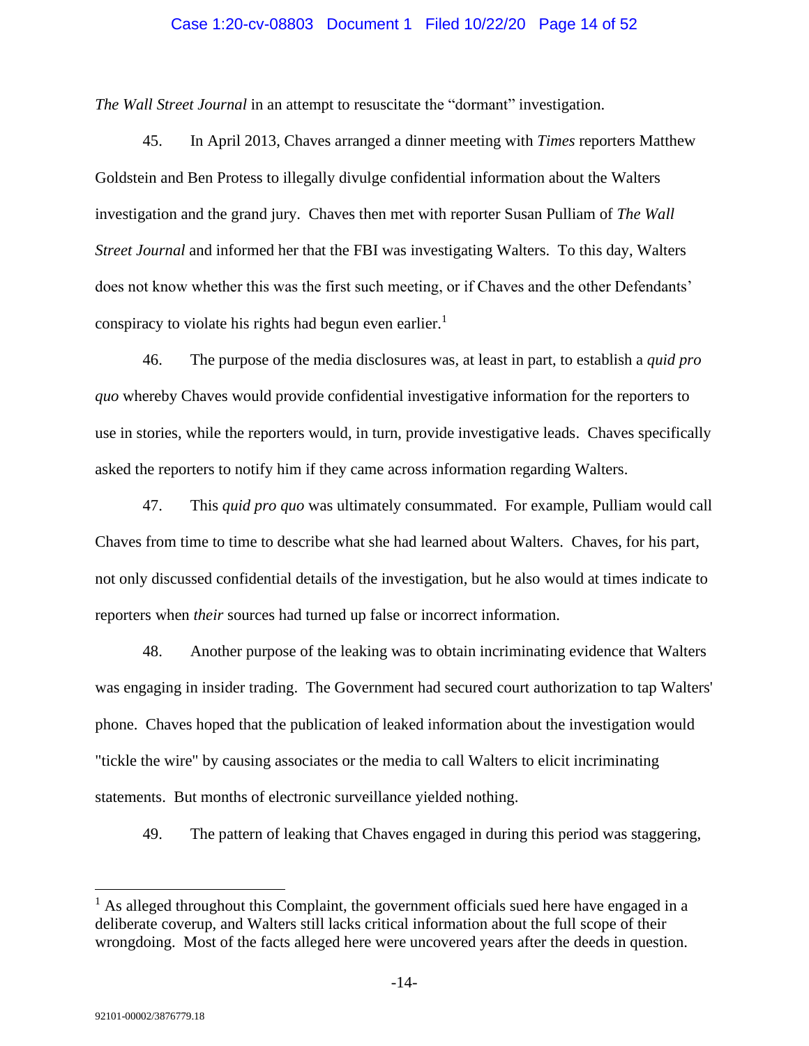*The Wall Street Journal* in an attempt to resuscitate the "dormant" investigation.

45. In April 2013, Chaves arranged a dinner meeting with *Times* reporters Matthew Goldstein and Ben Protess to illegally divulge confidential information about the Walters investigation and the grand jury. Chaves then met with reporter Susan Pulliam of *The Wall Street Journal* and informed her that the FBI was investigating Walters. To this day, Walters does not know whether this was the first such meeting, or if Chaves and the other Defendants' conspiracy to violate his rights had begun even earlier.[1]

46. The purpose of the media disclosures was, at least in part, to establish a *quid pro quo* whereby Chaves would provide confidential investigative information for the reporters to use in stories, while the reporters would, in turn, provide investigative leads. Chaves specifically asked the reporters to notify him if they came across information regarding Walters.

47. This *quid pro quo* was ultimately consummated. For example, Pulliam would call Chaves from time to time to describe what she had learned about Walters. Chaves, for his part, not only discussed confidential details of the investigation, but he also would at times indicate to reporters when *their* sources had turned up false or incorrect information.

48. Another purpose of the leaking was to obtain incriminating evidence that Walters was engaging in insider trading. The Government had secured court authorization to tap Walters' phone. Chaves hoped that the publication of leaked information about the investigation would "tickle the wire" by causing associates or the media to call Walters to elicit incriminating statements. But months of electronic surveillance yielded nothing.

49. The pattern of leaking that Chaves engaged in during this period was staggering,

---

[1] As alleged throughout this Complaint, the government officials sued here have engaged in a deliberate coverup, and Walters still lacks critical information about the full scope of their wrongdoing. Most of the facts alleged here were uncovered years after the deeds in question.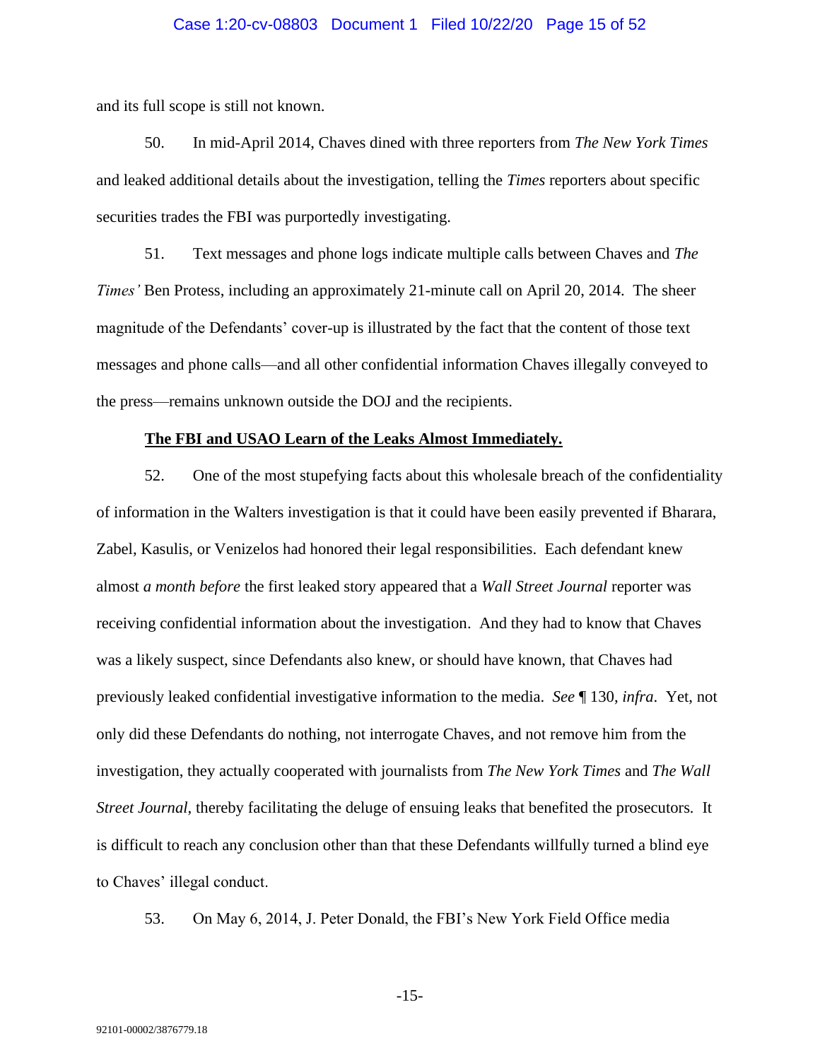and its full scope is still not known.

50. In mid-April 2014, Chaves dined with three reporters from *The New York Times* and leaked additional details about the investigation, telling the *Times* reporters about specific securities trades the FBI was purportedly investigating.

51. Text messages and phone logs indicate multiple calls between Chaves and *The Times'* Ben Protess, including an approximately 21-minute call on April 20, 2014. The sheer magnitude of the Defendants' cover-up is illustrated by the fact that the content of those text messages and phone calls—and all other confidential information Chaves illegally conveyed to the press—remains unknown outside the DOJ and the recipients.

**The FBI and USAO Learn of the Leaks Almost Immediately.**

52. One of the most stupefying facts about this wholesale breach of the confidentiality of information in the Walters investigation is that it could have been easily prevented if Bharara, Zabel, Kasulis, or Venizelos had honored their legal responsibilities. Each defendant knew almost *a month before* the first leaked story appeared that a *Wall Street Journal* reporter was receiving confidential information about the investigation. And they had to know that Chaves was a likely suspect, since Defendants also knew, or should have known, that Chaves had previously leaked confidential investigative information to the media. *See* ¶ 130, *infra*. Yet, not only did these Defendants do nothing, not interrogate Chaves, and not remove him from the investigation, they actually cooperated with journalists from *The New York Times* and *The Wall Street Journal*, thereby facilitating the deluge of ensuing leaks that benefited the prosecutors. It is difficult to reach any conclusion other than that these Defendants willfully turned a blind eye to Chaves' illegal conduct.

53. On May 6, 2014, J. Peter Donald, the FBI's New York Field Office media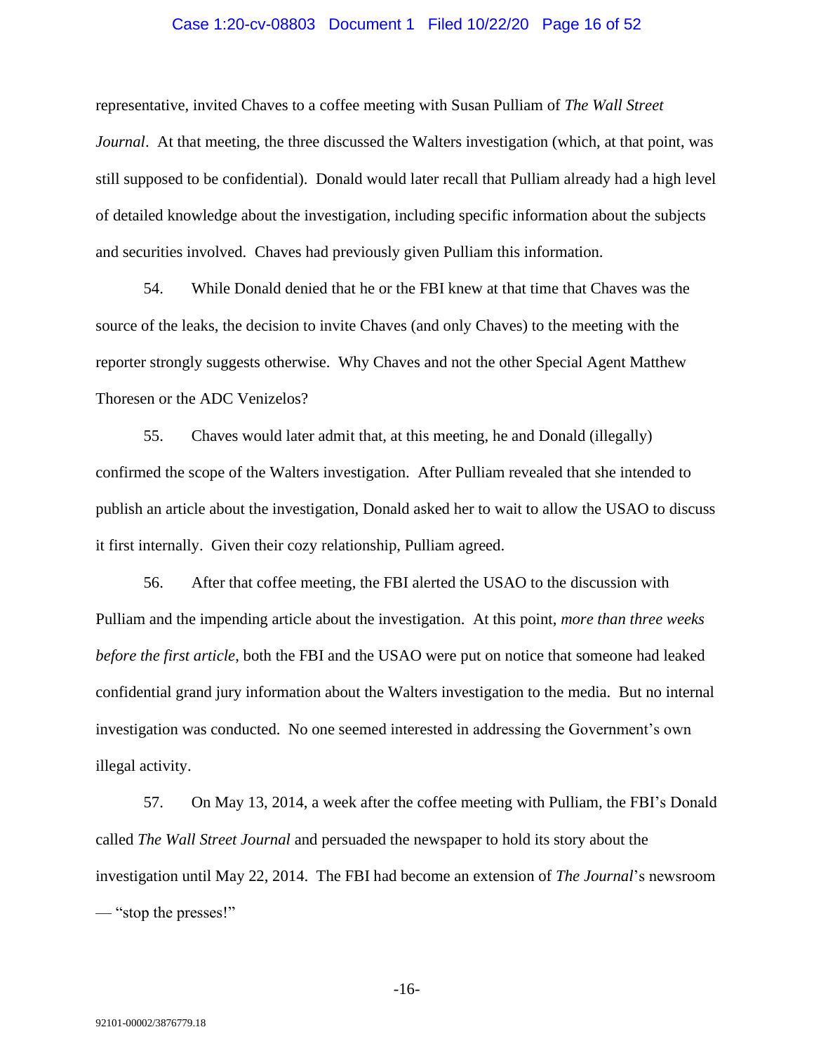representative, invited Chaves to a coffee meeting with Susan Pulliam of *The Wall Street Journal*. At that meeting, the three discussed the Walters investigation (which, at that point, was still supposed to be confidential). Donald would later recall that Pulliam already had a high level of detailed knowledge about the investigation, including specific information about the subjects and securities involved. Chaves had previously given Pulliam this information.

54. While Donald denied that he or the FBI knew at that time that Chaves was the source of the leaks, the decision to invite Chaves (and only Chaves) to the meeting with the reporter strongly suggests otherwise. Why Chaves and not the other Special Agent Matthew Thoresen or the ADC Venizelos?

55. Chaves would later admit that, at this meeting, he and Donald (illegally) confirmed the scope of the Walters investigation. After Pulliam revealed that she intended to publish an article about the investigation, Donald asked her to wait to allow the USAO to discuss it first internally. Given their cozy relationship, Pulliam agreed.

56. After that coffee meeting, the FBI alerted the USAO to the discussion with Pulliam and the impending article about the investigation. At this point, *more than three weeks before the first article*, both the FBI and the USAO were put on notice that someone had leaked confidential grand jury information about the Walters investigation to the media. But no internal investigation was conducted. No one seemed interested in addressing the Government's own illegal activity.

57. On May 13, 2014, a week after the coffee meeting with Pulliam, the FBI's Donald called *The Wall Street Journal* and persuaded the newspaper to hold its story about the investigation until May 22, 2014. The FBI had become an extension of *The Journal*'s newsroom — "stop the presses!"

92101-00002/3876779.18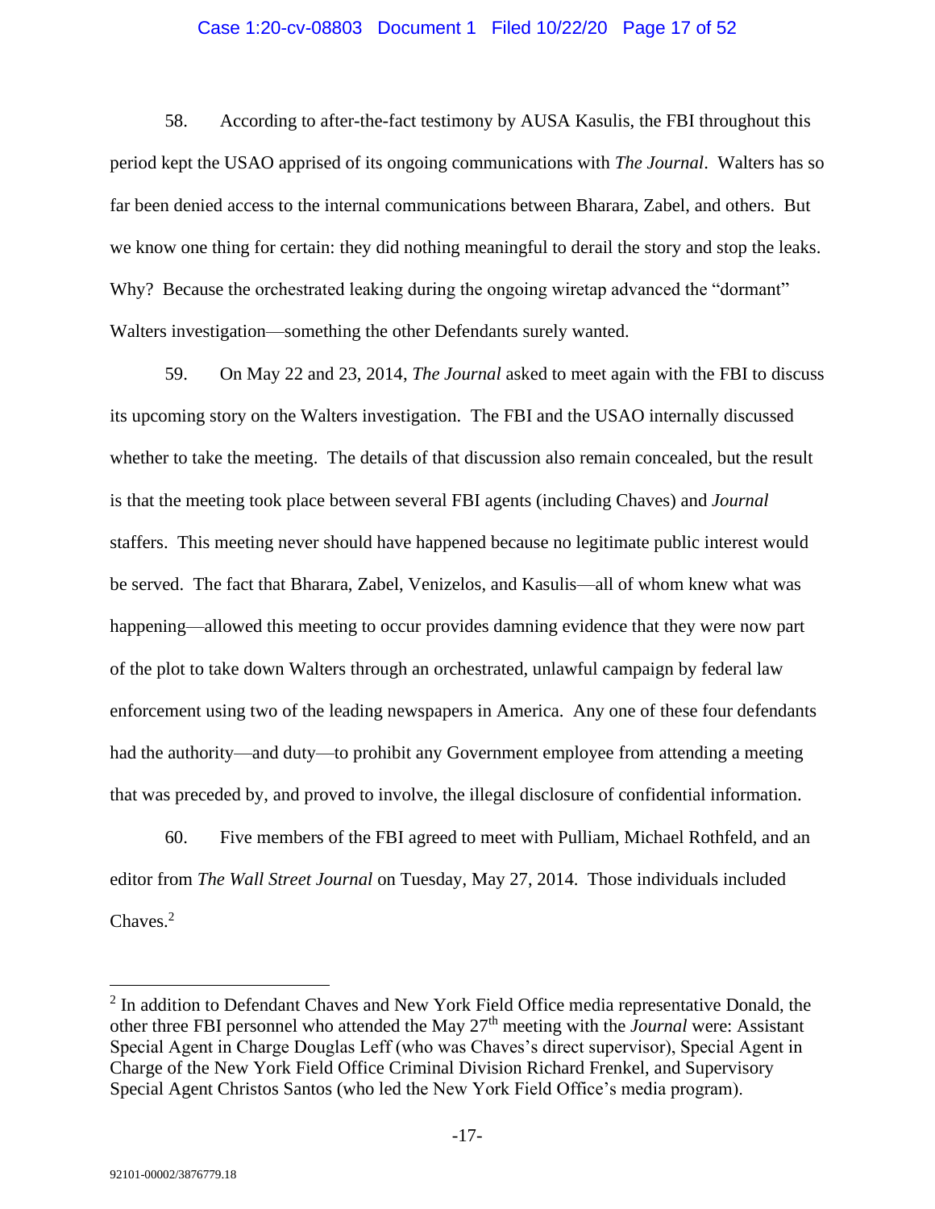58. According to after-the-fact testimony by AUSA Kasulis, the FBI throughout this period kept the USAO apprised of its ongoing communications with *The Journal*. Walters has so far been denied access to the internal communications between Bharara, Zabel, and others. But we know one thing for certain: they did nothing meaningful to derail the story and stop the leaks. Why? Because the orchestrated leaking during the ongoing wiretap advanced the "dormant" Walters investigation—something the other Defendants surely wanted.

59. On May 22 and 23, 2014, *The Journal* asked to meet again with the FBI to discuss its upcoming story on the Walters investigation. The FBI and the USAO internally discussed whether to take the meeting. The details of that discussion also remain concealed, but the result is that the meeting took place between several FBI agents (including Chaves) and *Journal* staffers. This meeting never should have happened because no legitimate public interest would be served. The fact that Bharara, Zabel, Venizelos, and Kasulis—all of whom knew what was happening—allowed this meeting to occur provides damning evidence that they were now part of the plot to take down Walters through an orchestrated, unlawful campaign by federal law enforcement using two of the leading newspapers in America. Any one of these four defendants had the authority—and duty—to prohibit any Government employee from attending a meeting that was preceded by, and proved to involve, the illegal disclosure of confidential information.

60. Five members of the FBI agreed to meet with Pulliam, Michael Rothfeld, and an editor from *The Wall Street Journal* on Tuesday, May 27, 2014. Those individuals included Chaves.[2]

---

[2] In addition to Defendant Chaves and New York Field Office media representative Donald, the other three FBI personnel who attended the May 27th meeting with the *Journal* were: Assistant Special Agent in Charge Douglas Leff (who was Chaves's direct supervisor), Special Agent in Charge of the New York Field Office Criminal Division Richard Frenkel, and Supervisory Special Agent Christos Santos (who led the New York Field Office's media program).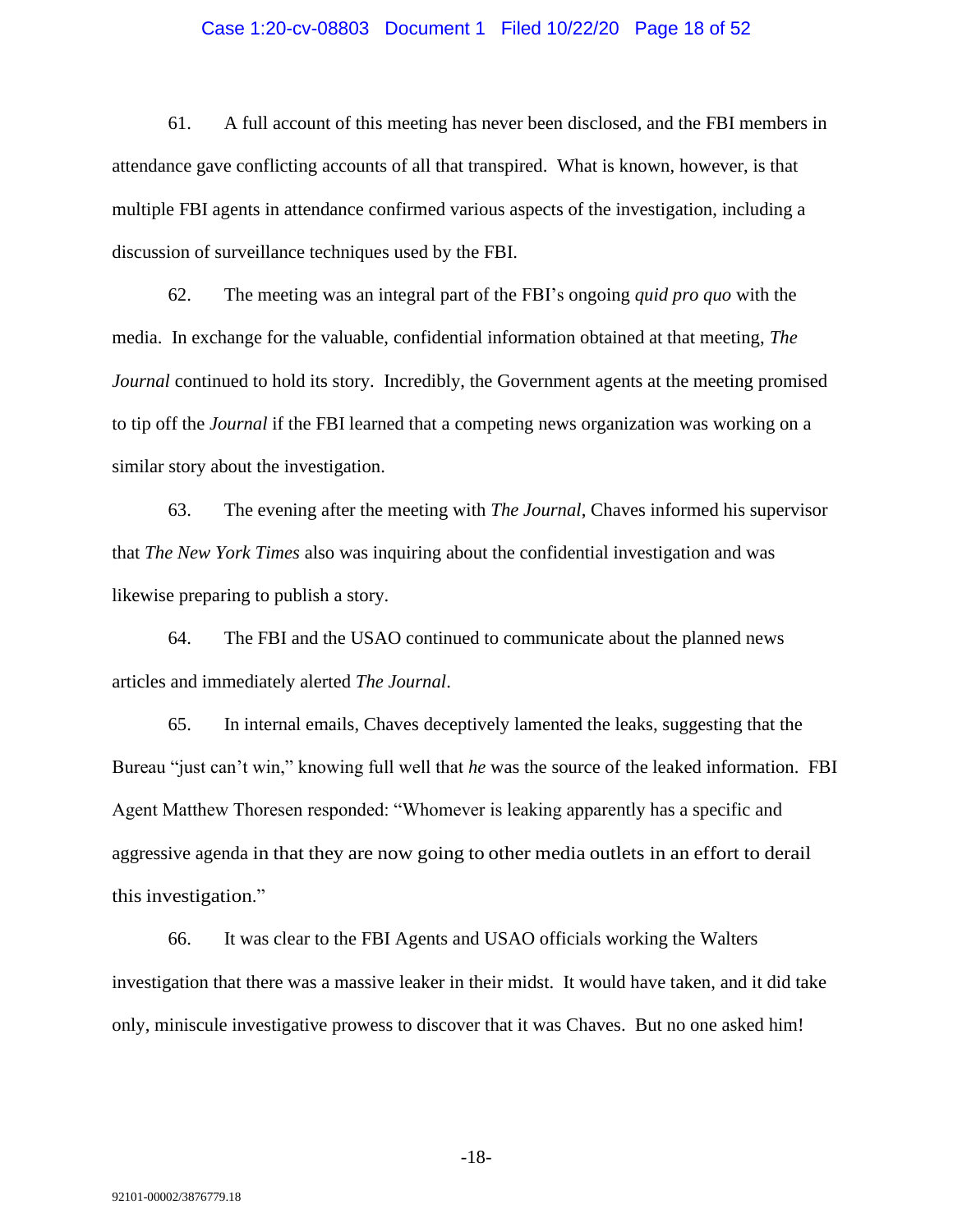61. A full account of this meeting has never been disclosed, and the FBI members in attendance gave conflicting accounts of all that transpired. What is known, however, is that multiple FBI agents in attendance confirmed various aspects of the investigation, including a discussion of surveillance techniques used by the FBI.

62. The meeting was an integral part of the FBI's ongoing *quid pro quo* with the media. In exchange for the valuable, confidential information obtained at that meeting, *The Journal* continued to hold its story. Incredibly, the Government agents at the meeting promised to tip off the *Journal* if the FBI learned that a competing news organization was working on a similar story about the investigation.

63. The evening after the meeting with *The Journal*, Chaves informed his supervisor that *The New York Times* also was inquiring about the confidential investigation and was likewise preparing to publish a story.

64. The FBI and the USAO continued to communicate about the planned news articles and immediately alerted *The Journal*.

65. In internal emails, Chaves deceptively lamented the leaks, suggesting that the Bureau "just can't win," knowing full well that *he* was the source of the leaked information. FBI Agent Matthew Thoresen responded: "Whomever is leaking apparently has a specific and aggressive agenda in that they are now going to other media outlets in an effort to derail this investigation."

66. It was clear to the FBI Agents and USAO officials working the Walters investigation that there was a massive leaker in their midst. It would have taken, and it did take only, miniscule investigative prowess to discover that it was Chaves. But no one asked him!

92101-00002/3876779.18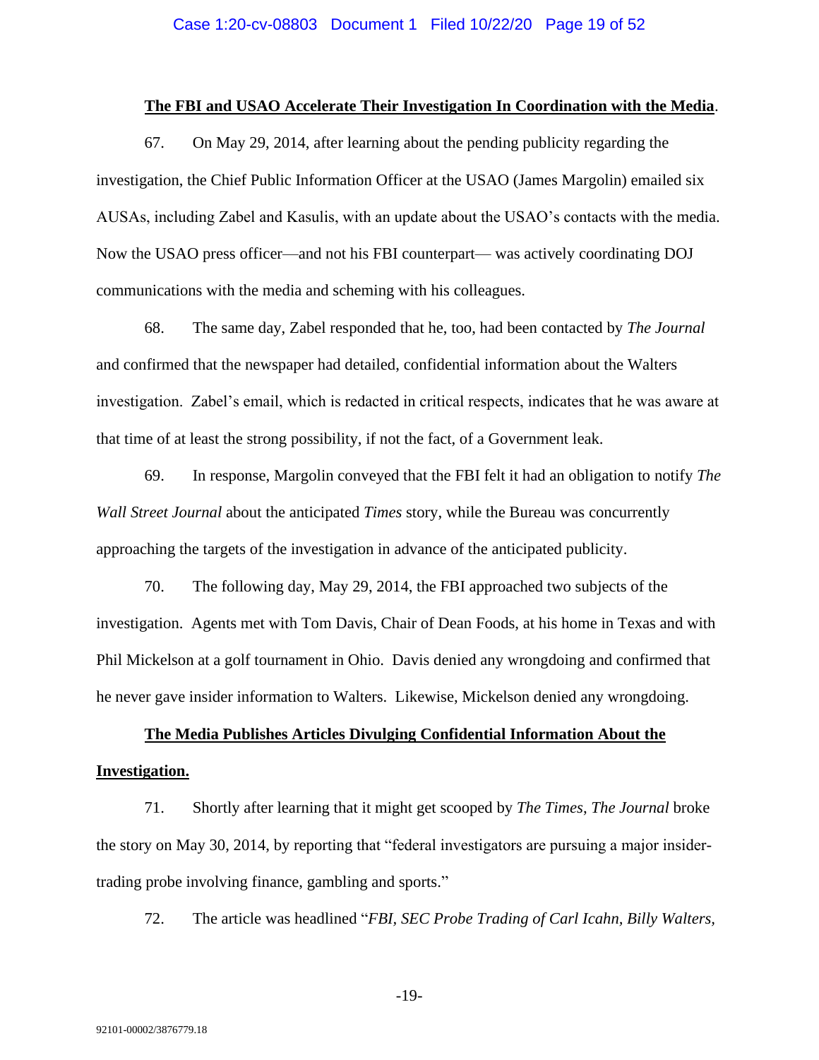**<u>The FBI and USAO Accelerate Their Investigation In Coordination with the Media</u>**.

67. On May 29, 2014, after learning about the pending publicity regarding the investigation, the Chief Public Information Officer at the USAO (James Margolin) emailed six AUSAs, including Zabel and Kasulis, with an update about the USAO's contacts with the media. Now the USAO press officer—and not his FBI counterpart— was actively coordinating DOJ communications with the media and scheming with his colleagues.

68. The same day, Zabel responded that he, too, had been contacted by *The Journal* and confirmed that the newspaper had detailed, confidential information about the Walters investigation. Zabel's email, which is redacted in critical respects, indicates that he was aware at that time of at least the strong possibility, if not the fact, of a Government leak.

69. In response, Margolin conveyed that the FBI felt it had an obligation to notify *The Wall Street Journal* about the anticipated *Times* story, while the Bureau was concurrently approaching the targets of the investigation in advance of the anticipated publicity.

70. The following day, May 29, 2014, the FBI approached two subjects of the investigation. Agents met with Tom Davis, Chair of Dean Foods, at his home in Texas and with Phil Mickelson at a golf tournament in Ohio. Davis denied any wrongdoing and confirmed that he never gave insider information to Walters. Likewise, Mickelson denied any wrongdoing.

**<u>The Media Publishes Articles Divulging Confidential Information About the Investigation.</u>**

71. Shortly after learning that it might get scooped by *The Times*, *The Journal* broke the story on May 30, 2014, by reporting that "federal investigators are pursuing a major insider-trading probe involving finance, gambling and sports."

72. The article was headlined "*FBI, SEC Probe Trading of Carl Icahn, Billy Walters,*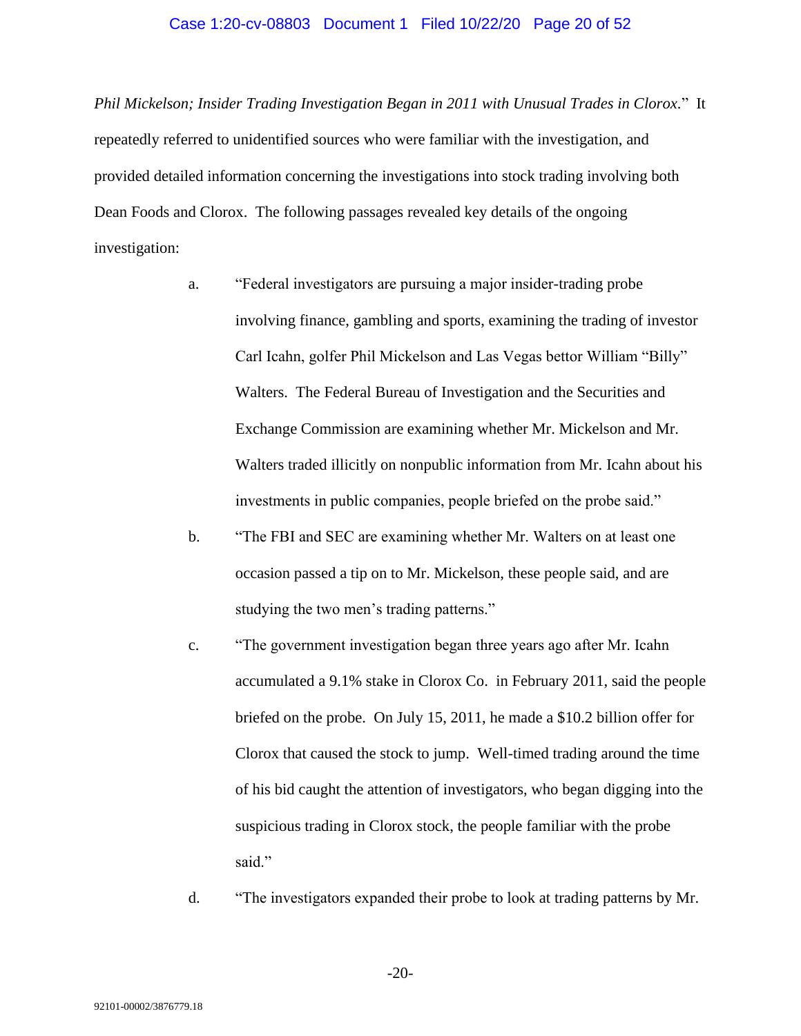*Phil Mickelson; Insider Trading Investigation Began in 2011 with Unusual Trades in Clorox*." It repeatedly referred to unidentified sources who were familiar with the investigation, and provided detailed information concerning the investigations into stock trading involving both Dean Foods and Clorox. The following passages revealed key details of the ongoing investigation:

a. "Federal investigators are pursuing a major insider-trading probe involving finance, gambling and sports, examining the trading of investor Carl Icahn, golfer Phil Mickelson and Las Vegas bettor William "Billy" Walters. The Federal Bureau of Investigation and the Securities and Exchange Commission are examining whether Mr. Mickelson and Mr. Walters traded illicitly on nonpublic information from Mr. Icahn about his investments in public companies, people briefed on the probe said."

b. "The FBI and SEC are examining whether Mr. Walters on at least one occasion passed a tip on to Mr. Mickelson, these people said, and are studying the two men's trading patterns."

c. "The government investigation began three years ago after Mr. Icahn accumulated a 9.1% stake in Clorox Co. in February 2011, said the people briefed on the probe. On July 15, 2011, he made a $10.2 billion offer for Clorox that caused the stock to jump. Well-timed trading around the time of his bid caught the attention of investigators, who began digging into the suspicious trading in Clorox stock, the people familiar with the probe said."

d. "The investigators expanded their probe to look at trading patterns by Mr.

92101-00002/3876779.18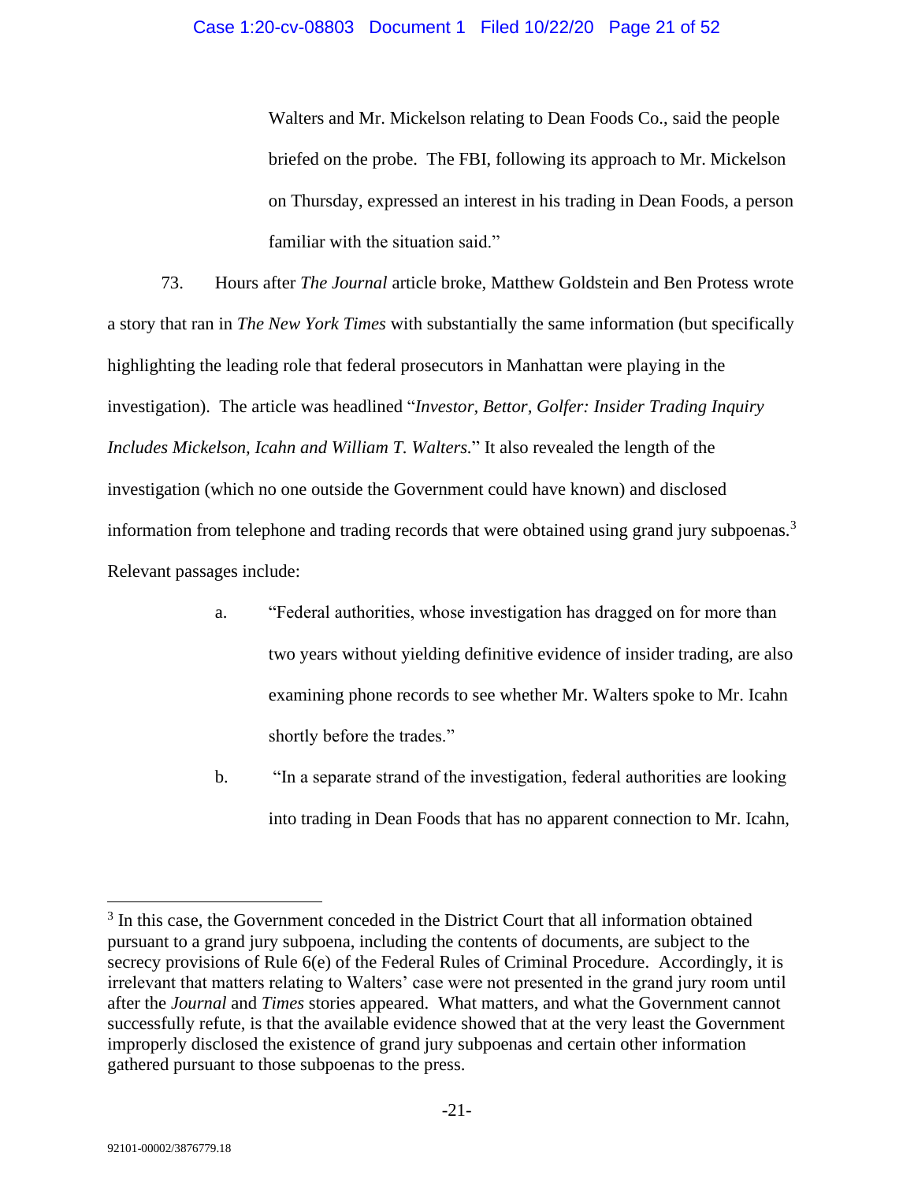Walters and Mr. Mickelson relating to Dean Foods Co., said the people briefed on the probe. The FBI, following its approach to Mr. Mickelson on Thursday, expressed an interest in his trading in Dean Foods, a person familiar with the situation said."

73. Hours after *The Journal* article broke, Matthew Goldstein and Ben Protess wrote a story that ran in *The New York Times* with substantially the same information (but specifically highlighting the leading role that federal prosecutors in Manhattan were playing in the investigation). The article was headlined "*Investor, Bettor, Golfer: Insider Trading Inquiry Includes Mickelson, Icahn and William T. Walters.*" It also revealed the length of the investigation (which no one outside the Government could have known) and disclosed information from telephone and trading records that were obtained using grand jury subpoenas.[3] Relevant passages include:

a. "Federal authorities, whose investigation has dragged on for more than two years without yielding definitive evidence of insider trading, are also examining phone records to see whether Mr. Walters spoke to Mr. Icahn shortly before the trades."

b. "In a separate strand of the investigation, federal authorities are looking into trading in Dean Foods that has no apparent connection to Mr. Icahn,

---

[3] In this case, the Government conceded in the District Court that all information obtained pursuant to a grand jury subpoena, including the contents of documents, are subject to the secrecy provisions of Rule 6(e) of the Federal Rules of Criminal Procedure. Accordingly, it is irrelevant that matters relating to Walters' case were not presented in the grand jury room until after the *Journal* and *Times* stories appeared. What matters, and what the Government cannot successfully refute, is that the available evidence showed that at the very least the Government improperly disclosed the existence of grand jury subpoenas and certain other information gathered pursuant to those subpoenas to the press.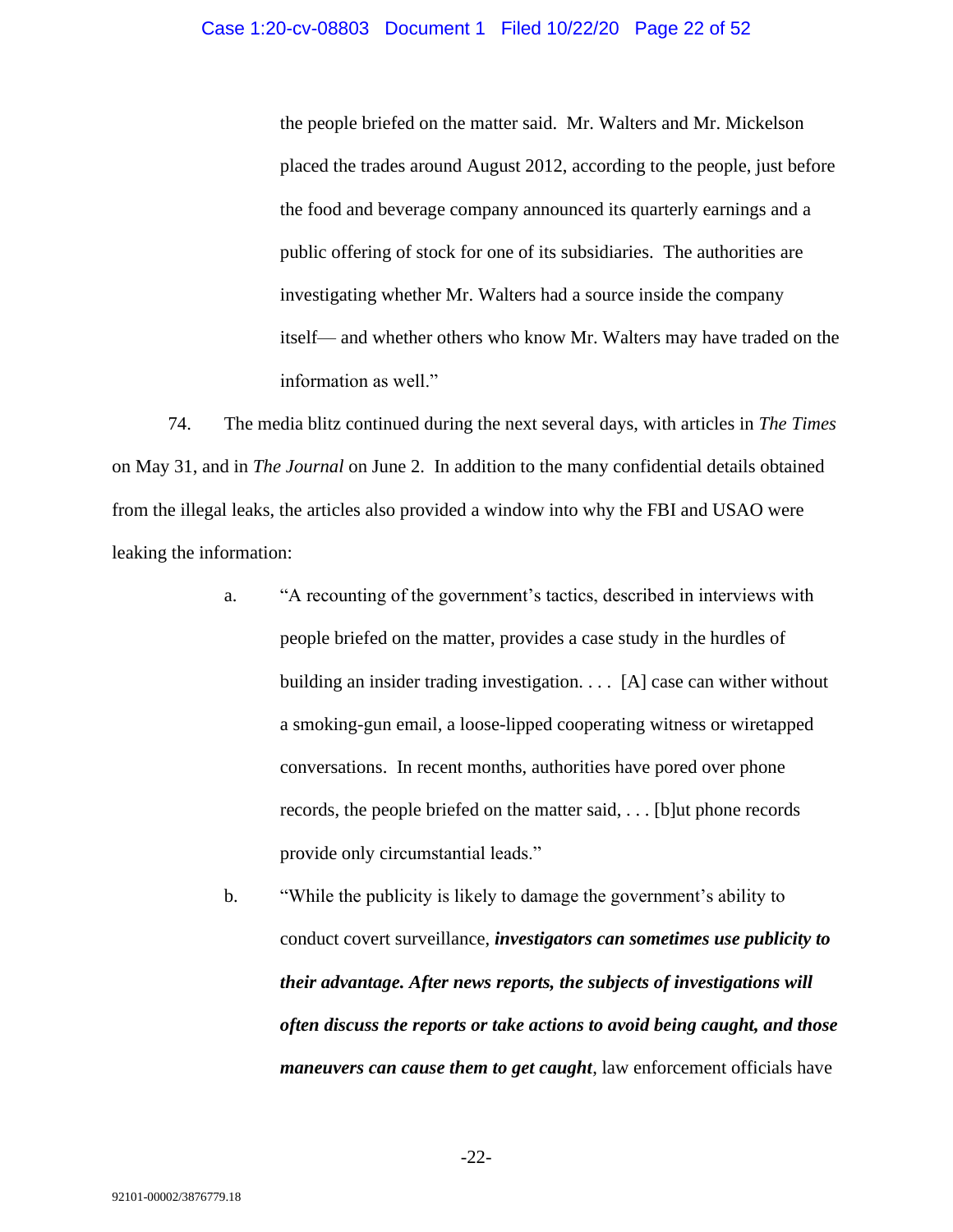the people briefed on the matter said. Mr. Walters and Mr. Mickelson placed the trades around August 2012, according to the people, just before the food and beverage company announced its quarterly earnings and a public offering of stock for one of its subsidiaries. The authorities are investigating whether Mr. Walters had a source inside the company itself— and whether others who know Mr. Walters may have traded on the information as well."

74. The media blitz continued during the next several days, with articles in *The Times* on May 31, and in *The Journal* on June 2. In addition to the many confidential details obtained from the illegal leaks, the articles also provided a window into why the FBI and USAO were leaking the information:

a. "A recounting of the government's tactics, described in interviews with people briefed on the matter, provides a case study in the hurdles of building an insider trading investigation. . . . [A] case can wither without a smoking-gun email, a loose-lipped cooperating witness or wiretapped conversations. In recent months, authorities have pored over phone records, the people briefed on the matter said, . . . [b]ut phone records provide only circumstantial leads."

b. "While the publicity is likely to damage the government's ability to conduct covert surveillance, ***investigators can sometimes use publicity to their advantage. After news reports, the subjects of investigations will often discuss the reports or take actions to avoid being caught, and those maneuvers can cause them to get caught***, law enforcement officials have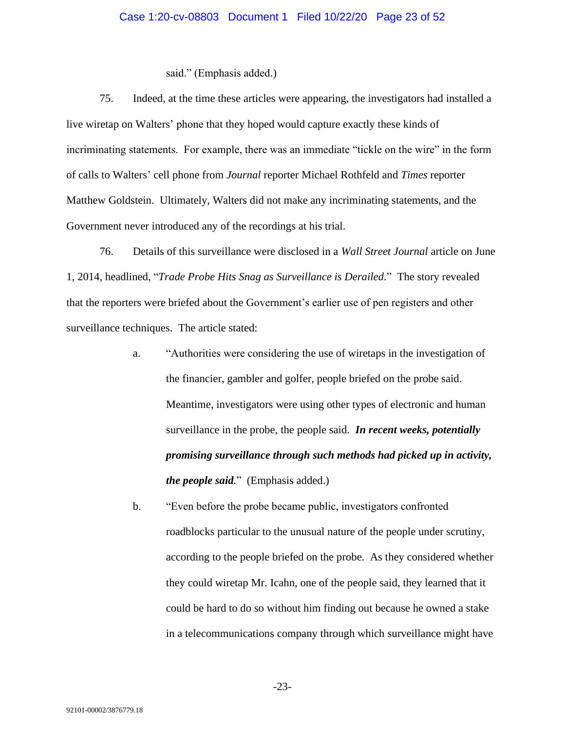said." (Emphasis added.)

75. Indeed, at the time these articles were appearing, the investigators had installed a live wiretap on Walters' phone that they hoped would capture exactly these kinds of incriminating statements. For example, there was an immediate "tickle on the wire" in the form of calls to Walters' cell phone from *Journal* reporter Michael Rothfeld and *Times* reporter Matthew Goldstein. Ultimately, Walters did not make any incriminating statements, and the Government never introduced any of the recordings at his trial.

76. Details of this surveillance were disclosed in a *Wall Street Journal* article on June 1, 2014, headlined, "*Trade Probe Hits Snag as Surveillance is Derailed*." The story revealed that the reporters were briefed about the Government's earlier use of pen registers and other surveillance techniques. The article stated:

a. "Authorities were considering the use of wiretaps in the investigation of the financier, gambler and golfer, people briefed on the probe said. Meantime, investigators were using other types of electronic and human surveillance in the probe, the people said. ***In recent weeks, potentially promising surveillance through such methods had picked up in activity, the people said***." (Emphasis added.)

b. "Even before the probe became public, investigators confronted roadblocks particular to the unusual nature of the people under scrutiny, according to the people briefed on the probe. As they considered whether they could wiretap Mr. Icahn, one of the people said, they learned that it could be hard to do so without him finding out because he owned a stake in a telecommunications company through which surveillance might have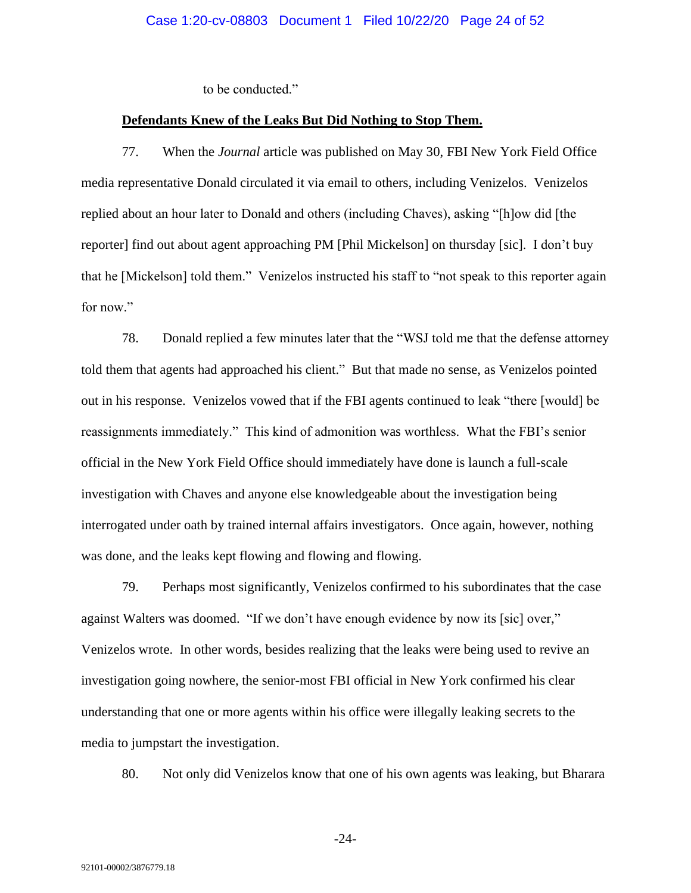to be conducted."

**Defendants Knew of the Leaks But Did Nothing to Stop Them.**

77. When the *Journal* article was published on May 30, FBI New York Field Office media representative Donald circulated it via email to others, including Venizelos. Venizelos replied about an hour later to Donald and others (including Chaves), asking "[h]ow did [the reporter] find out about agent approaching PM [Phil Mickelson] on thursday [sic]. I don't buy that he [Mickelson] told them." Venizelos instructed his staff to "not speak to this reporter again for now."

78. Donald replied a few minutes later that the "WSJ told me that the defense attorney told them that agents had approached his client." But that made no sense, as Venizelos pointed out in his response. Venizelos vowed that if the FBI agents continued to leak "there [would] be reassignments immediately." This kind of admonition was worthless. What the FBI's senior official in the New York Field Office should immediately have done is launch a full-scale investigation with Chaves and anyone else knowledgeable about the investigation being interrogated under oath by trained internal affairs investigators. Once again, however, nothing was done, and the leaks kept flowing and flowing and flowing.

79. Perhaps most significantly, Venizelos confirmed to his subordinates that the case against Walters was doomed. "If we don't have enough evidence by now its [sic] over," Venizelos wrote. In other words, besides realizing that the leaks were being used to revive an investigation going nowhere, the senior-most FBI official in New York confirmed his clear understanding that one or more agents within his office were illegally leaking secrets to the media to jumpstart the investigation.

80. Not only did Venizelos know that one of his own agents was leaking, but Bharara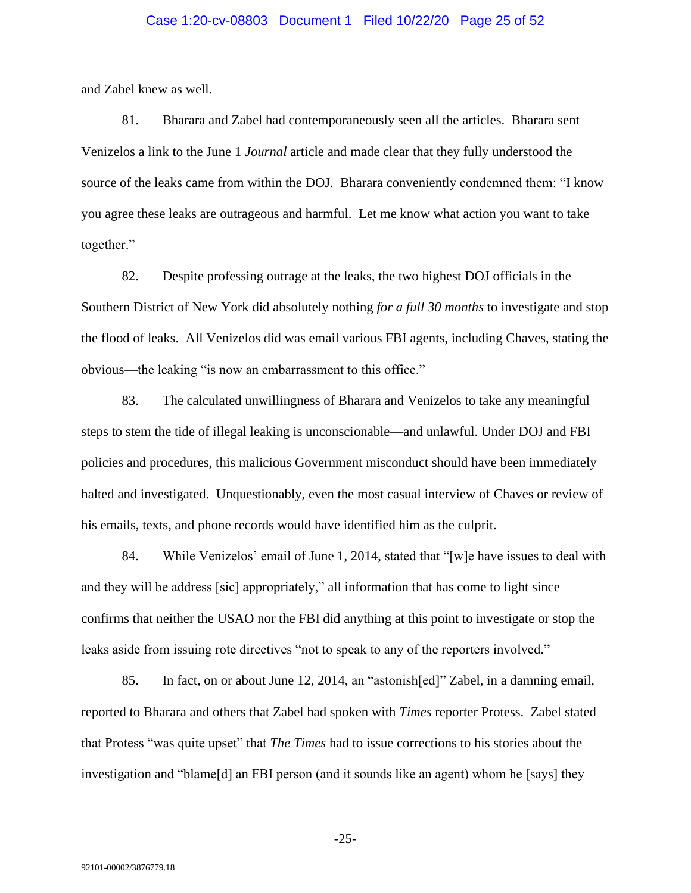and Zabel knew as well.

81. Bharara and Zabel had contemporaneously seen all the articles. Bharara sent Venizelos a link to the June 1 *Journal* article and made clear that they fully understood the source of the leaks came from within the DOJ. Bharara conveniently condemned them: "I know you agree these leaks are outrageous and harmful. Let me know what action you want to take together."

82. Despite professing outrage at the leaks, the two highest DOJ officials in the Southern District of New York did absolutely nothing *for a full 30 months* to investigate and stop the flood of leaks. All Venizelos did was email various FBI agents, including Chaves, stating the obvious—the leaking "is now an embarrassment to this office."

83. The calculated unwillingness of Bharara and Venizelos to take any meaningful steps to stem the tide of illegal leaking is unconscionable—and unlawful. Under DOJ and FBI policies and procedures, this malicious Government misconduct should have been immediately halted and investigated. Unquestionably, even the most casual interview of Chaves or review of his emails, texts, and phone records would have identified him as the culprit.

84. While Venizelos' email of June 1, 2014, stated that "[w]e have issues to deal with and they will be address [sic] appropriately," all information that has come to light since confirms that neither the USAO nor the FBI did anything at this point to investigate or stop the leaks aside from issuing rote directives "not to speak to any of the reporters involved."

85. In fact, on or about June 12, 2014, an "astonish[ed]" Zabel, in a damning email, reported to Bharara and others that Zabel had spoken with *Times* reporter Protess. Zabel stated that Protess "was quite upset" that *The Times* had to issue corrections to his stories about the investigation and "blame[d] an FBI person (and it sounds like an agent) whom he [says] they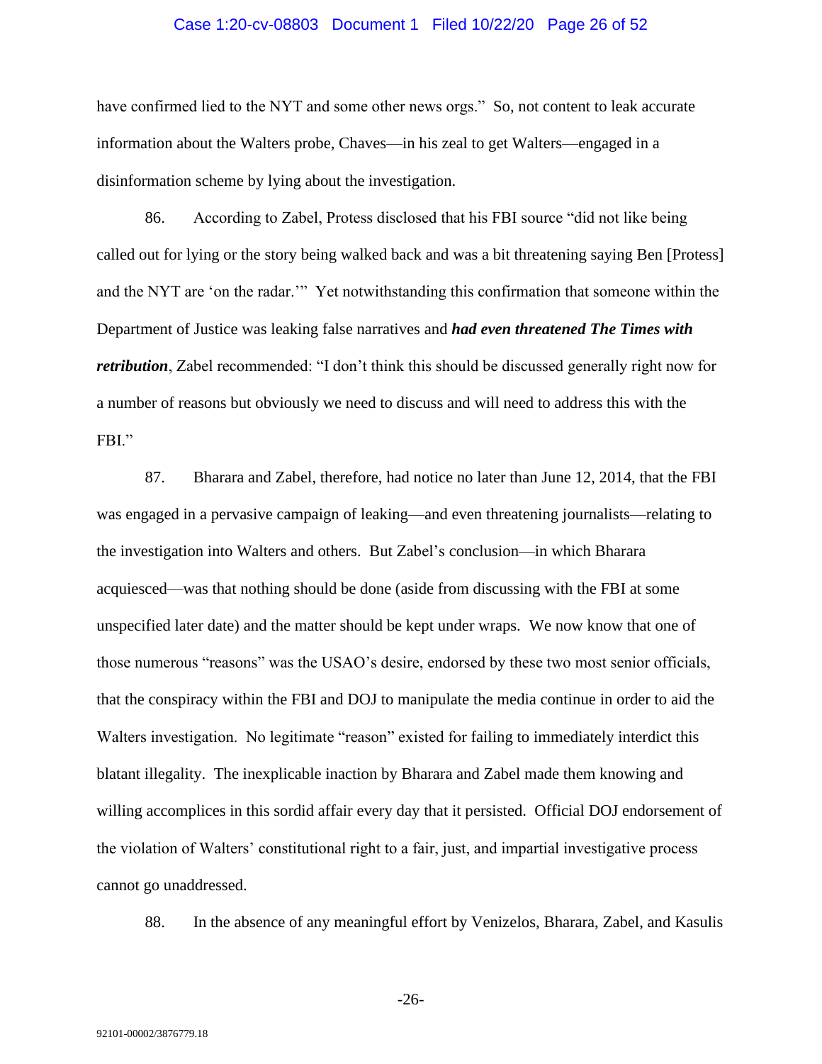have confirmed lied to the NYT and some other news orgs." So, not content to leak accurate information about the Walters probe, Chaves—in his zeal to get Walters—engaged in a disinformation scheme by lying about the investigation.

86. According to Zabel, Protess disclosed that his FBI source "did not like being called out for lying or the story being walked back and was a bit threatening saying Ben [Protess] and the NYT are 'on the radar.'" Yet notwithstanding this confirmation that someone within the Department of Justice was leaking false narratives and ***had even threatened The Times with retribution***, Zabel recommended: "I don't think this should be discussed generally right now for a number of reasons but obviously we need to discuss and will need to address this with the FBI."

87. Bharara and Zabel, therefore, had notice no later than June 12, 2014, that the FBI was engaged in a pervasive campaign of leaking—and even threatening journalists—relating to the investigation into Walters and others. But Zabel's conclusion—in which Bharara acquiesced—was that nothing should be done (aside from discussing with the FBI at some unspecified later date) and the matter should be kept under wraps. We now know that one of those numerous "reasons" was the USAO's desire, endorsed by these two most senior officials, that the conspiracy within the FBI and DOJ to manipulate the media continue in order to aid the Walters investigation. No legitimate "reason" existed for failing to immediately interdict this blatant illegality. The inexplicable inaction by Bharara and Zabel made them knowing and willing accomplices in this sordid affair every day that it persisted. Official DOJ endorsement of the violation of Walters' constitutional right to a fair, just, and impartial investigative process cannot go unaddressed.

88. In the absence of any meaningful effort by Venizelos, Bharara, Zabel, and Kasulis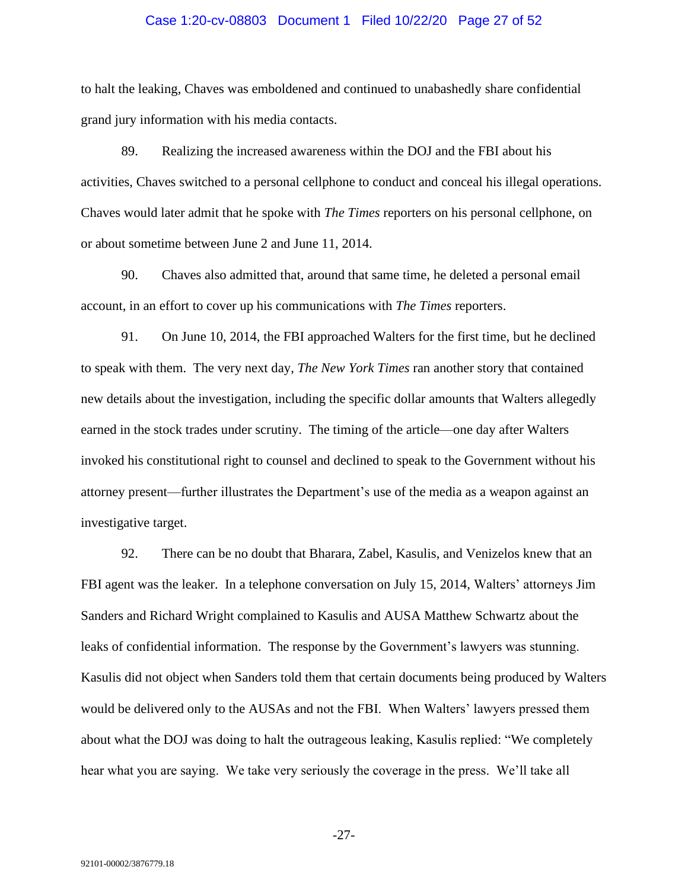to halt the leaking, Chaves was emboldened and continued to unabashedly share confidential grand jury information with his media contacts.

89. Realizing the increased awareness within the DOJ and the FBI about his activities, Chaves switched to a personal cellphone to conduct and conceal his illegal operations. Chaves would later admit that he spoke with *The Times* reporters on his personal cellphone, on or about sometime between June 2 and June 11, 2014.

90. Chaves also admitted that, around that same time, he deleted a personal email account, in an effort to cover up his communications with *The Times* reporters.

91. On June 10, 2014, the FBI approached Walters for the first time, but he declined to speak with them. The very next day, *The New York Times* ran another story that contained new details about the investigation, including the specific dollar amounts that Walters allegedly earned in the stock trades under scrutiny. The timing of the article—one day after Walters invoked his constitutional right to counsel and declined to speak to the Government without his attorney present—further illustrates the Department's use of the media as a weapon against an investigative target.

92. There can be no doubt that Bharara, Zabel, Kasulis, and Venizelos knew that an FBI agent was the leaker. In a telephone conversation on July 15, 2014, Walters' attorneys Jim Sanders and Richard Wright complained to Kasulis and AUSA Matthew Schwartz about the leaks of confidential information. The response by the Government's lawyers was stunning. Kasulis did not object when Sanders told them that certain documents being produced by Walters would be delivered only to the AUSAs and not the FBI. When Walters' lawyers pressed them about what the DOJ was doing to halt the outrageous leaking, Kasulis replied: "We completely hear what you are saying. We take very seriously the coverage in the press. We'll take all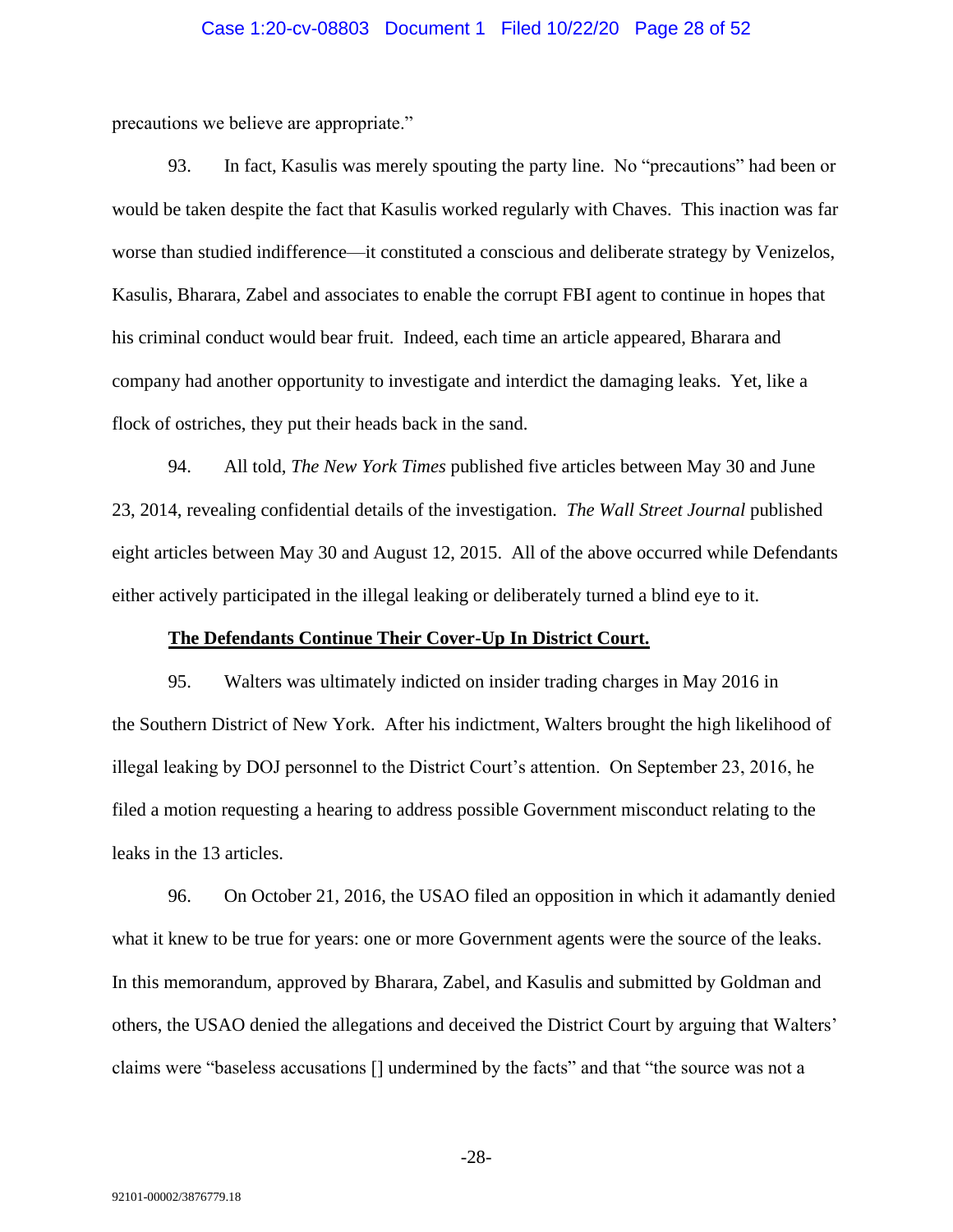precautions we believe are appropriate."

93. In fact, Kasulis was merely spouting the party line. No "precautions" had been or would be taken despite the fact that Kasulis worked regularly with Chaves. This inaction was far worse than studied indifference—it constituted a conscious and deliberate strategy by Venizelos, Kasulis, Bharara, Zabel and associates to enable the corrupt FBI agent to continue in hopes that his criminal conduct would bear fruit. Indeed, each time an article appeared, Bharara and company had another opportunity to investigate and interdict the damaging leaks. Yet, like a flock of ostriches, they put their heads back in the sand.

94. All told, *The New York Times* published five articles between May 30 and June 23, 2014, revealing confidential details of the investigation. *The Wall Street Journal* published eight articles between May 30 and August 12, 2015. All of the above occurred while Defendants either actively participated in the illegal leaking or deliberately turned a blind eye to it.

**<u>The Defendants Continue Their Cover-Up In District Court.</u>**

95. Walters was ultimately indicted on insider trading charges in May 2016 in the Southern District of New York. After his indictment, Walters brought the high likelihood of illegal leaking by DOJ personnel to the District Court's attention. On September 23, 2016, he filed a motion requesting a hearing to address possible Government misconduct relating to the leaks in the 13 articles.

96. On October 21, 2016, the USAO filed an opposition in which it adamantly denied what it knew to be true for years: one or more Government agents were the source of the leaks. In this memorandum, approved by Bharara, Zabel, and Kasulis and submitted by Goldman and others, the USAO denied the allegations and deceived the District Court by arguing that Walters' claims were "baseless accusations [] undermined by the facts" and that "the source was not a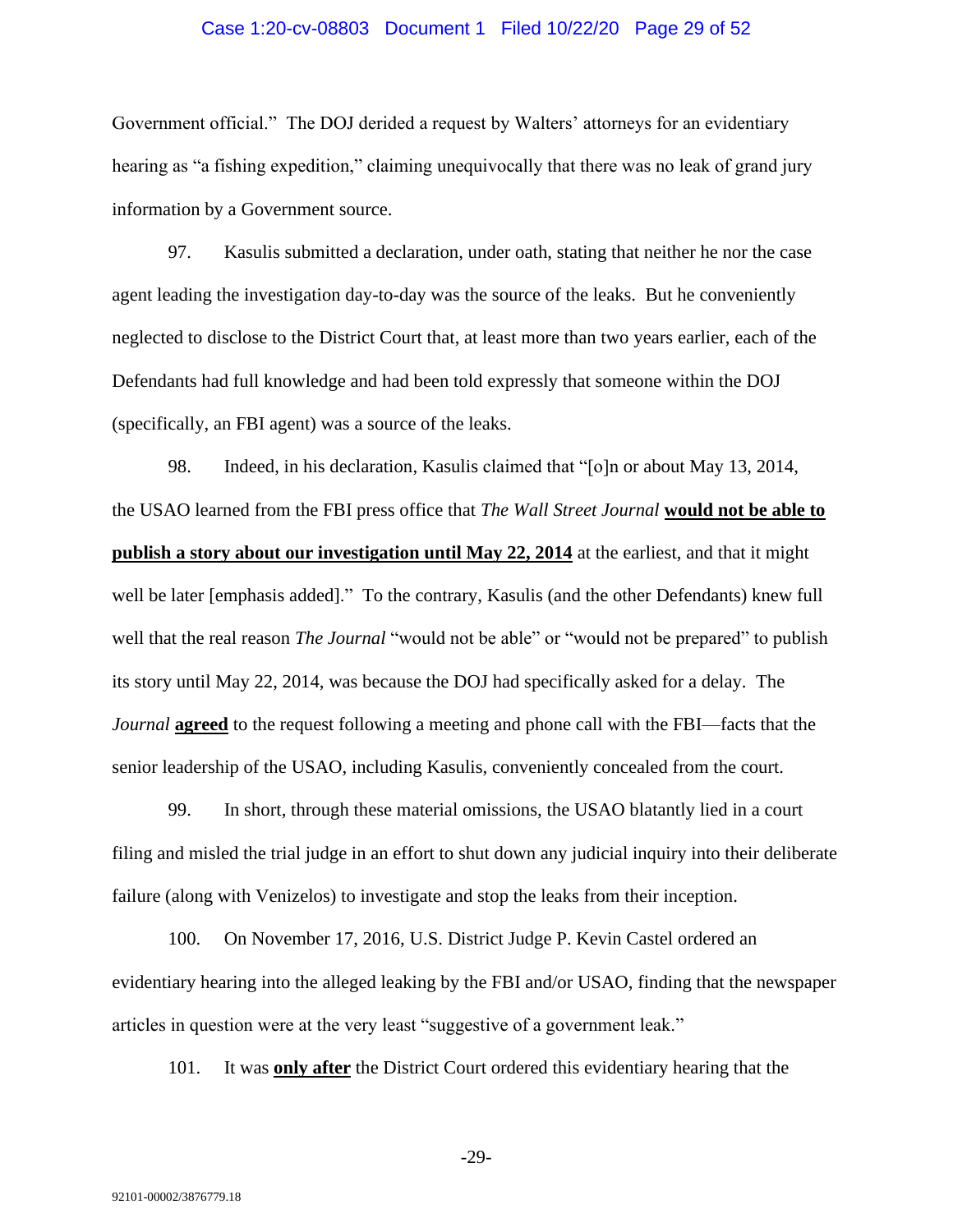Government official." The DOJ derided a request by Walters' attorneys for an evidentiary hearing as "a fishing expedition," claiming unequivocally that there was no leak of grand jury information by a Government source.

97. Kasulis submitted a declaration, under oath, stating that neither he nor the case agent leading the investigation day-to-day was the source of the leaks. But he conveniently neglected to disclose to the District Court that, at least more than two years earlier, each of the Defendants had full knowledge and had been told expressly that someone within the DOJ (specifically, an FBI agent) was a source of the leaks.

98. Indeed, in his declaration, Kasulis claimed that "[o]n or about May 13, 2014, the USAO learned from the FBI press office that *The Wall Street Journal* **would not be able to publish a story about our investigation until May 22, 2014** at the earliest, and that it might well be later [emphasis added]." To the contrary, Kasulis (and the other Defendants) knew full well that the real reason *The Journal* "would not be able" or "would not be prepared" to publish its story until May 22, 2014, was because the DOJ had specifically asked for a delay. The *Journal* **agreed** to the request following a meeting and phone call with the FBI—facts that the senior leadership of the USAO, including Kasulis, conveniently concealed from the court.

99. In short, through these material omissions, the USAO blatantly lied in a court filing and misled the trial judge in an effort to shut down any judicial inquiry into their deliberate failure (along with Venizelos) to investigate and stop the leaks from their inception.

100. On November 17, 2016, U.S. District Judge P. Kevin Castel ordered an evidentiary hearing into the alleged leaking by the FBI and/or USAO, finding that the newspaper articles in question were at the very least "suggestive of a government leak."

101. It was **only after** the District Court ordered this evidentiary hearing that the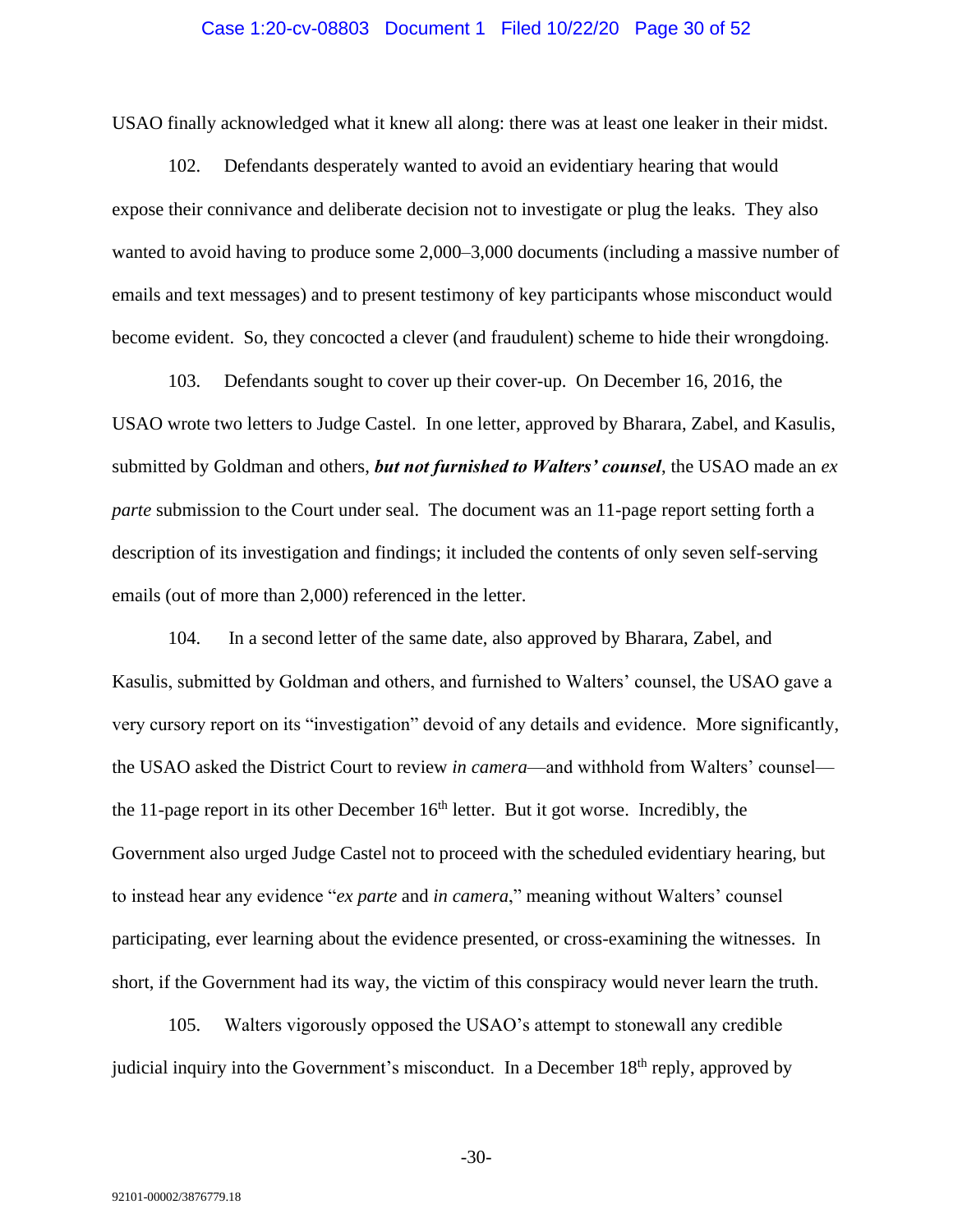USAO finally acknowledged what it knew all along: there was at least one leaker in their midst.

102. Defendants desperately wanted to avoid an evidentiary hearing that would expose their connivance and deliberate decision not to investigate or plug the leaks. They also wanted to avoid having to produce some 2,000–3,000 documents (including a massive number of emails and text messages) and to present testimony of key participants whose misconduct would become evident. So, they concocted a clever (and fraudulent) scheme to hide their wrongdoing.

103. Defendants sought to cover up their cover-up. On December 16, 2016, the USAO wrote two letters to Judge Castel. In one letter, approved by Bharara, Zabel, and Kasulis, submitted by Goldman and others, ***but not furnished to Walters' counsel***, the USAO made an *ex parte* submission to the Court under seal. The document was an 11-page report setting forth a description of its investigation and findings; it included the contents of only seven self-serving emails (out of more than 2,000) referenced in the letter.

104. In a second letter of the same date, also approved by Bharara, Zabel, and Kasulis, submitted by Goldman and others, and furnished to Walters' counsel, the USAO gave a very cursory report on its "investigation" devoid of any details and evidence. More significantly, the USAO asked the District Court to review *in camera*—and withhold from Walters' counsel—the 11-page report in its other December 16th letter. But it got worse. Incredibly, the Government also urged Judge Castel not to proceed with the scheduled evidentiary hearing, but to instead hear any evidence "*ex parte* and *in camera*," meaning without Walters' counsel participating, ever learning about the evidence presented, or cross-examining the witnesses. In short, if the Government had its way, the victim of this conspiracy would never learn the truth.

105. Walters vigorously opposed the USAO's attempt to stonewall any credible judicial inquiry into the Government's misconduct. In a December 18th reply, approved by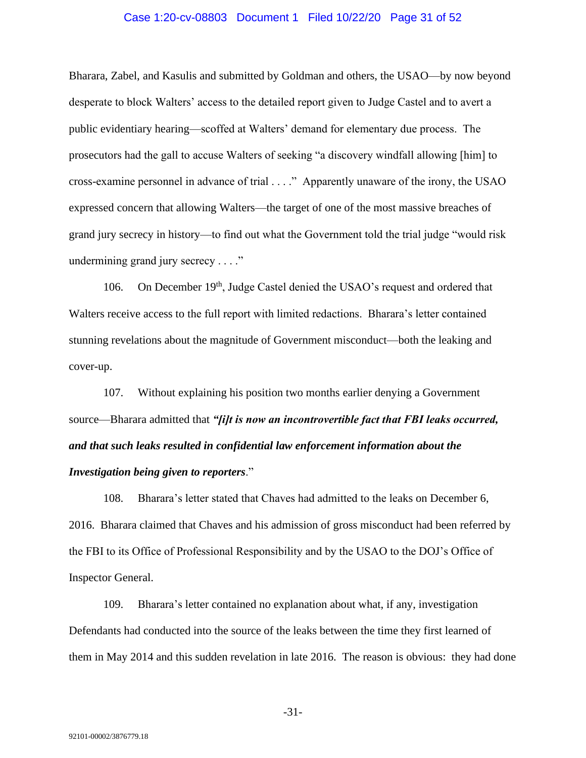Bharara, Zabel, and Kasulis and submitted by Goldman and others, the USAO—by now beyond desperate to block Walters' access to the detailed report given to Judge Castel and to avert a public evidentiary hearing—scoffed at Walters' demand for elementary due process. The prosecutors had the gall to accuse Walters of seeking "a discovery windfall allowing [him] to cross-examine personnel in advance of trial . . . ." Apparently unaware of the irony, the USAO expressed concern that allowing Walters—the target of one of the most massive breaches of grand jury secrecy in history—to find out what the Government told the trial judge "would risk undermining grand jury secrecy . . . ."

106. On December 19th, Judge Castel denied the USAO's request and ordered that Walters receive access to the full report with limited redactions. Bharara's letter contained stunning revelations about the magnitude of Government misconduct—both the leaking and cover-up.

107. Without explaining his position two months earlier denying a Government source—Bharara admitted that ***"[i]t is now an incontrovertible fact that FBI leaks occurred, and that such leaks resulted in confidential law enforcement information about the Investigation being given to reporters***."

108. Bharara's letter stated that Chaves had admitted to the leaks on December 6, 2016. Bharara claimed that Chaves and his admission of gross misconduct had been referred by the FBI to its Office of Professional Responsibility and by the USAO to the DOJ's Office of Inspector General.

109. Bharara's letter contained no explanation about what, if any, investigation Defendants had conducted into the source of the leaks between the time they first learned of them in May 2014 and this sudden revelation in late 2016. The reason is obvious: they had done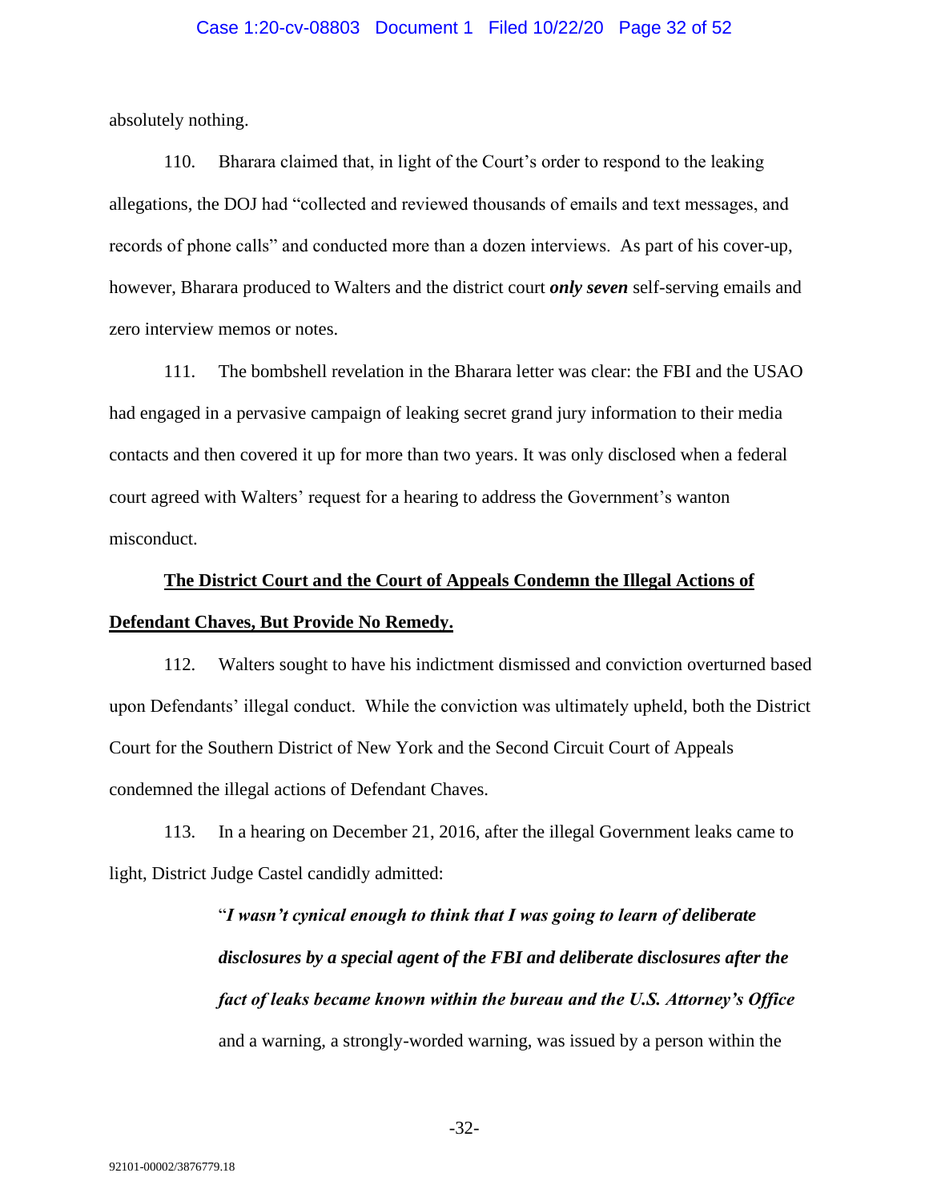absolutely nothing.

110. Bharara claimed that, in light of the Court's order to respond to the leaking allegations, the DOJ had "collected and reviewed thousands of emails and text messages, and records of phone calls" and conducted more than a dozen interviews. As part of his cover-up, however, Bharara produced to Walters and the district court ***only seven*** self-serving emails and zero interview memos or notes.

111. The bombshell revelation in the Bharara letter was clear: the FBI and the USAO had engaged in a pervasive campaign of leaking secret grand jury information to their media contacts and then covered it up for more than two years. It was only disclosed when a federal court agreed with Walters' request for a hearing to address the Government's wanton misconduct.

**<u>The District Court and the Court of Appeals Condemn the Illegal Actions of Defendant Chaves, But Provide No Remedy.</u>**

112. Walters sought to have his indictment dismissed and conviction overturned based upon Defendants' illegal conduct. While the conviction was ultimately upheld, both the District Court for the Southern District of New York and the Second Circuit Court of Appeals condemned the illegal actions of Defendant Chaves.

113. In a hearing on December 21, 2016, after the illegal Government leaks came to light, District Judge Castel candidly admitted:

> "***I wasn't cynical enough to think that I was going to learn of deliberate disclosures by a special agent of the FBI and deliberate disclosures after the fact of leaks became known within the bureau and the U.S. Attorney's Office*** and a warning, a strongly-worded warning, was issued by a person within the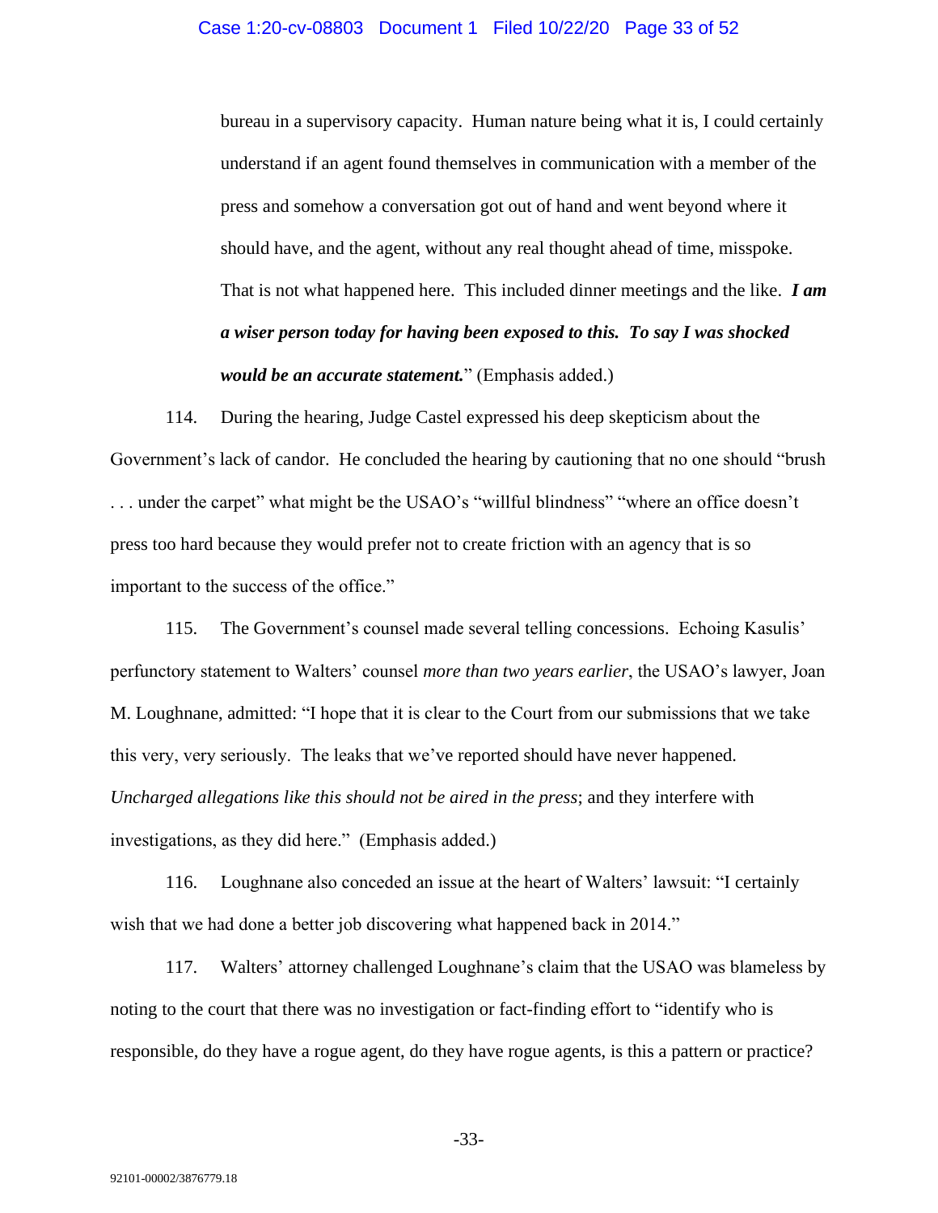bureau in a supervisory capacity. Human nature being what it is, I could certainly understand if an agent found themselves in communication with a member of the press and somehow a conversation got out of hand and went beyond where it should have, and the agent, without any real thought ahead of time, misspoke. That is not what happened here. This included dinner meetings and the like. ***I am a wiser person today for having been exposed to this. To say I was shocked would be an accurate statement.***" (Emphasis added.)

114. During the hearing, Judge Castel expressed his deep skepticism about the Government's lack of candor. He concluded the hearing by cautioning that no one should "brush . . . under the carpet" what might be the USAO's "willful blindness" "where an office doesn't press too hard because they would prefer not to create friction with an agency that is so important to the success of the office."

115. The Government's counsel made several telling concessions. Echoing Kasulis' perfunctory statement to Walters' counsel *more than two years earlier*, the USAO's lawyer, Joan M. Loughnane, admitted: "I hope that it is clear to the Court from our submissions that we take this very, very seriously. The leaks that we've reported should have never happened. *Uncharged allegations like this should not be aired in the press*; and they interfere with investigations, as they did here." (Emphasis added.)

116. Loughnane also conceded an issue at the heart of Walters' lawsuit: "I certainly wish that we had done a better job discovering what happened back in 2014."

117. Walters' attorney challenged Loughnane's claim that the USAO was blameless by noting to the court that there was no investigation or fact-finding effort to "identify who is responsible, do they have a rogue agent, do they have rogue agents, is this a pattern or practice?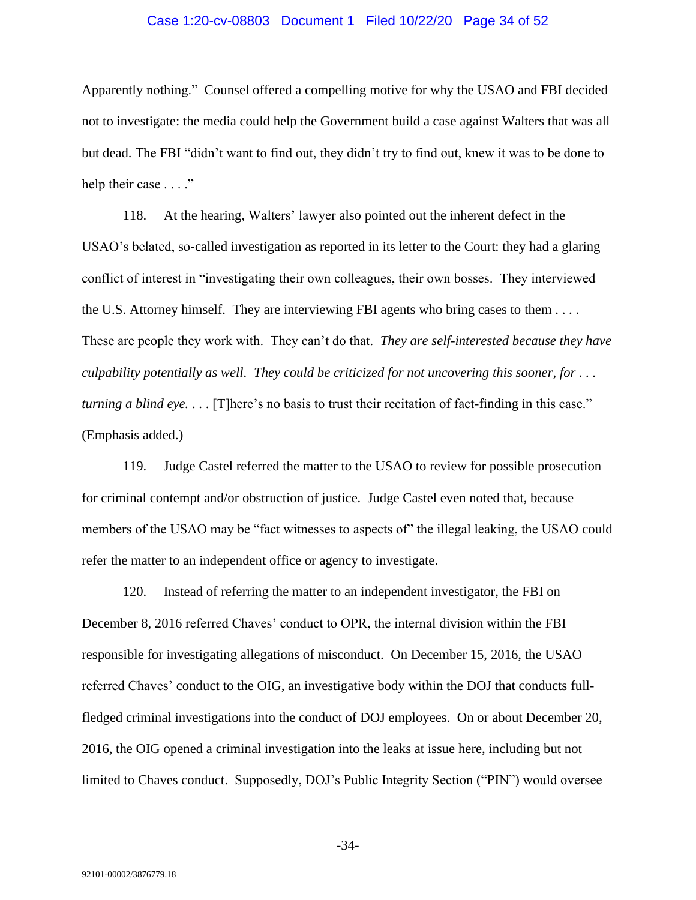Apparently nothing." Counsel offered a compelling motive for why the USAO and FBI decided not to investigate: the media could help the Government build a case against Walters that was all but dead. The FBI "didn't want to find out, they didn't try to find out, knew it was to be done to help their case . . . ."

118. At the hearing, Walters' lawyer also pointed out the inherent defect in the USAO's belated, so-called investigation as reported in its letter to the Court: they had a glaring conflict of interest in "investigating their own colleagues, their own bosses. They interviewed the U.S. Attorney himself. They are interviewing FBI agents who bring cases to them . . . . These are people they work with. They can't do that. *They are self-interested because they have culpability potentially as well. They could be criticized for not uncovering this sooner, for . . . turning a blind eye.* . . . [T]here's no basis to trust their recitation of fact-finding in this case." (Emphasis added.)

119. Judge Castel referred the matter to the USAO to review for possible prosecution for criminal contempt and/or obstruction of justice. Judge Castel even noted that, because members of the USAO may be "fact witnesses to aspects of" the illegal leaking, the USAO could refer the matter to an independent office or agency to investigate.

120. Instead of referring the matter to an independent investigator, the FBI on December 8, 2016 referred Chaves' conduct to OPR, the internal division within the FBI responsible for investigating allegations of misconduct. On December 15, 2016, the USAO referred Chaves' conduct to the OIG, an investigative body within the DOJ that conducts full-fledged criminal investigations into the conduct of DOJ employees. On or about December 20, 2016, the OIG opened a criminal investigation into the leaks at issue here, including but not limited to Chaves conduct. Supposedly, DOJ's Public Integrity Section ("PIN") would oversee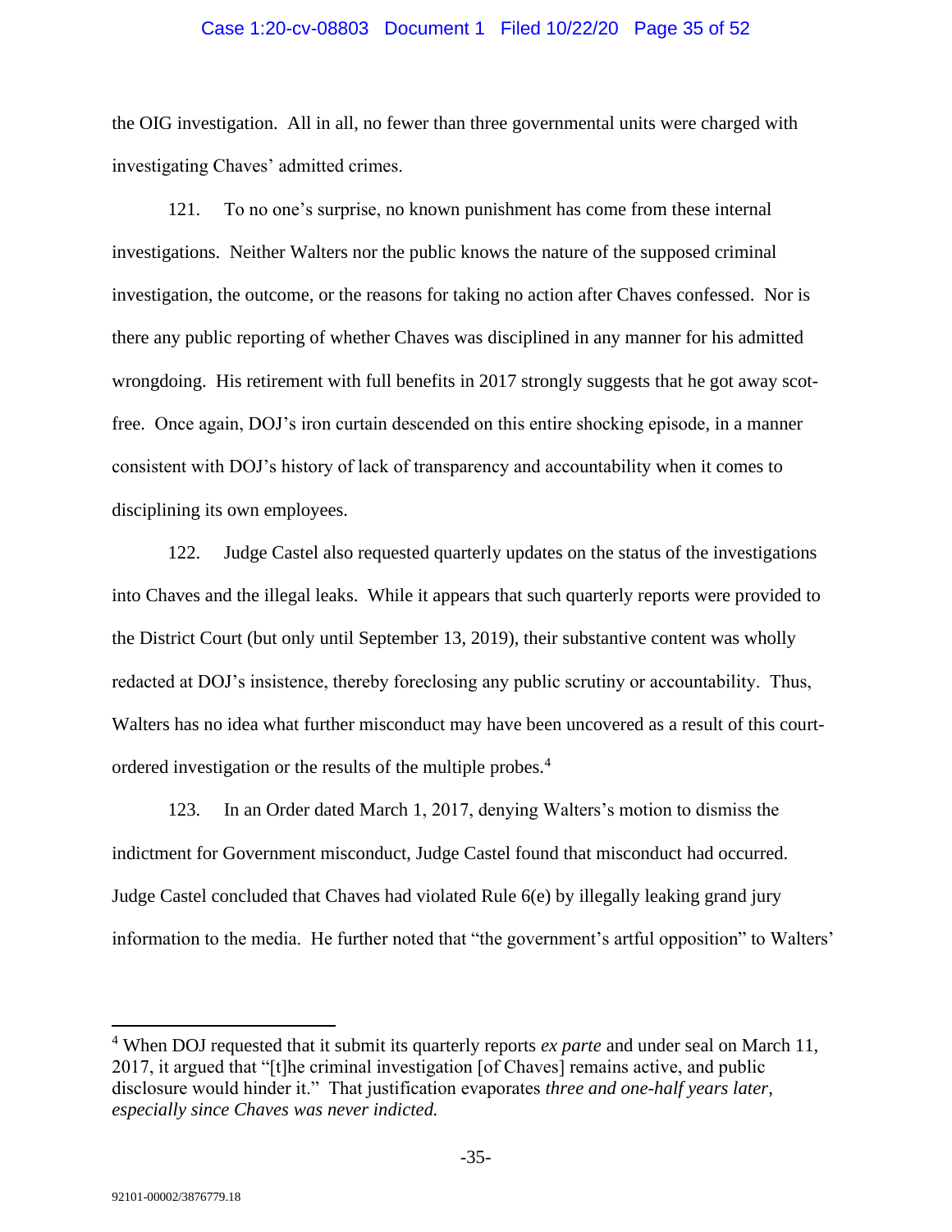the OIG investigation. All in all, no fewer than three governmental units were charged with investigating Chaves' admitted crimes.

121. To no one's surprise, no known punishment has come from these internal investigations. Neither Walters nor the public knows the nature of the supposed criminal investigation, the outcome, or the reasons for taking no action after Chaves confessed. Nor is there any public reporting of whether Chaves was disciplined in any manner for his admitted wrongdoing. His retirement with full benefits in 2017 strongly suggests that he got away scot-free. Once again, DOJ's iron curtain descended on this entire shocking episode, in a manner consistent with DOJ's history of lack of transparency and accountability when it comes to disciplining its own employees.

122. Judge Castel also requested quarterly updates on the status of the investigations into Chaves and the illegal leaks. While it appears that such quarterly reports were provided to the District Court (but only until September 13, 2019), their substantive content was wholly redacted at DOJ's insistence, thereby foreclosing any public scrutiny or accountability. Thus, Walters has no idea what further misconduct may have been uncovered as a result of this court-ordered investigation or the results of the multiple probes.[4]

123. In an Order dated March 1, 2017, denying Walters's motion to dismiss the indictment for Government misconduct, Judge Castel found that misconduct had occurred. Judge Castel concluded that Chaves had violated Rule 6(e) by illegally leaking grand jury information to the media. He further noted that "the government's artful opposition" to Walters'

---

[4] When DOJ requested that it submit its quarterly reports *ex parte* and under seal on March 11, 2017, it argued that "[t]he criminal investigation [of Chaves] remains active, and public disclosure would hinder it." That justification evaporates *three and one-half years later, especially since Chaves was never indicted.*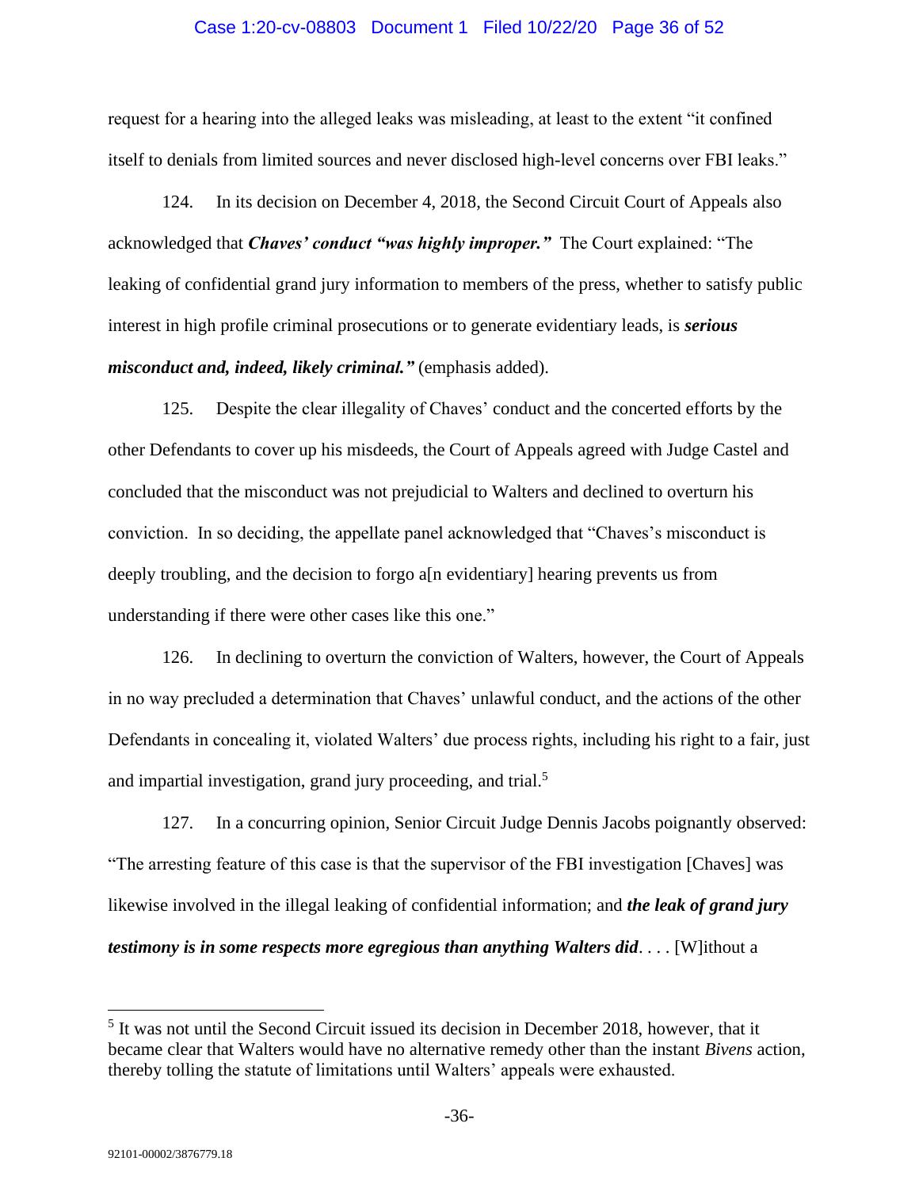request for a hearing into the alleged leaks was misleading, at least to the extent "it confined itself to denials from limited sources and never disclosed high-level concerns over FBI leaks."

124. In its decision on December 4, 2018, the Second Circuit Court of Appeals also acknowledged that ***Chaves' conduct "was highly improper."*** The Court explained: "The leaking of confidential grand jury information to members of the press, whether to satisfy public interest in high profile criminal prosecutions or to generate evidentiary leads, is ***serious misconduct and, indeed, likely criminal."*** (emphasis added).

125. Despite the clear illegality of Chaves' conduct and the concerted efforts by the other Defendants to cover up his misdeeds, the Court of Appeals agreed with Judge Castel and concluded that the misconduct was not prejudicial to Walters and declined to overturn his conviction. In so deciding, the appellate panel acknowledged that "Chaves's misconduct is deeply troubling, and the decision to forgo a[n evidentiary] hearing prevents us from understanding if there were other cases like this one."

126. In declining to overturn the conviction of Walters, however, the Court of Appeals in no way precluded a determination that Chaves' unlawful conduct, and the actions of the other Defendants in concealing it, violated Walters' due process rights, including his right to a fair, just and impartial investigation, grand jury proceeding, and trial.[5]

127. In a concurring opinion, Senior Circuit Judge Dennis Jacobs poignantly observed: "The arresting feature of this case is that the supervisor of the FBI investigation [Chaves] was likewise involved in the illegal leaking of confidential information; and ***the leak of grand jury testimony is in some respects more egregious than anything Walters did***. . . . [W]ithout a

[5] It was not until the Second Circuit issued its decision in December 2018, however, that it became clear that Walters would have no alternative remedy other than the instant *Bivens* action, thereby tolling the statute of limitations until Walters' appeals were exhausted.

92101-00002/3876779.18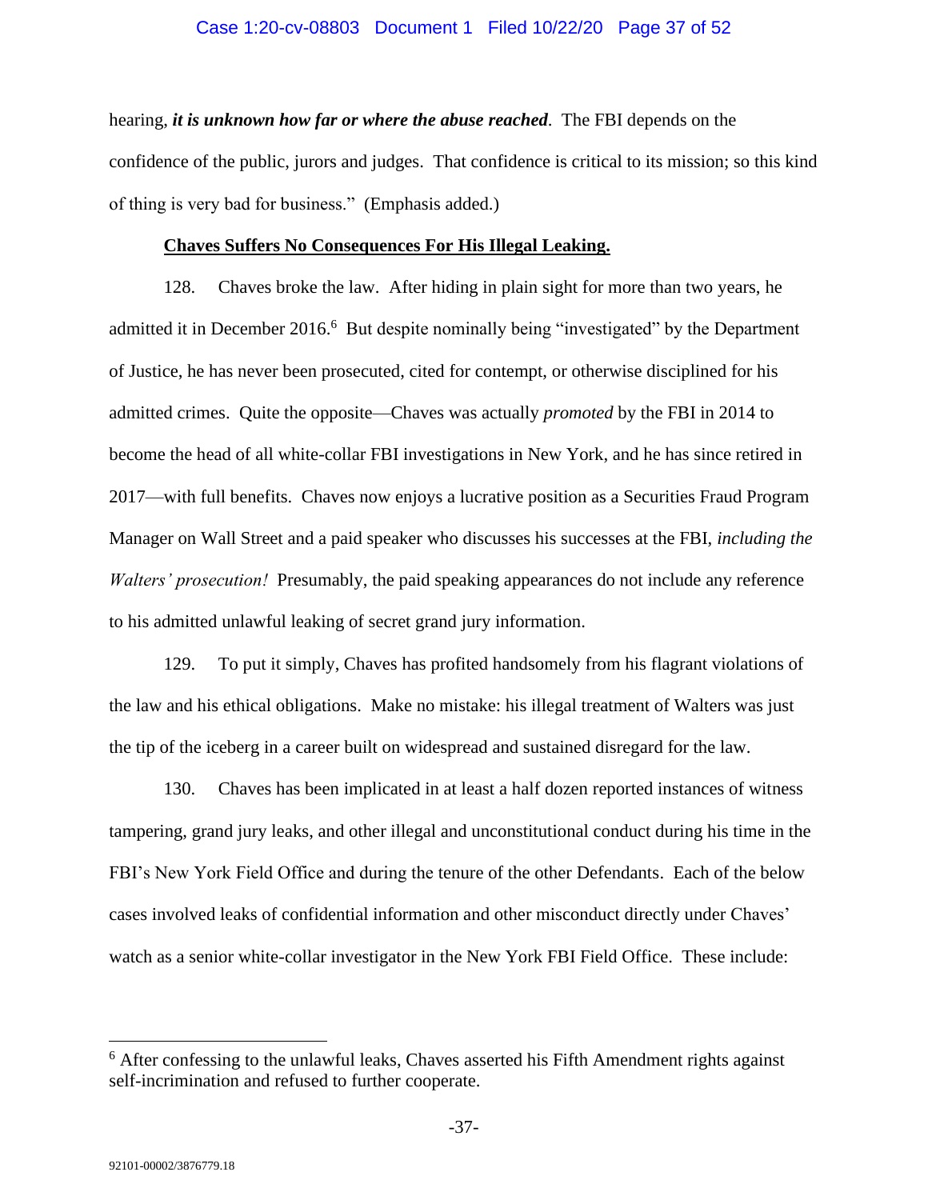hearing, ***it is unknown how far or where the abuse reached***. The FBI depends on the confidence of the public, jurors and judges. That confidence is critical to its mission; so this kind of thing is very bad for business." (Emphasis added.)

**Chaves Suffers No Consequences For His Illegal Leaking.**

128. Chaves broke the law. After hiding in plain sight for more than two years, he admitted it in December 2016.[6] But despite nominally being "investigated" by the Department of Justice, he has never been prosecuted, cited for contempt, or otherwise disciplined for his admitted crimes. Quite the opposite—Chaves was actually *promoted* by the FBI in 2014 to become the head of all white-collar FBI investigations in New York, and he has since retired in 2017—with full benefits. Chaves now enjoys a lucrative position as a Securities Fraud Program Manager on Wall Street and a paid speaker who discusses his successes at the FBI, *including the Walters' prosecution!* Presumably, the paid speaking appearances do not include any reference to his admitted unlawful leaking of secret grand jury information.

129. To put it simply, Chaves has profited handsomely from his flagrant violations of the law and his ethical obligations. Make no mistake: his illegal treatment of Walters was just the tip of the iceberg in a career built on widespread and sustained disregard for the law.

130. Chaves has been implicated in at least a half dozen reported instances of witness tampering, grand jury leaks, and other illegal and unconstitutional conduct during his time in the FBI's New York Field Office and during the tenure of the other Defendants. Each of the below cases involved leaks of confidential information and other misconduct directly under Chaves' watch as a senior white-collar investigator in the New York FBI Field Office. These include:

---

[6] After confessing to the unlawful leaks, Chaves asserted his Fifth Amendment rights against self-incrimination and refused to further cooperate.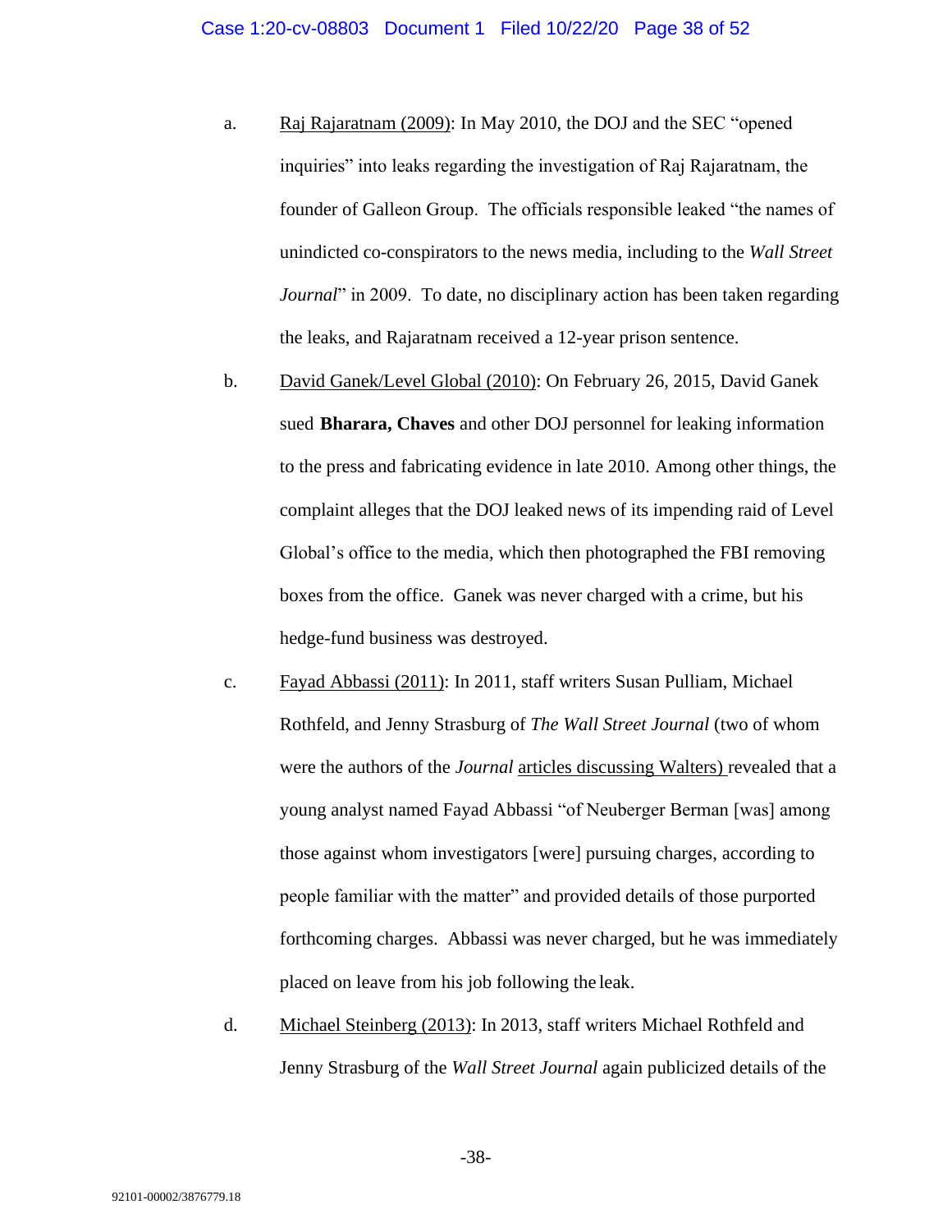a. Raj Rajaratnam (2009): In May 2010, the DOJ and the SEC "opened inquiries" into leaks regarding the investigation of Raj Rajaratnam, the founder of Galleon Group. The officials responsible leaked "the names of unindicted co-conspirators to the news media, including to the *Wall Street Journal*" in 2009. To date, no disciplinary action has been taken regarding the leaks, and Rajaratnam received a 12-year prison sentence.

b. David Ganek/Level Global (2010): On February 26, 2015, David Ganek sued **Bharara, Chaves** and other DOJ personnel for leaking information to the press and fabricating evidence in late 2010. Among other things, the complaint alleges that the DOJ leaked news of its impending raid of Level Global's office to the media, which then photographed the FBI removing boxes from the office. Ganek was never charged with a crime, but his hedge-fund business was destroyed.

c. Fayad Abbassi (2011): In 2011, staff writers Susan Pulliam, Michael Rothfeld, and Jenny Strasburg of *The Wall Street Journal* (two of whom were the authors of the *Journal* articles discussing Walters) revealed that a young analyst named Fayad Abbassi "of Neuberger Berman [was] among those against whom investigators [were] pursuing charges, according to people familiar with the matter" and provided details of those purported forthcoming charges. Abbassi was never charged, but he was immediately placed on leave from his job following the leak.

d. Michael Steinberg (2013): In 2013, staff writers Michael Rothfeld and Jenny Strasburg of the *Wall Street Journal* again publicized details of the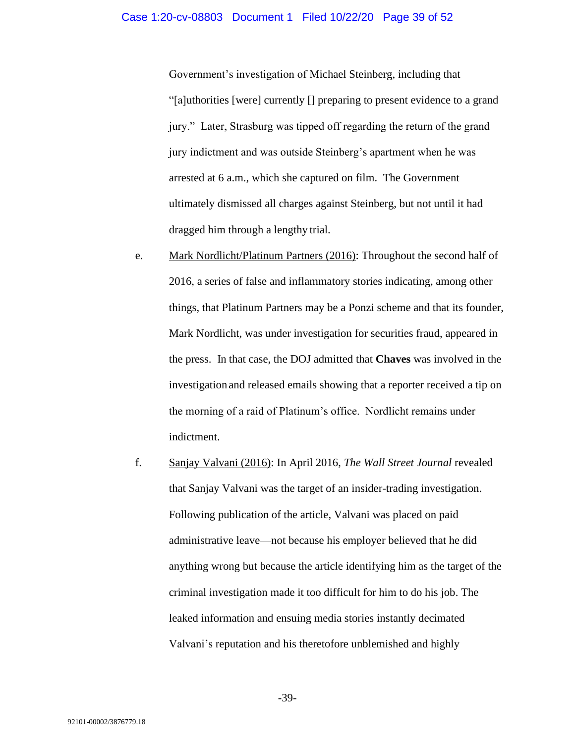Government's investigation of Michael Steinberg, including that "[a]uthorities [were] currently [] preparing to present evidence to a grand jury." Later, Strasburg was tipped off regarding the return of the grand jury indictment and was outside Steinberg's apartment when he was arrested at 6 a.m., which she captured on film. The Government ultimately dismissed all charges against Steinberg, but not until it had dragged him through a lengthy trial.

e. Mark Nordlicht/Platinum Partners (2016): Throughout the second half of 2016, a series of false and inflammatory stories indicating, among other things, that Platinum Partners may be a Ponzi scheme and that its founder, Mark Nordlicht, was under investigation for securities fraud, appeared in the press. In that case, the DOJ admitted that **Chaves** was involved in the investigation and released emails showing that a reporter received a tip on the morning of a raid of Platinum's office. Nordlicht remains under indictment.

f. Sanjay Valvani (2016): In April 2016, *The Wall Street Journal* revealed that Sanjay Valvani was the target of an insider-trading investigation. Following publication of the article, Valvani was placed on paid administrative leave—not because his employer believed that he did anything wrong but because the article identifying him as the target of the criminal investigation made it too difficult for him to do his job. The leaked information and ensuing media stories instantly decimated Valvani's reputation and his theretofore unblemished and highly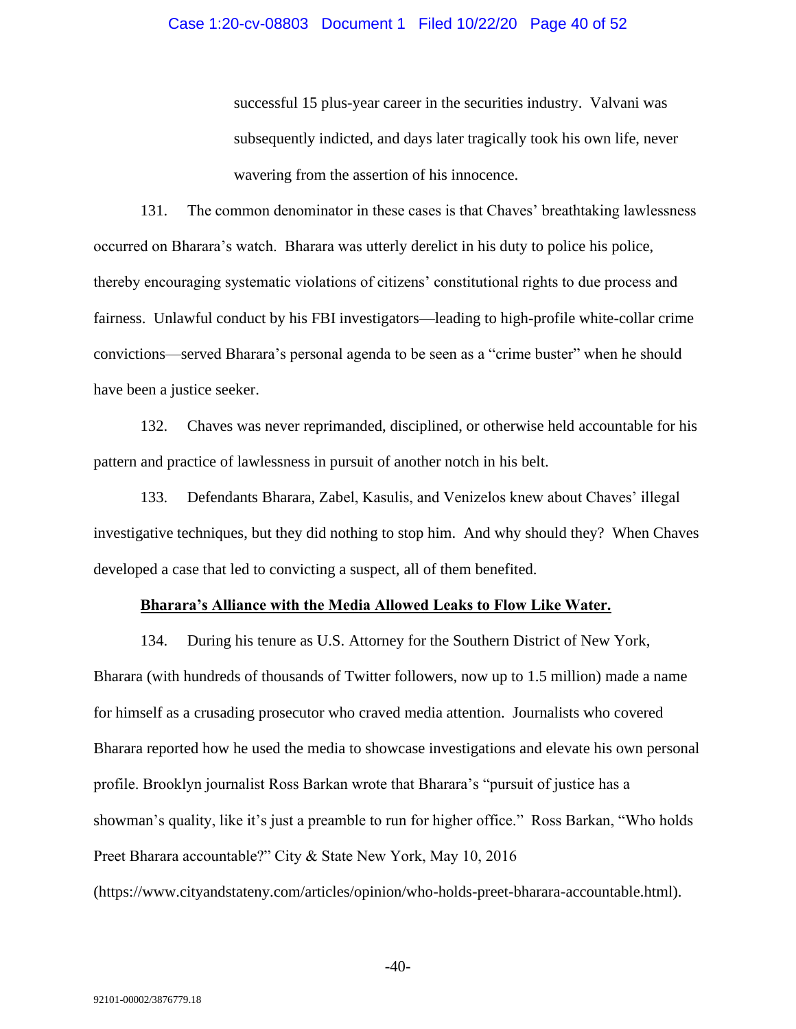successful 15 plus-year career in the securities industry. Valvani was subsequently indicted, and days later tragically took his own life, never wavering from the assertion of his innocence.

131. The common denominator in these cases is that Chaves' breathtaking lawlessness occurred on Bharara's watch. Bharara was utterly derelict in his duty to police his police, thereby encouraging systematic violations of citizens' constitutional rights to due process and fairness. Unlawful conduct by his FBI investigators—leading to high-profile white-collar crime convictions—served Bharara's personal agenda to be seen as a "crime buster" when he should have been a justice seeker.

132. Chaves was never reprimanded, disciplined, or otherwise held accountable for his pattern and practice of lawlessness in pursuit of another notch in his belt.

133. Defendants Bharara, Zabel, Kasulis, and Venizelos knew about Chaves' illegal investigative techniques, but they did nothing to stop him. And why should they? When Chaves developed a case that led to convicting a suspect, all of them benefited.

**Bharara's Alliance with the Media Allowed Leaks to Flow Like Water.**

134. During his tenure as U.S. Attorney for the Southern District of New York, Bharara (with hundreds of thousands of Twitter followers, now up to 1.5 million) made a name for himself as a crusading prosecutor who craved media attention. Journalists who covered Bharara reported how he used the media to showcase investigations and elevate his own personal profile. Brooklyn journalist Ross Barkan wrote that Bharara's "pursuit of justice has a showman's quality, like it's just a preamble to run for higher office." Ross Barkan, "Who holds Preet Bharara accountable?" City & State New York, May 10, 2016 (https://www.cityandstateny.com/articles/opinion/who-holds-preet-bharara-accountable.html).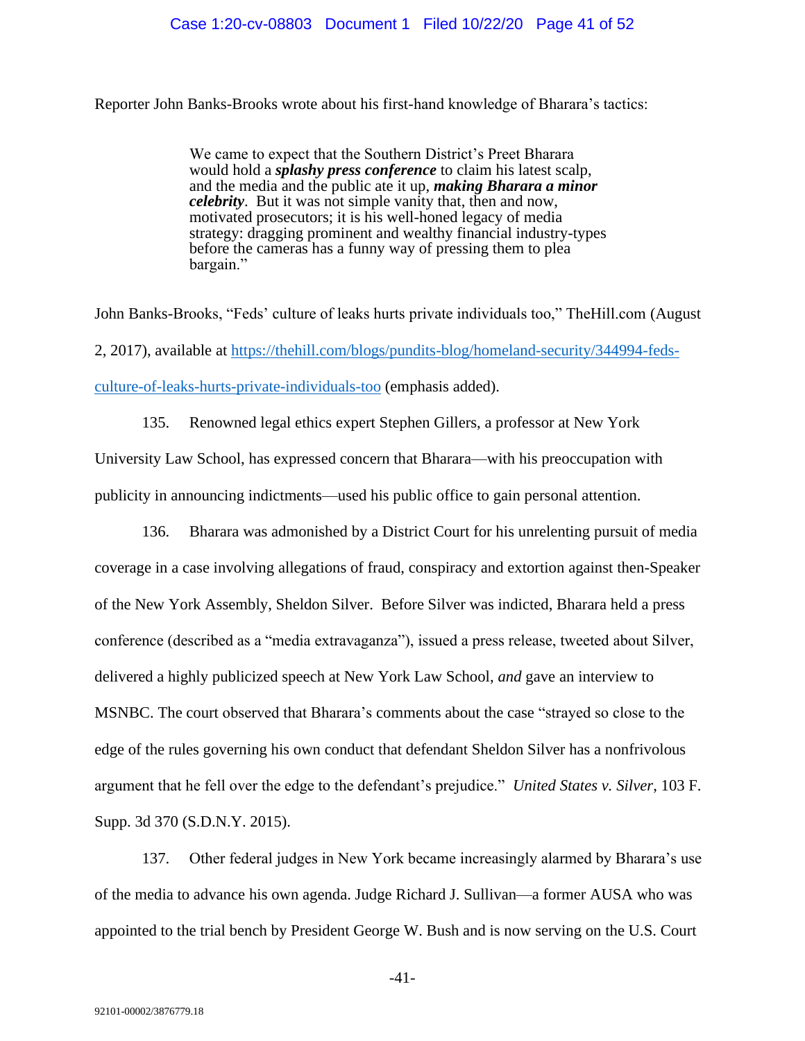Reporter John Banks-Brooks wrote about his first-hand knowledge of Bharara's tactics:

> We came to expect that the Southern District's Preet Bharara would hold a ***splashy press conference*** to claim his latest scalp, and the media and the public ate it up, ***making Bharara a minor celebrity***. But it was not simple vanity that, then and now, motivated prosecutors; it is his well-honed legacy of media strategy: dragging prominent and wealthy financial industry-types before the cameras has a funny way of pressing them to plea bargain."

John Banks-Brooks, "Feds' culture of leaks hurts private individuals too," TheHill.com (August 2, 2017), available at [https://thehill.com/blogs/pundits-blog/homeland-security/344994-feds-culture-of-leaks-hurts-private-individuals-too](https://thehill.com/blogs/pundits-blog/homeland-security/344994-feds-culture-of-leaks-hurts-private-individuals-too) (emphasis added).

135. Renowned legal ethics expert Stephen Gillers, a professor at New York University Law School, has expressed concern that Bharara—with his preoccupation with publicity in announcing indictments—used his public office to gain personal attention.

136. Bharara was admonished by a District Court for his unrelenting pursuit of media coverage in a case involving allegations of fraud, conspiracy and extortion against then-Speaker of the New York Assembly, Sheldon Silver. Before Silver was indicted, Bharara held a press conference (described as a "media extravaganza"), issued a press release, tweeted about Silver, delivered a highly publicized speech at New York Law School, *and* gave an interview to MSNBC. The court observed that Bharara's comments about the case "strayed so close to the edge of the rules governing his own conduct that defendant Sheldon Silver has a nonfrivolous argument that he fell over the edge to the defendant's prejudice." *United States v. Silver*, 103 F. Supp. 3d 370 (S.D.N.Y. 2015).

137. Other federal judges in New York became increasingly alarmed by Bharara's use of the media to advance his own agenda. Judge Richard J. Sullivan—a former AUSA who was appointed to the trial bench by President George W. Bush and is now serving on the U.S. Court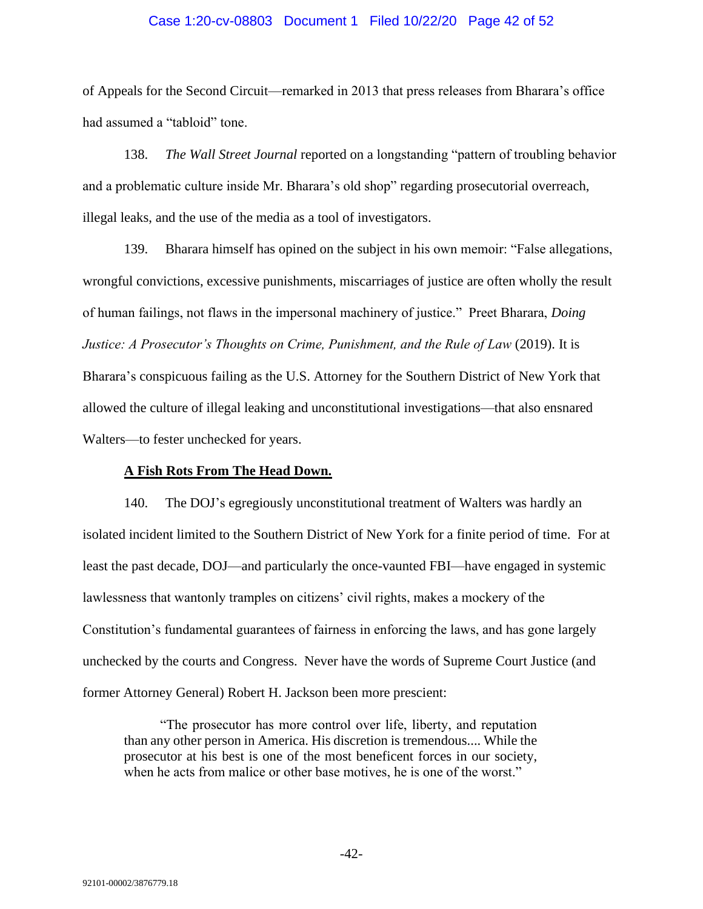of Appeals for the Second Circuit—remarked in 2013 that press releases from Bharara's office had assumed a "tabloid" tone.

138. *The Wall Street Journal* reported on a longstanding "pattern of troubling behavior and a problematic culture inside Mr. Bharara's old shop" regarding prosecutorial overreach, illegal leaks, and the use of the media as a tool of investigators.

139. Bharara himself has opined on the subject in his own memoir: "False allegations, wrongful convictions, excessive punishments, miscarriages of justice are often wholly the result of human failings, not flaws in the impersonal machinery of justice." Preet Bharara, *Doing Justice: A Prosecutor's Thoughts on Crime, Punishment, and the Rule of Law* (2019). It is Bharara's conspicuous failing as the U.S. Attorney for the Southern District of New York that allowed the culture of illegal leaking and unconstitutional investigations—that also ensnared Walters—to fester unchecked for years.

**<u>A Fish Rots From The Head Down.</u>**

140. The DOJ's egregiously unconstitutional treatment of Walters was hardly an isolated incident limited to the Southern District of New York for a finite period of time. For at least the past decade, DOJ—and particularly the once-vaunted FBI—have engaged in systemic lawlessness that wantonly tramples on citizens' civil rights, makes a mockery of the Constitution's fundamental guarantees of fairness in enforcing the laws, and has gone largely unchecked by the courts and Congress. Never have the words of Supreme Court Justice (and former Attorney General) Robert H. Jackson been more prescient:

> "The prosecutor has more control over life, liberty, and reputation than any other person in America. His discretion is tremendous.... While the prosecutor at his best is one of the most beneficent forces in our society, when he acts from malice or other base motives, he is one of the worst."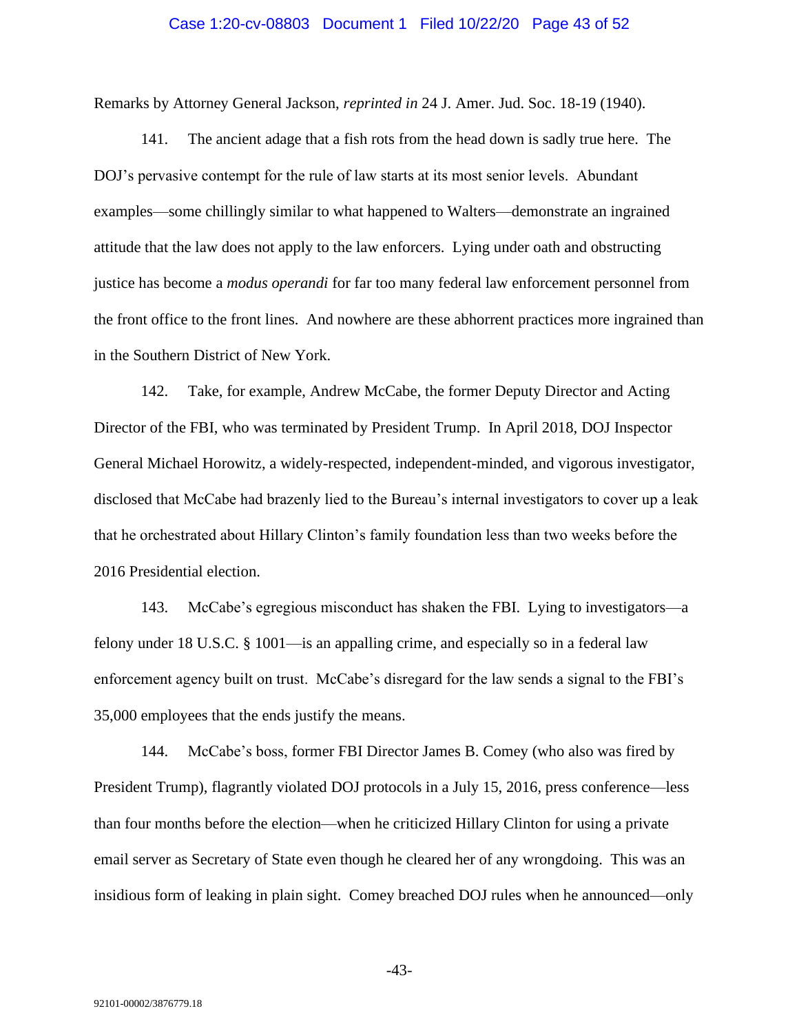Remarks by Attorney General Jackson, *reprinted in* 24 J. Amer. Jud. Soc. 18-19 (1940).

141. The ancient adage that a fish rots from the head down is sadly true here. The DOJ's pervasive contempt for the rule of law starts at its most senior levels. Abundant examples—some chillingly similar to what happened to Walters—demonstrate an ingrained attitude that the law does not apply to the law enforcers. Lying under oath and obstructing justice has become a *modus operandi* for far too many federal law enforcement personnel from the front office to the front lines. And nowhere are these abhorrent practices more ingrained than in the Southern District of New York.

142. Take, for example, Andrew McCabe, the former Deputy Director and Acting Director of the FBI, who was terminated by President Trump. In April 2018, DOJ Inspector General Michael Horowitz, a widely-respected, independent-minded, and vigorous investigator, disclosed that McCabe had brazenly lied to the Bureau's internal investigators to cover up a leak that he orchestrated about Hillary Clinton's family foundation less than two weeks before the 2016 Presidential election.

143. McCabe's egregious misconduct has shaken the FBI. Lying to investigators—a felony under 18 U.S.C. § 1001—is an appalling crime, and especially so in a federal law enforcement agency built on trust. McCabe's disregard for the law sends a signal to the FBI's 35,000 employees that the ends justify the means.

144. McCabe's boss, former FBI Director James B. Comey (who also was fired by President Trump), flagrantly violated DOJ protocols in a July 15, 2016, press conference—less than four months before the election—when he criticized Hillary Clinton for using a private email server as Secretary of State even though he cleared her of any wrongdoing. This was an insidious form of leaking in plain sight. Comey breached DOJ rules when he announced—only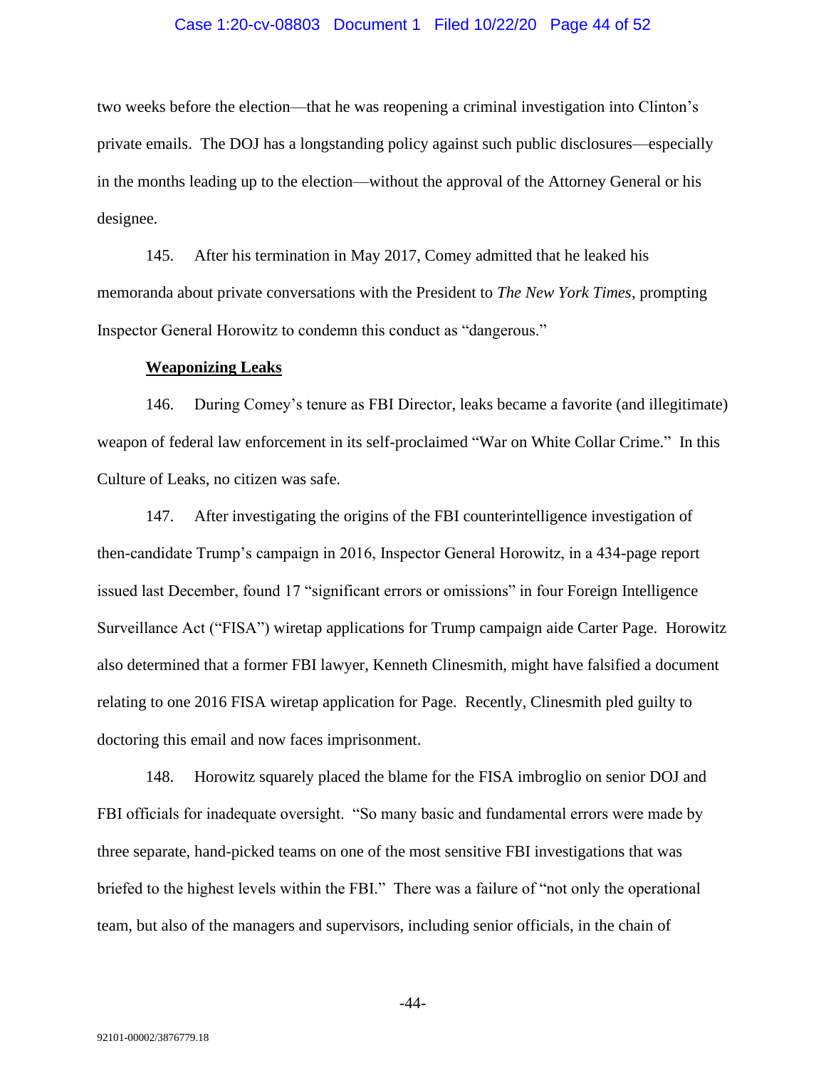two weeks before the election—that he was reopening a criminal investigation into Clinton's private emails. The DOJ has a longstanding policy against such public disclosures—especially in the months leading up to the election—without the approval of the Attorney General or his designee.

145. After his termination in May 2017, Comey admitted that he leaked his memoranda about private conversations with the President to *The New York Times*, prompting Inspector General Horowitz to condemn this conduct as "dangerous."

**Weaponizing Leaks**

146. During Comey's tenure as FBI Director, leaks became a favorite (and illegitimate) weapon of federal law enforcement in its self-proclaimed "War on White Collar Crime." In this Culture of Leaks, no citizen was safe.

147. After investigating the origins of the FBI counterintelligence investigation of then-candidate Trump's campaign in 2016, Inspector General Horowitz, in a 434-page report issued last December, found 17 "significant errors or omissions" in four Foreign Intelligence Surveillance Act ("FISA") wiretap applications for Trump campaign aide Carter Page. Horowitz also determined that a former FBI lawyer, Kenneth Clinesmith, might have falsified a document relating to one 2016 FISA wiretap application for Page. Recently, Clinesmith pled guilty to doctoring this email and now faces imprisonment.

148. Horowitz squarely placed the blame for the FISA imbroglio on senior DOJ and FBI officials for inadequate oversight. "So many basic and fundamental errors were made by three separate, hand-picked teams on one of the most sensitive FBI investigations that was briefed to the highest levels within the FBI." There was a failure of "not only the operational team, but also of the managers and supervisors, including senior officials, in the chain of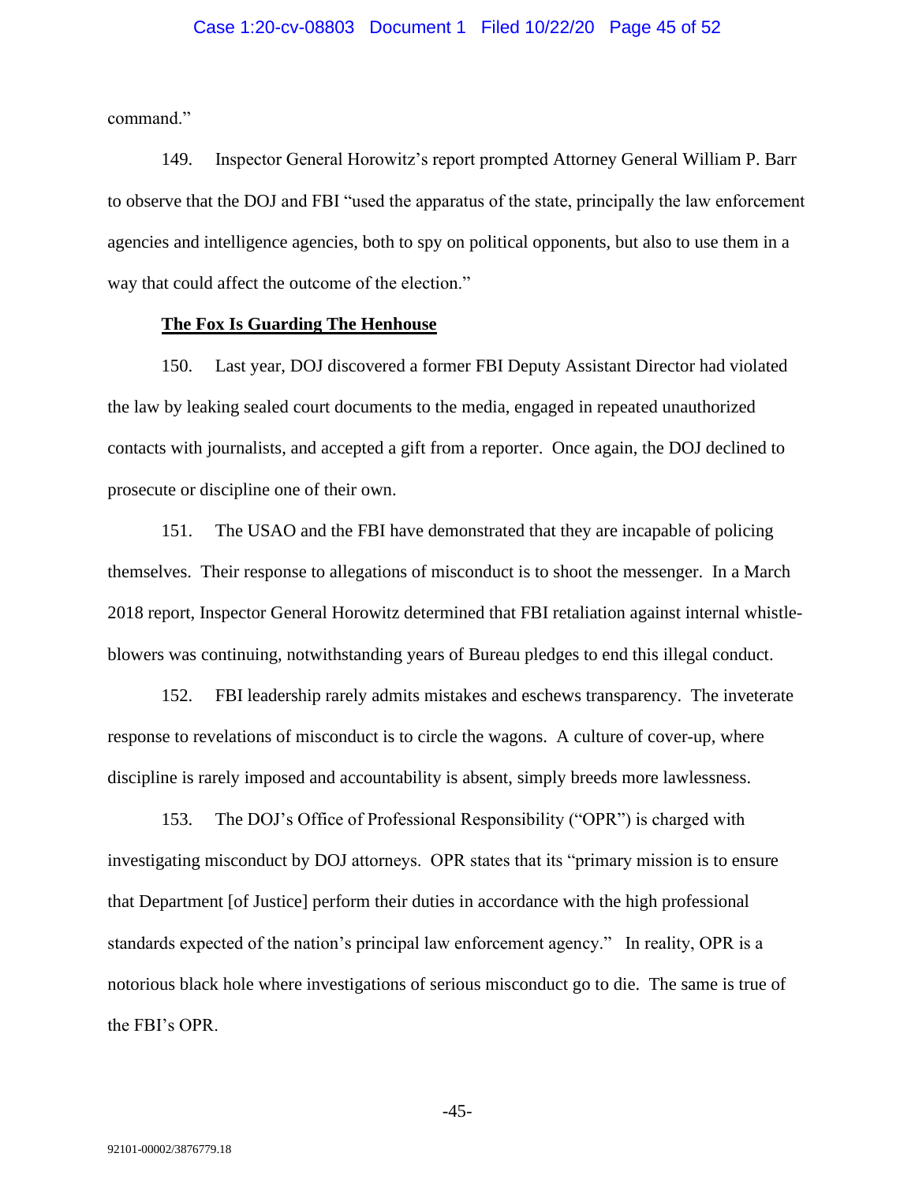command."

149. Inspector General Horowitz's report prompted Attorney General William P. Barr to observe that the DOJ and FBI "used the apparatus of the state, principally the law enforcement agencies and intelligence agencies, both to spy on political opponents, but also to use them in a way that could affect the outcome of the election."

**<u>The Fox Is Guarding The Henhouse</u>**

150. Last year, DOJ discovered a former FBI Deputy Assistant Director had violated the law by leaking sealed court documents to the media, engaged in repeated unauthorized contacts with journalists, and accepted a gift from a reporter. Once again, the DOJ declined to prosecute or discipline one of their own.

151. The USAO and the FBI have demonstrated that they are incapable of policing themselves. Their response to allegations of misconduct is to shoot the messenger. In a March 2018 report, Inspector General Horowitz determined that FBI retaliation against internal whistle-blowers was continuing, notwithstanding years of Bureau pledges to end this illegal conduct.

152. FBI leadership rarely admits mistakes and eschews transparency. The inveterate response to revelations of misconduct is to circle the wagons. A culture of cover-up, where discipline is rarely imposed and accountability is absent, simply breeds more lawlessness.

153. The DOJ's Office of Professional Responsibility ("OPR") is charged with investigating misconduct by DOJ attorneys. OPR states that its "primary mission is to ensure that Department [of Justice] perform their duties in accordance with the high professional standards expected of the nation's principal law enforcement agency." In reality, OPR is a notorious black hole where investigations of serious misconduct go to die. The same is true of the FBI's OPR.

92101-00002/3876779.18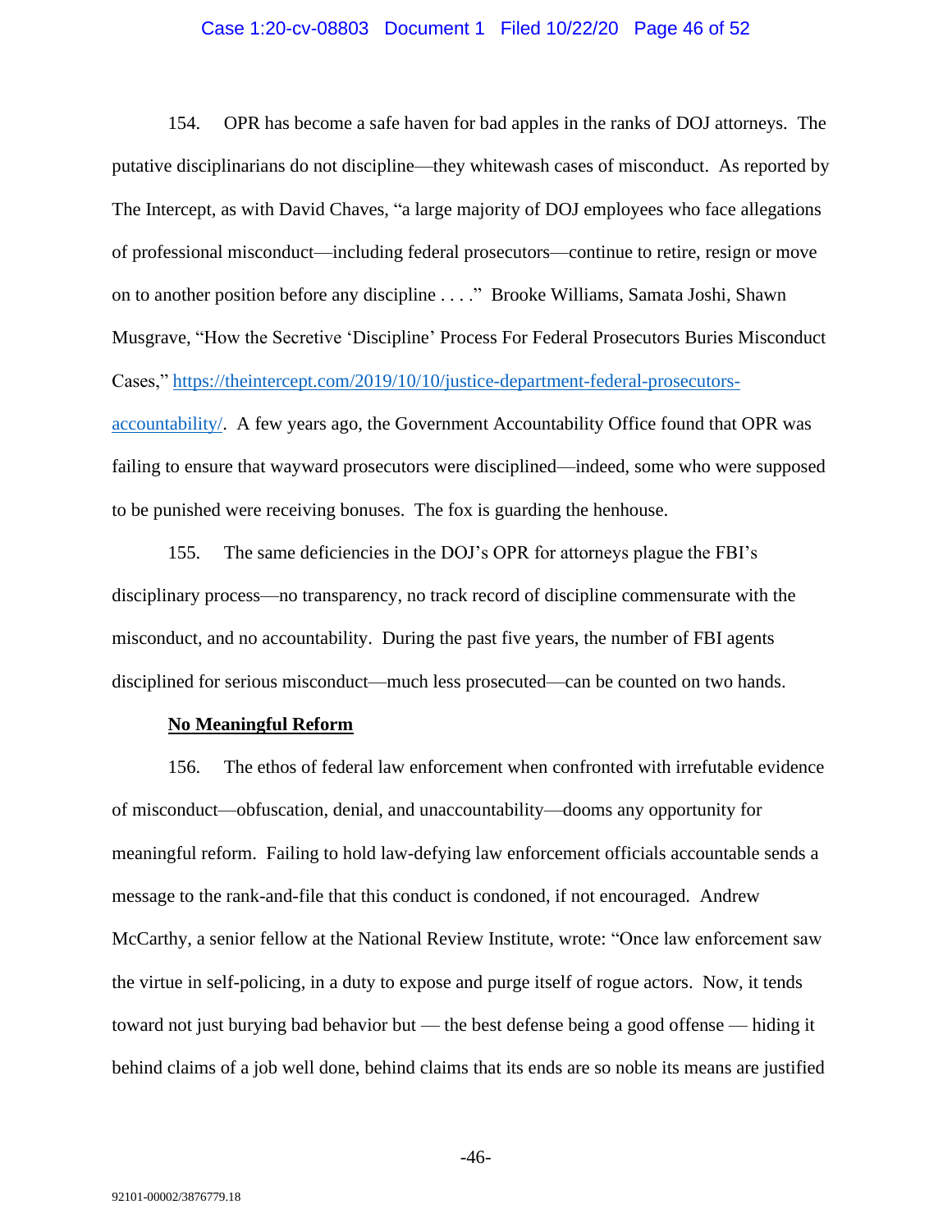154. OPR has become a safe haven for bad apples in the ranks of DOJ attorneys. The putative disciplinarians do not discipline—they whitewash cases of misconduct. As reported by The Intercept, as with David Chaves, "a large majority of DOJ employees who face allegations of professional misconduct—including federal prosecutors—continue to retire, resign or move on to another position before any discipline . . . ." Brooke Williams, Samata Joshi, Shawn Musgrave, "How the Secretive 'Discipline' Process For Federal Prosecutors Buries Misconduct Cases," [https://theintercept.com/2019/10/10/justice-department-federal-prosecutors-accountability/](https://theintercept.com/2019/10/10/justice-department-federal-prosecutors-accountability/). A few years ago, the Government Accountability Office found that OPR was failing to ensure that wayward prosecutors were disciplined—indeed, some who were supposed to be punished were receiving bonuses. The fox is guarding the henhouse.

155. The same deficiencies in the DOJ's OPR for attorneys plague the FBI's disciplinary process—no transparency, no track record of discipline commensurate with the misconduct, and no accountability. During the past five years, the number of FBI agents disciplined for serious misconduct—much less prosecuted—can be counted on two hands.

**No Meaningful Reform**

156. The ethos of federal law enforcement when confronted with irrefutable evidence of misconduct—obfuscation, denial, and unaccountability—dooms any opportunity for meaningful reform. Failing to hold law-defying law enforcement officials accountable sends a message to the rank-and-file that this conduct is condoned, if not encouraged. Andrew McCarthy, a senior fellow at the National Review Institute, wrote: "Once law enforcement saw the virtue in self-policing, in a duty to expose and purge itself of rogue actors. Now, it tends toward not just burying bad behavior but — the best defense being a good offense — hiding it behind claims of a job well done, behind claims that its ends are so noble its means are justified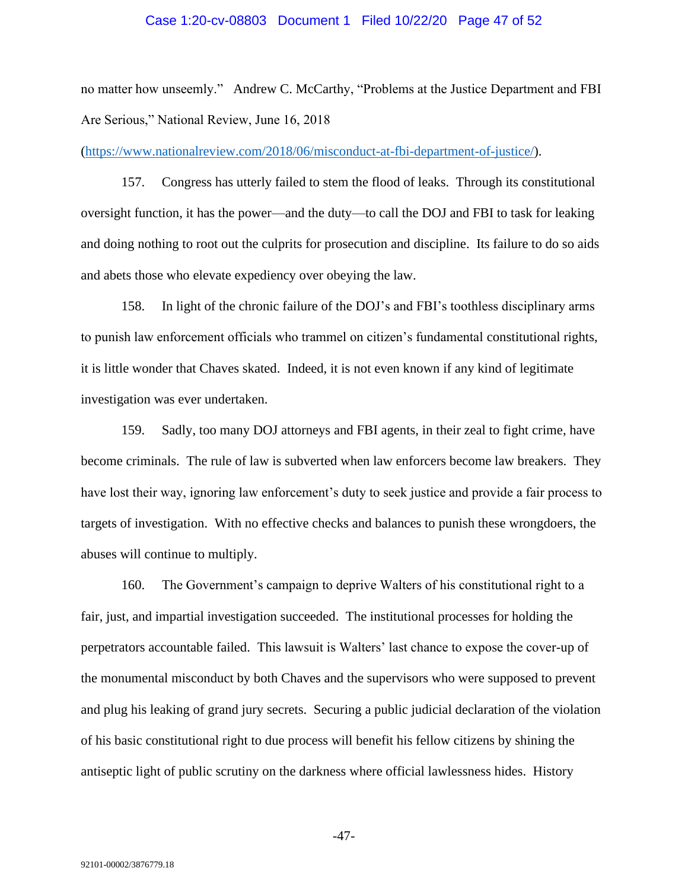no matter how unseemly." Andrew C. McCarthy, "Problems at the Justice Department and FBI Are Serious," National Review, June 16, 2018 (https://www.nationalreview.com/2018/06/misconduct-at-fbi-department-of-justice/).

157. Congress has utterly failed to stem the flood of leaks. Through its constitutional oversight function, it has the power—and the duty—to call the DOJ and FBI to task for leaking and doing nothing to root out the culprits for prosecution and discipline. Its failure to do so aids and abets those who elevate expediency over obeying the law.

158. In light of the chronic failure of the DOJ's and FBI's toothless disciplinary arms to punish law enforcement officials who trammel on citizen's fundamental constitutional rights, it is little wonder that Chaves skated. Indeed, it is not even known if any kind of legitimate investigation was ever undertaken.

159. Sadly, too many DOJ attorneys and FBI agents, in their zeal to fight crime, have become criminals. The rule of law is subverted when law enforcers become law breakers. They have lost their way, ignoring law enforcement's duty to seek justice and provide a fair process to targets of investigation. With no effective checks and balances to punish these wrongdoers, the abuses will continue to multiply.

160. The Government's campaign to deprive Walters of his constitutional right to a fair, just, and impartial investigation succeeded. The institutional processes for holding the perpetrators accountable failed. This lawsuit is Walters' last chance to expose the cover-up of the monumental misconduct by both Chaves and the supervisors who were supposed to prevent and plug his leaking of grand jury secrets. Securing a public judicial declaration of the violation of his basic constitutional right to due process will benefit his fellow citizens by shining the antiseptic light of public scrutiny on the darkness where official lawlessness hides. History

92101-00002/3876779.18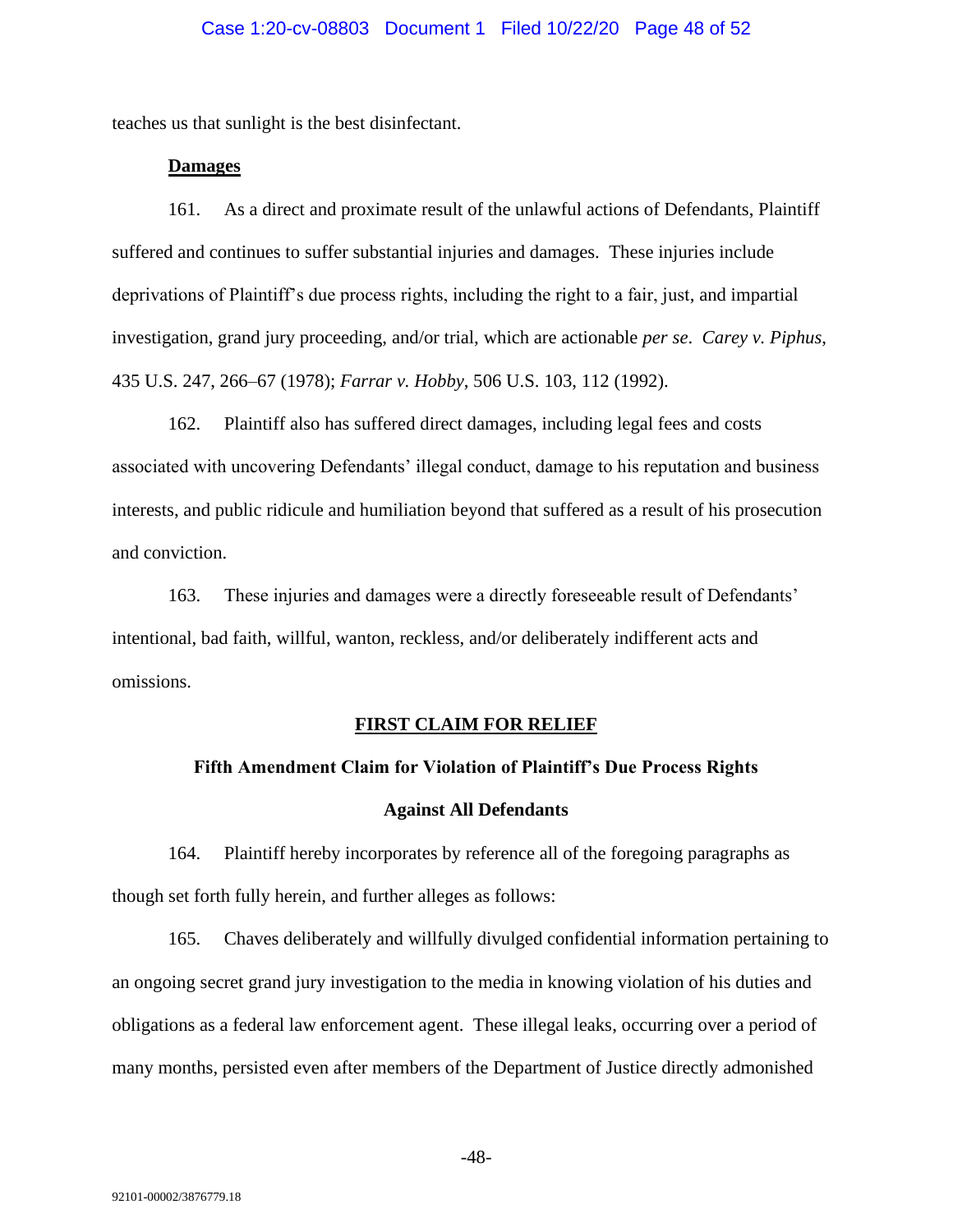teaches us that sunlight is the best disinfectant.

**Damages**

161. As a direct and proximate result of the unlawful actions of Defendants, Plaintiff suffered and continues to suffer substantial injuries and damages. These injuries include deprivations of Plaintiff's due process rights, including the right to a fair, just, and impartial investigation, grand jury proceeding, and/or trial, which are actionable *per se*. *Carey v. Piphus*, 435 U.S. 247, 266–67 (1978); *Farrar v. Hobby*, 506 U.S. 103, 112 (1992).

162. Plaintiff also has suffered direct damages, including legal fees and costs associated with uncovering Defendants' illegal conduct, damage to his reputation and business interests, and public ridicule and humiliation beyond that suffered as a result of his prosecution and conviction.

163. These injuries and damages were a directly foreseeable result of Defendants' intentional, bad faith, willful, wanton, reckless, and/or deliberately indifferent acts and omissions.

**FIRST CLAIM FOR RELIEF**

**Fifth Amendment Claim for Violation of Plaintiff's Due Process Rights**

**Against All Defendants**

164. Plaintiff hereby incorporates by reference all of the foregoing paragraphs as though set forth fully herein, and further alleges as follows:

165. Chaves deliberately and willfully divulged confidential information pertaining to an ongoing secret grand jury investigation to the media in knowing violation of his duties and obligations as a federal law enforcement agent. These illegal leaks, occurring over a period of many months, persisted even after members of the Department of Justice directly admonished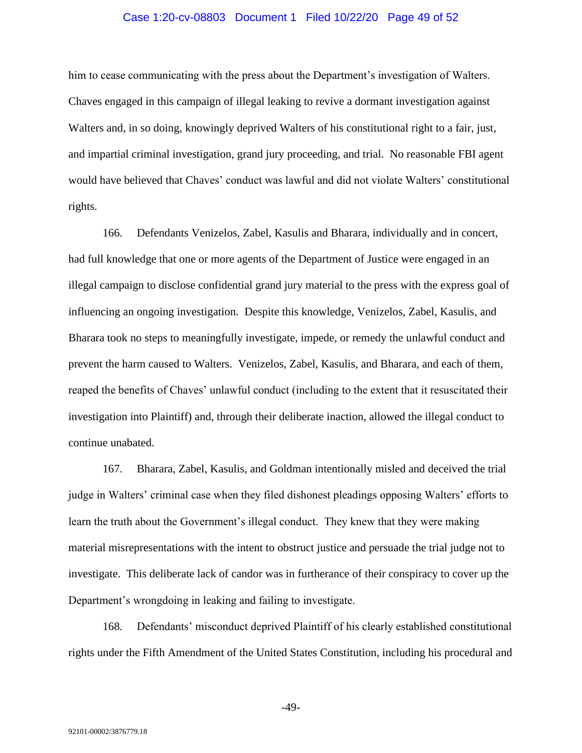him to cease communicating with the press about the Department's investigation of Walters. Chaves engaged in this campaign of illegal leaking to revive a dormant investigation against Walters and, in so doing, knowingly deprived Walters of his constitutional right to a fair, just, and impartial criminal investigation, grand jury proceeding, and trial. No reasonable FBI agent would have believed that Chaves' conduct was lawful and did not violate Walters' constitutional rights.

166. Defendants Venizelos, Zabel, Kasulis and Bharara, individually and in concert, had full knowledge that one or more agents of the Department of Justice were engaged in an illegal campaign to disclose confidential grand jury material to the press with the express goal of influencing an ongoing investigation. Despite this knowledge, Venizelos, Zabel, Kasulis, and Bharara took no steps to meaningfully investigate, impede, or remedy the unlawful conduct and prevent the harm caused to Walters. Venizelos, Zabel, Kasulis, and Bharara, and each of them, reaped the benefits of Chaves' unlawful conduct (including to the extent that it resuscitated their investigation into Plaintiff) and, through their deliberate inaction, allowed the illegal conduct to continue unabated.

167. Bharara, Zabel, Kasulis, and Goldman intentionally misled and deceived the trial judge in Walters' criminal case when they filed dishonest pleadings opposing Walters' efforts to learn the truth about the Government's illegal conduct. They knew that they were making material misrepresentations with the intent to obstruct justice and persuade the trial judge not to investigate. This deliberate lack of candor was in furtherance of their conspiracy to cover up the Department's wrongdoing in leaking and failing to investigate.

168. Defendants' misconduct deprived Plaintiff of his clearly established constitutional rights under the Fifth Amendment of the United States Constitution, including his procedural and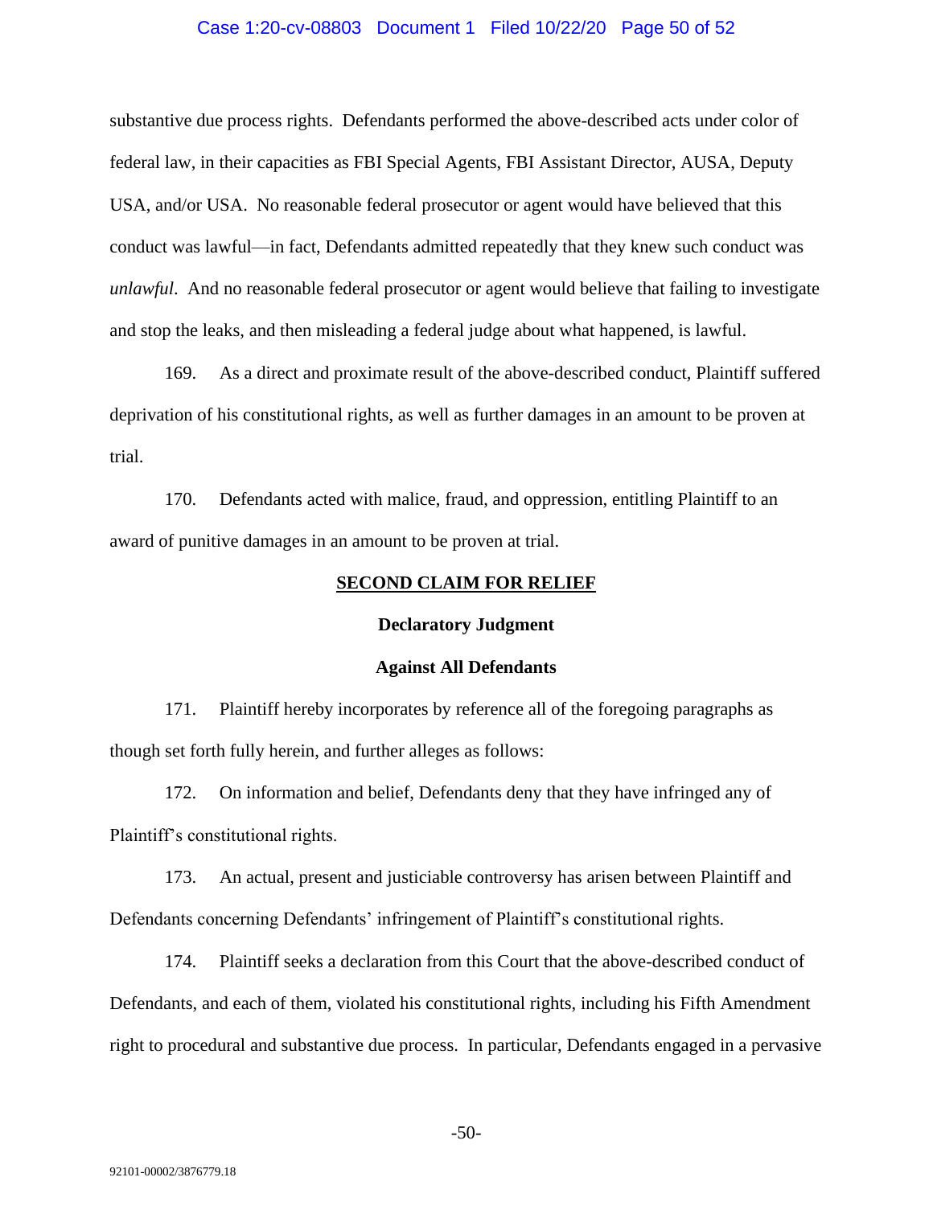substantive due process rights. Defendants performed the above-described acts under color of federal law, in their capacities as FBI Special Agents, FBI Assistant Director, AUSA, Deputy USA, and/or USA. No reasonable federal prosecutor or agent would have believed that this conduct was lawful—in fact, Defendants admitted repeatedly that they knew such conduct was *unlawful*. And no reasonable federal prosecutor or agent would believe that failing to investigate and stop the leaks, and then misleading a federal judge about what happened, is lawful.

169. As a direct and proximate result of the above-described conduct, Plaintiff suffered deprivation of his constitutional rights, as well as further damages in an amount to be proven at trial.

170. Defendants acted with malice, fraud, and oppression, entitling Plaintiff to an award of punitive damages in an amount to be proven at trial.

## SECOND CLAIM FOR RELIEF

### Declaratory Judgment

### Against All Defendants

171. Plaintiff hereby incorporates by reference all of the foregoing paragraphs as though set forth fully herein, and further alleges as follows:

172. On information and belief, Defendants deny that they have infringed any of Plaintiff's constitutional rights.

173. An actual, present and justiciable controversy has arisen between Plaintiff and Defendants concerning Defendants' infringement of Plaintiff's constitutional rights.

174. Plaintiff seeks a declaration from this Court that the above-described conduct of Defendants, and each of them, violated his constitutional rights, including his Fifth Amendment right to procedural and substantive due process. In particular, Defendants engaged in a pervasive

92101-00002/3876779.18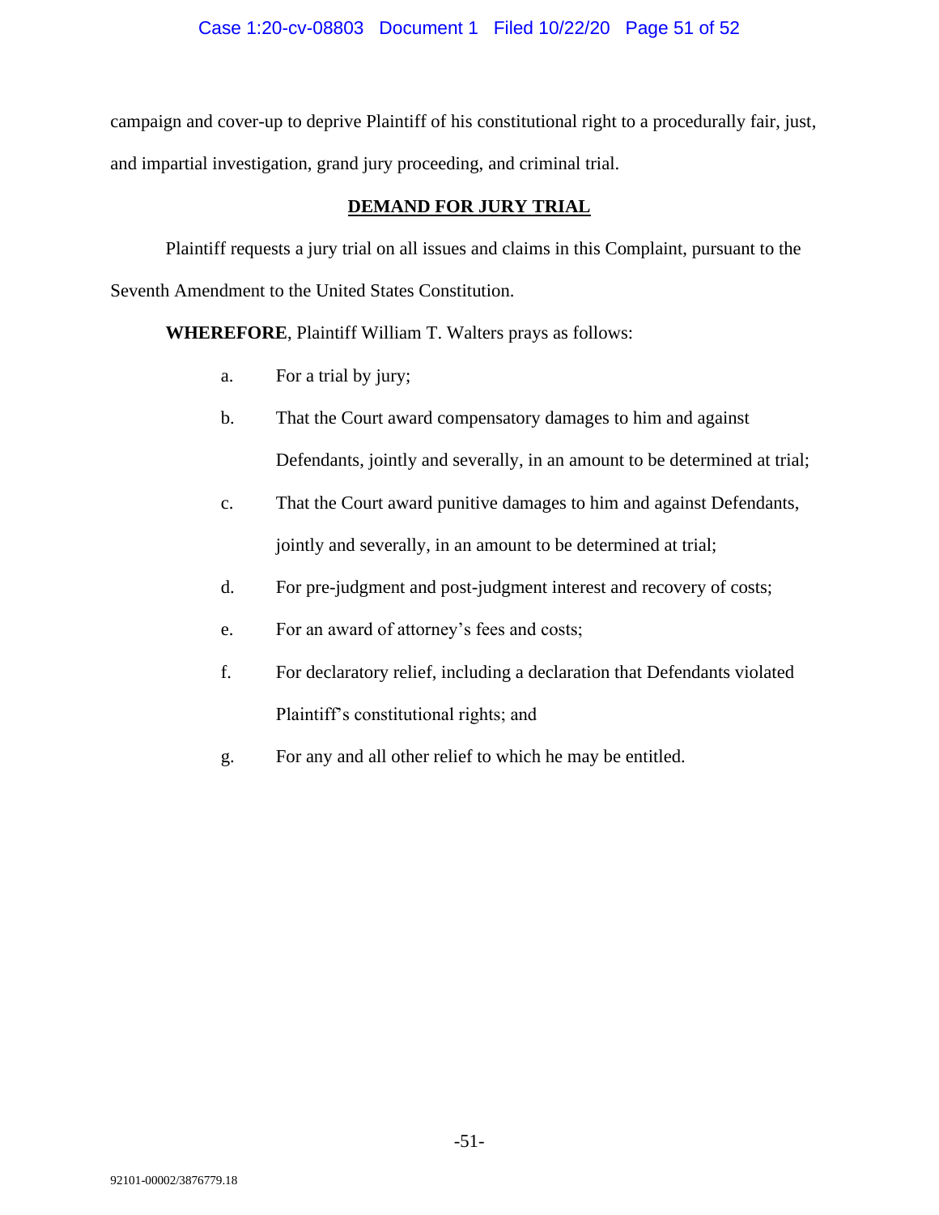campaign and cover-up to deprive Plaintiff of his constitutional right to a procedurally fair, just, and impartial investigation, grand jury proceeding, and criminal trial.

## DEMAND FOR JURY TRIAL

Plaintiff requests a jury trial on all issues and claims in this Complaint, pursuant to the Seventh Amendment to the United States Constitution.

**WHEREFORE**, Plaintiff William T. Walters prays as follows:

a. For a trial by jury;

b. That the Court award compensatory damages to him and against Defendants, jointly and severally, in an amount to be determined at trial;

c. That the Court award punitive damages to him and against Defendants, jointly and severally, in an amount to be determined at trial;

d. For pre-judgment and post-judgment interest and recovery of costs;

e. For an award of attorney's fees and costs;

f. For declaratory relief, including a declaration that Defendants violated Plaintiff's constitutional rights; and

g. For any and all other relief to which he may be entitled.

92101-00002/3876779.18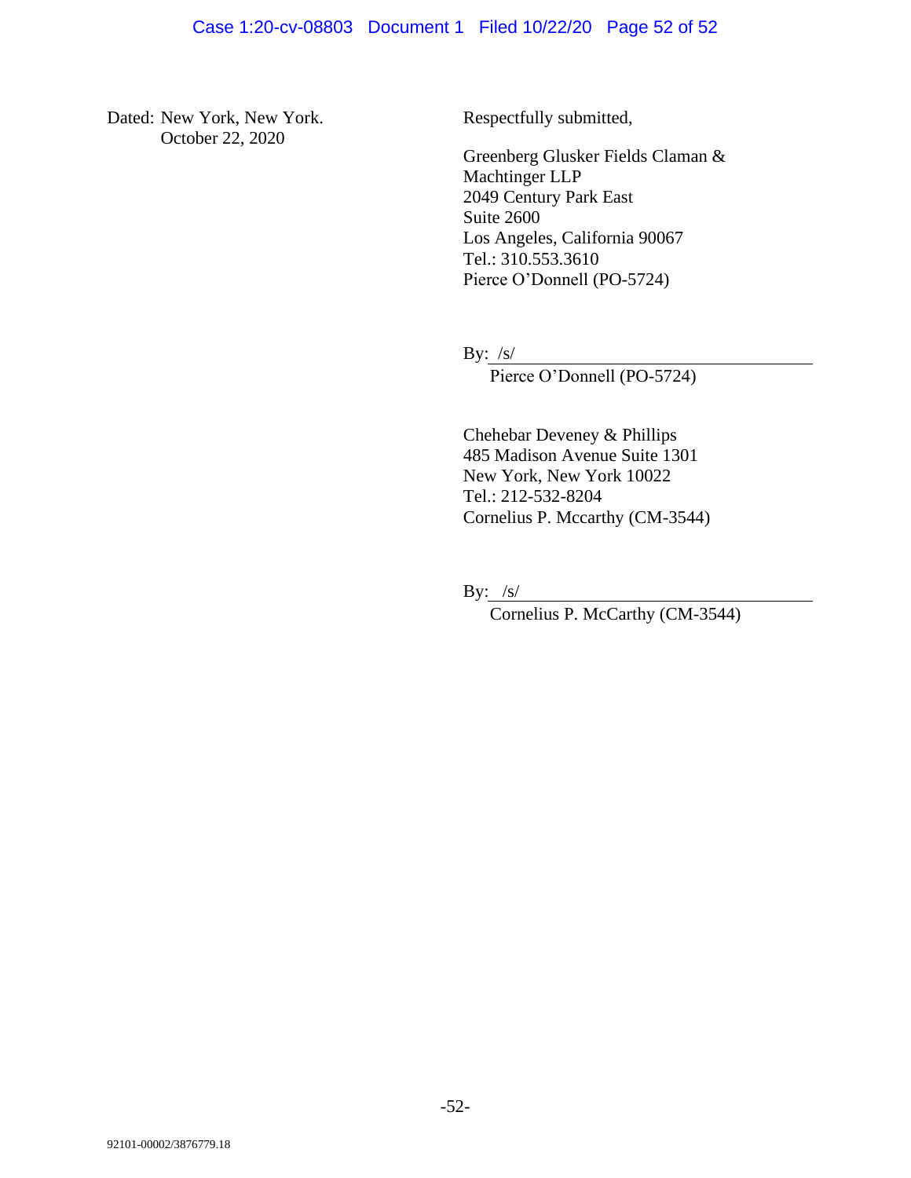Dated: New York, New York.
October 22, 2020

Respectfully submitted,

Greenberg Glusker Fields Claman &
Machtinger LLP
2049 Century Park East
Suite 2600
Los Angeles, California 90067
Tel.: 310.553.3610
Pierce O'Donnell (PO-5724)

By: /s/
Pierce O'Donnell (PO-5724)

Chehebar Deveney & Phillips
485 Madison Avenue Suite 1301
New York, New York 10022
Tel.: 212-532-8204
Cornelius P. Mccarthy (CM-3544)

By: /s/
Cornelius P. McCarthy (CM-3544)

92101-00002/3876779.18